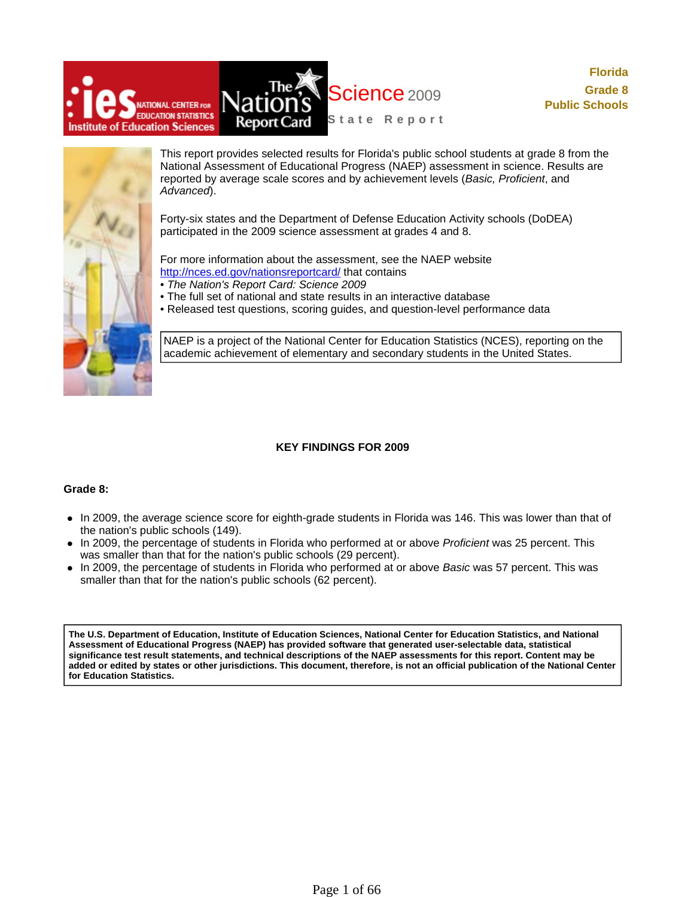# Science 2009 State Report

**Florida**
**Grade 8**
**Public Schools**

This report provides selected results for Florida's public school students at grade 8 from the National Assessment of Educational Progress (NAEP) assessment in science. Results are reported by average scale scores and by achievement levels (*Basic, Proficient*, and *Advanced*).

Forty-six states and the Department of Defense Education Activity schools (DoDEA) participated in the 2009 science assessment at grades 4 and 8.

For more information about the assessment, see the NAEP website http://nces.ed.gov/nationsreportcard/ that contains

- *The Nation's Report Card: Science 2009*
- The full set of national and state results in an interactive database
- Released test questions, scoring guides, and question-level performance data

NAEP is a project of the National Center for Education Statistics (NCES), reporting on the academic achievement of elementary and secondary students in the United States.

## KEY FINDINGS FOR 2009

**Grade 8:**

- In 2009, the average science score for eighth-grade students in Florida was 146. This was lower than that of the nation's public schools (149).
- In 2009, the percentage of students in Florida who performed at or above *Proficient* was 25 percent. This was smaller than that for the nation's public schools (29 percent).
- In 2009, the percentage of students in Florida who performed at or above *Basic* was 57 percent. This was smaller than that for the nation's public schools (62 percent).

**The U.S. Department of Education, Institute of Education Sciences, National Center for Education Statistics, and National Assessment of Educational Progress (NAEP) has provided software that generated user-selectable data, statistical significance test result statements, and technical descriptions of the NAEP assessments for this report. Content may be added or edited by states or other jurisdictions. This document, therefore, is not an official publication of the National Center for Education Statistics.**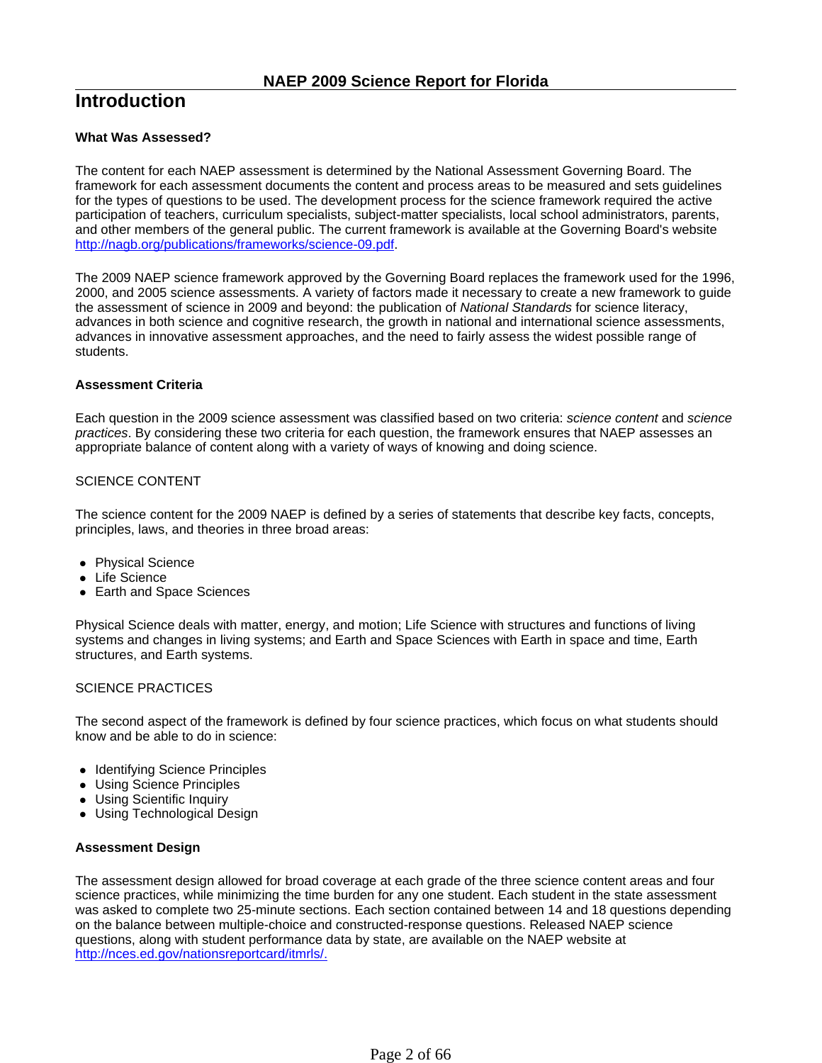# Introduction

**What Was Assessed?**

The content for each NAEP assessment is determined by the National Assessment Governing Board. The framework for each assessment documents the content and process areas to be measured and sets guidelines for the types of questions to be used. The development process for the science framework required the active participation of teachers, curriculum specialists, subject-matter specialists, local school administrators, parents, and other members of the general public. The current framework is available at the Governing Board's website http://nagb.org/publications/frameworks/science-09.pdf.

The 2009 NAEP science framework approved by the Governing Board replaces the framework used for the 1996, 2000, and 2005 science assessments. A variety of factors made it necessary to create a new framework to guide the assessment of science in 2009 and beyond: the publication of *National Standards* for science literacy, advances in both science and cognitive research, the growth in national and international science assessments, advances in innovative assessment approaches, and the need to fairly assess the widest possible range of students.

**Assessment Criteria**

Each question in the 2009 science assessment was classified based on two criteria: *science content* and *science practices*. By considering these two criteria for each question, the framework ensures that NAEP assesses an appropriate balance of content along with a variety of ways of knowing and doing science.

SCIENCE CONTENT

The science content for the 2009 NAEP is defined by a series of statements that describe key facts, concepts, principles, laws, and theories in three broad areas:

- Physical Science
- Life Science
- Earth and Space Sciences

Physical Science deals with matter, energy, and motion; Life Science with structures and functions of living systems and changes in living systems; and Earth and Space Sciences with Earth in space and time, Earth structures, and Earth systems.

SCIENCE PRACTICES

The second aspect of the framework is defined by four science practices, which focus on what students should know and be able to do in science:

- Identifying Science Principles
- Using Science Principles
- Using Scientific Inquiry
- Using Technological Design

**Assessment Design**

The assessment design allowed for broad coverage at each grade of the three science content areas and four science practices, while minimizing the time burden for any one student. Each student in the state assessment was asked to complete two 25-minute sections. Each section contained between 14 and 18 questions depending on the balance between multiple-choice and constructed-response questions. Released NAEP science questions, along with student performance data by state, are available on the NAEP website at http://nces.ed.gov/nationsreportcard/itmrls/.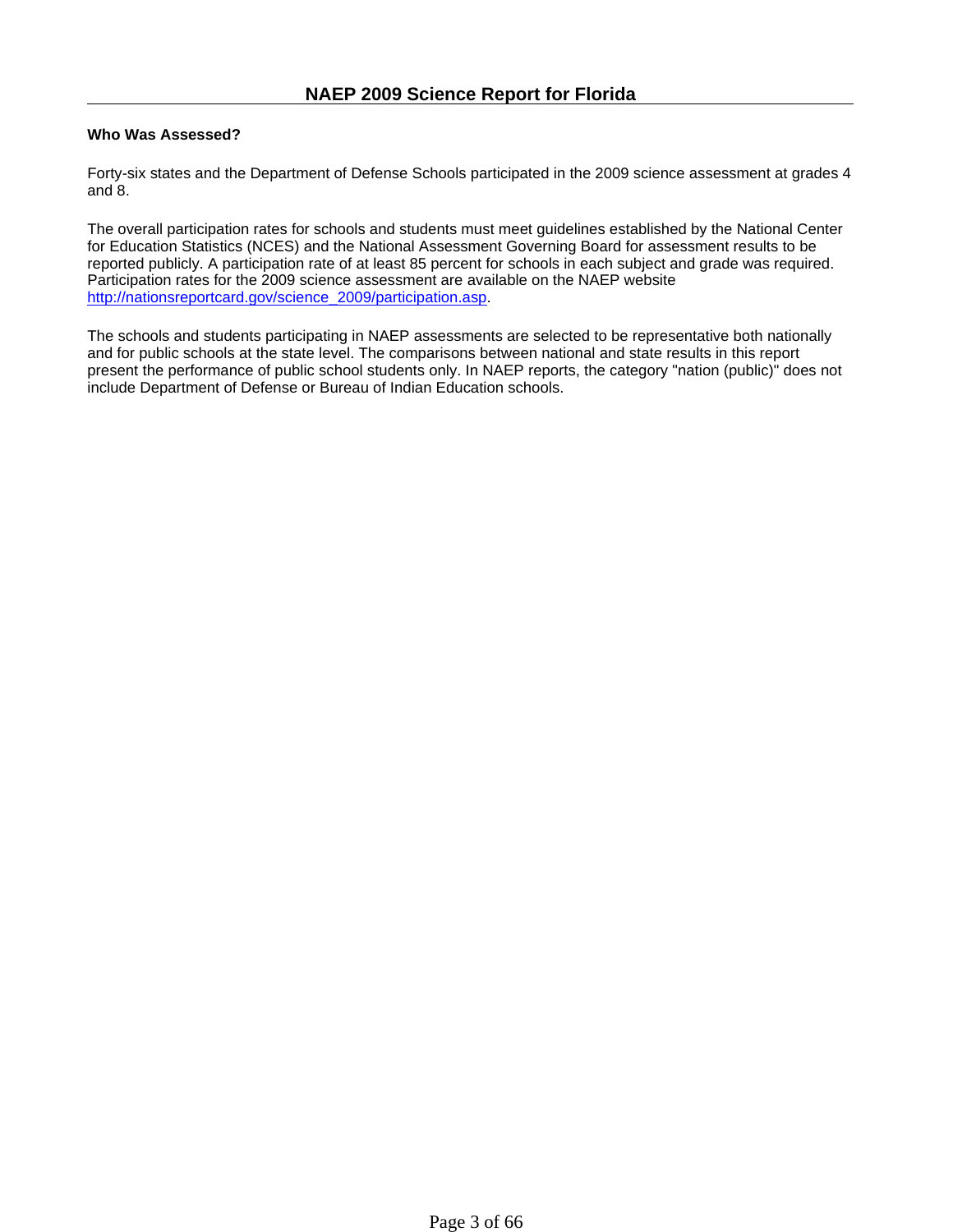**Who Was Assessed?**

Forty-six states and the Department of Defense Schools participated in the 2009 science assessment at grades 4 and 8.

The overall participation rates for schools and students must meet guidelines established by the National Center for Education Statistics (NCES) and the National Assessment Governing Board for assessment results to be reported publicly. A participation rate of at least 85 percent for schools in each subject and grade was required. Participation rates for the 2009 science assessment are available on the NAEP website http://nationsreportcard.gov/science_2009/participation.asp.

The schools and students participating in NAEP assessments are selected to be representative both nationally and for public schools at the state level. The comparisons between national and state results in this report present the performance of public school students only. In NAEP reports, the category "nation (public)" does not include Department of Defense or Bureau of Indian Education schools.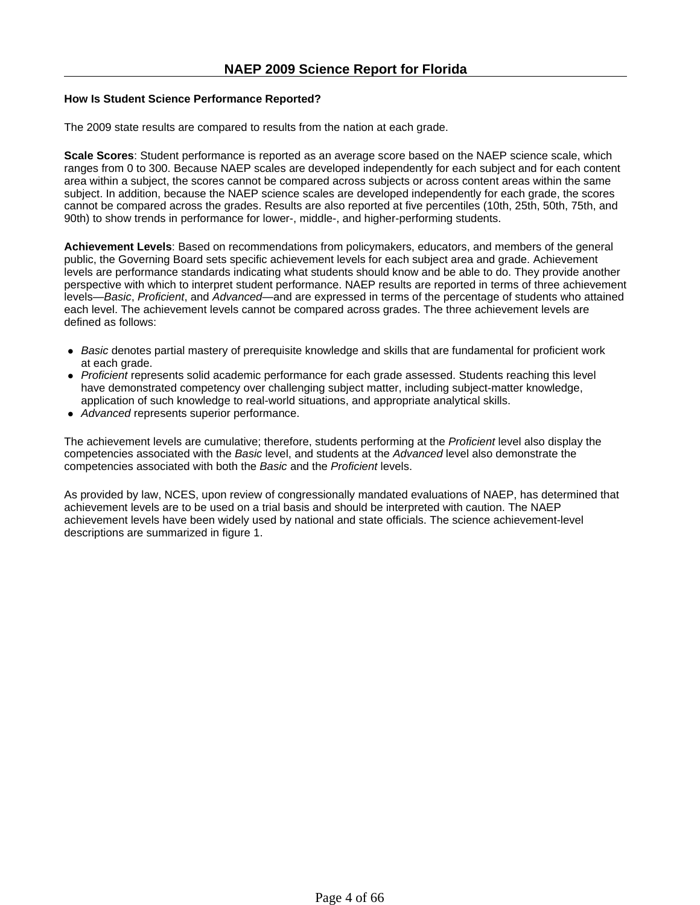# NAEP 2009 Science Report for Florida

**How Is Student Science Performance Reported?**

The 2009 state results are compared to results from the nation at each grade.

**Scale Scores**: Student performance is reported as an average score based on the NAEP science scale, which ranges from 0 to 300. Because NAEP scales are developed independently for each subject and for each content area within a subject, the scores cannot be compared across subjects or across content areas within the same subject. In addition, because the NAEP science scales are developed independently for each grade, the scores cannot be compared across the grades. Results are also reported at five percentiles (10th, 25th, 50th, 75th, and 90th) to show trends in performance for lower-, middle-, and higher-performing students.

**Achievement Levels**: Based on recommendations from policymakers, educators, and members of the general public, the Governing Board sets specific achievement levels for each subject area and grade. Achievement levels are performance standards indicating what students should know and be able to do. They provide another perspective with which to interpret student performance. NAEP results are reported in terms of three achievement levels—*Basic*, *Proficient*, and *Advanced*—and are expressed in terms of the percentage of students who attained each level. The achievement levels cannot be compared across grades. The three achievement levels are defined as follows:

- *Basic* denotes partial mastery of prerequisite knowledge and skills that are fundamental for proficient work at each grade.
- *Proficient* represents solid academic performance for each grade assessed. Students reaching this level have demonstrated competency over challenging subject matter, including subject-matter knowledge, application of such knowledge to real-world situations, and appropriate analytical skills.
- *Advanced* represents superior performance.

The achievement levels are cumulative; therefore, students performing at the *Proficient* level also display the competencies associated with the *Basic* level, and students at the *Advanced* level also demonstrate the competencies associated with both the *Basic* and the *Proficient* levels.

As provided by law, NCES, upon review of congressionally mandated evaluations of NAEP, has determined that achievement levels are to be used on a trial basis and should be interpreted with caution. The NAEP achievement levels have been widely used by national and state officials. The science achievement-level descriptions are summarized in figure 1.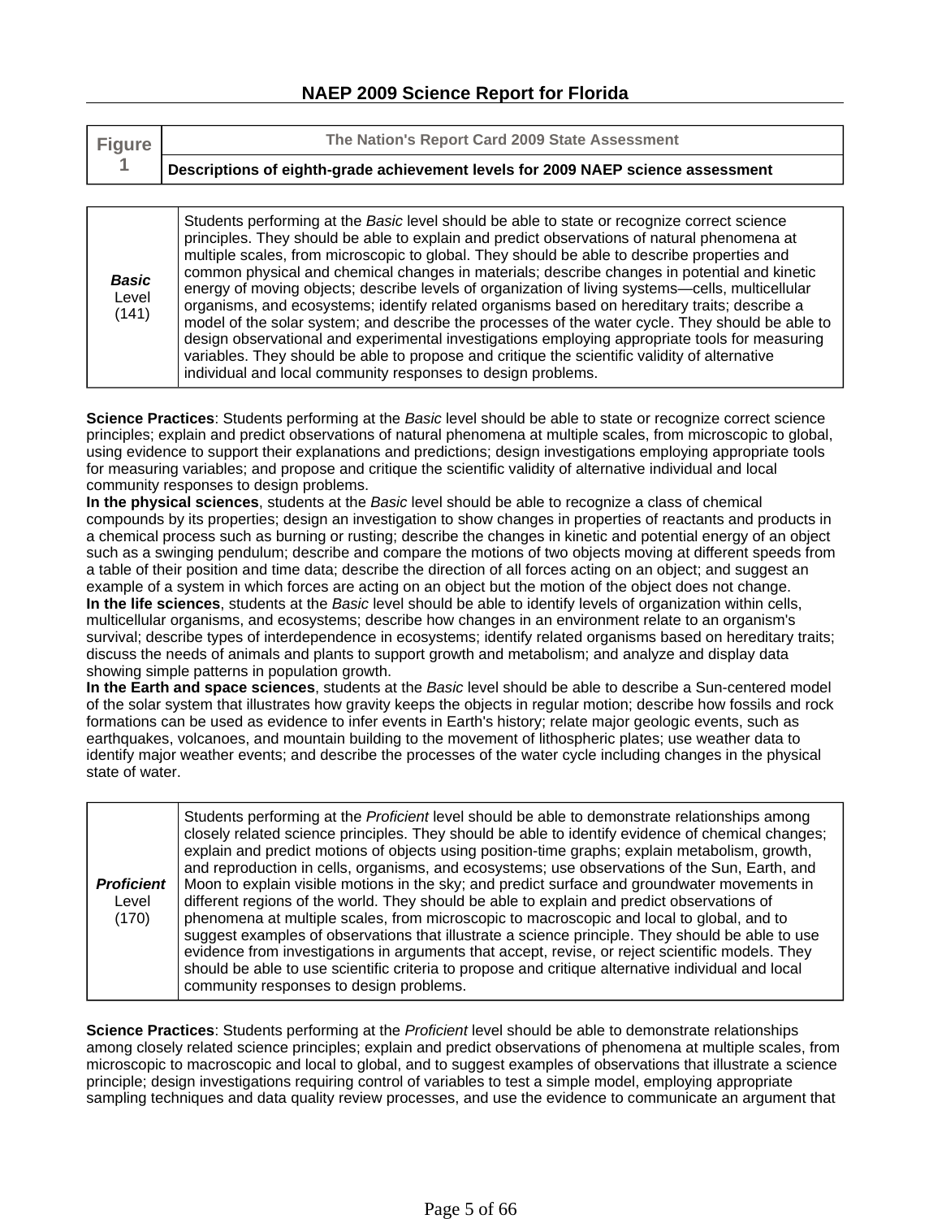## NAEP 2009 Science Report for Florida

| Figure 1 | The Nation's Report Card 2009 State Assessment |
|---|---|
| | **Descriptions of eighth-grade achievement levels for 2009 NAEP science assessment** |

| | |
|---|---|
| ***Basic*** Level (141) | Students performing at the *Basic* level should be able to state or recognize correct science principles. They should be able to explain and predict observations of natural phenomena at multiple scales, from microscopic to global. They should be able to describe properties and common physical and chemical changes in materials; describe changes in potential and kinetic energy of moving objects; describe levels of organization of living systems—cells, multicellular organisms, and ecosystems; identify related organisms based on hereditary traits; describe a model of the solar system; and describe the processes of the water cycle. They should be able to design observational and experimental investigations employing appropriate tools for measuring variables. They should be able to propose and critique the scientific validity of alternative individual and local community responses to design problems. |

**Science Practices**: Students performing at the *Basic* level should be able to state or recognize correct science principles; explain and predict observations of natural phenomena at multiple scales, from microscopic to global, using evidence to support their explanations and predictions; design investigations employing appropriate tools for measuring variables; and propose and critique the scientific validity of alternative individual and local community responses to design problems.
**In the physical sciences**, students at the *Basic* level should be able to recognize a class of chemical compounds by its properties; design an investigation to show changes in properties of reactants and products in a chemical process such as burning or rusting; describe the changes in kinetic and potential energy of an object such as a swinging pendulum; describe and compare the motions of two objects moving at different speeds from a table of their position and time data; describe the direction of all forces acting on an object; and suggest an example of a system in which forces are acting on an object but the motion of the object does not change.
**In the life sciences**, students at the *Basic* level should be able to identify levels of organization within cells, multicellular organisms, and ecosystems; describe how changes in an environment relate to an organism's survival; describe types of interdependence in ecosystems; identify related organisms based on hereditary traits; discuss the needs of animals and plants to support growth and metabolism; and analyze and display data showing simple patterns in population growth.
**In the Earth and space sciences**, students at the *Basic* level should be able to describe a Sun-centered model of the solar system that illustrates how gravity keeps the objects in regular motion; describe how fossils and rock formations can be used as evidence to infer events in Earth's history; relate major geologic events, such as earthquakes, volcanoes, and mountain building to the movement of lithospheric plates; use weather data to identify major weather events; and describe the processes of the water cycle including changes in the physical state of water.

| | |
|---|---|
| ***Proficient*** Level (170) | Students performing at the *Proficient* level should be able to demonstrate relationships among closely related science principles. They should be able to identify evidence of chemical changes; explain and predict motions of objects using position-time graphs; explain metabolism, growth, and reproduction in cells, organisms, and ecosystems; use observations of the Sun, Earth, and Moon to explain visible motions in the sky; and predict surface and groundwater movements in different regions of the world. They should be able to explain and predict observations of phenomena at multiple scales, from microscopic to macroscopic and local to global, and to suggest examples of observations that illustrate a science principle. They should be able to use evidence from investigations in arguments that accept, revise, or reject scientific models. They should be able to use scientific criteria to propose and critique alternative individual and local community responses to design problems. |

**Science Practices**: Students performing at the *Proficient* level should be able to demonstrate relationships among closely related science principles; explain and predict observations of phenomena at multiple scales, from microscopic to macroscopic and local to global, and to suggest examples of observations that illustrate a science principle; design investigations requiring control of variables to test a simple model, employing appropriate sampling techniques and data quality review processes, and use the evidence to communicate an argument that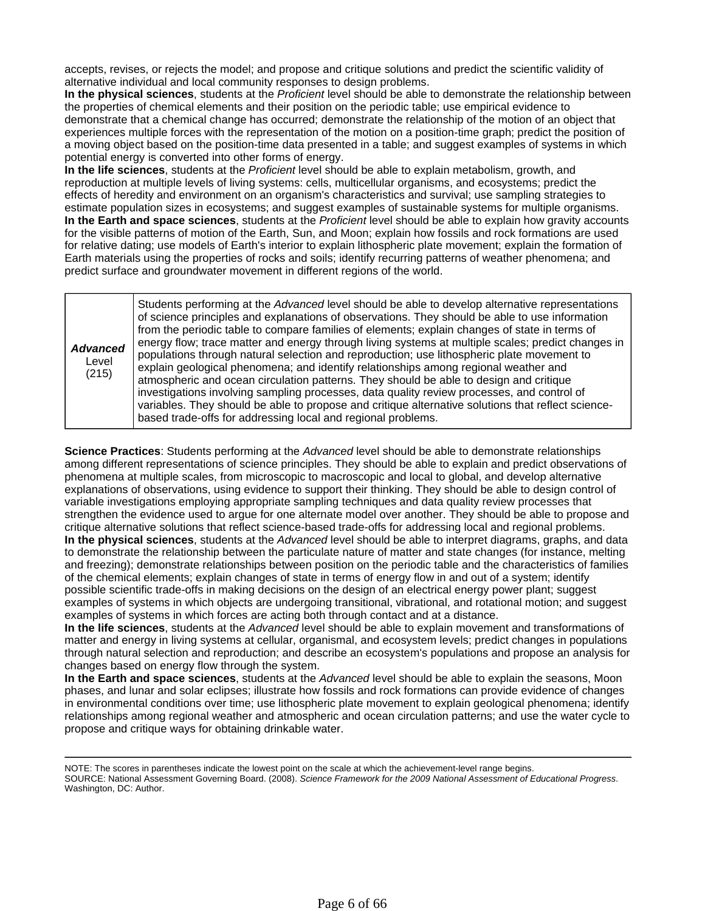accepts, revises, or rejects the model; and propose and critique solutions and predict the scientific validity of alternative individual and local community responses to design problems.

**In the physical sciences**, students at the *Proficient* level should be able to demonstrate the relationship between the properties of chemical elements and their position on the periodic table; use empirical evidence to demonstrate that a chemical change has occurred; demonstrate the relationship of the motion of an object that experiences multiple forces with the representation of the motion on a position-time graph; predict the position of a moving object based on the position-time data presented in a table; and suggest examples of systems in which potential energy is converted into other forms of energy.

**In the life sciences**, students at the *Proficient* level should be able to explain metabolism, growth, and reproduction at multiple levels of living systems: cells, multicellular organisms, and ecosystems; predict the effects of heredity and environment on an organism's characteristics and survival; use sampling strategies to estimate population sizes in ecosystems; and suggest examples of sustainable systems for multiple organisms.

**In the Earth and space sciences**, students at the *Proficient* level should be able to explain how gravity accounts for the visible patterns of motion of the Earth, Sun, and Moon; explain how fossils and rock formations are used for relative dating; use models of Earth's interior to explain lithospheric plate movement; explain the formation of Earth materials using the properties of rocks and soils; identify recurring patterns of weather phenomena; and predict surface and groundwater movement in different regions of the world.

| | |
|---|---|
| ***Advanced*** Level (215) | Students performing at the *Advanced* level should be able to develop alternative representations of science principles and explanations of observations. They should be able to use information from the periodic table to compare families of elements; explain changes of state in terms of energy flow; trace matter and energy through living systems at multiple scales; predict changes in populations through natural selection and reproduction; use lithospheric plate movement to explain geological phenomena; and identify relationships among regional weather and atmospheric and ocean circulation patterns. They should be able to design and critique investigations involving sampling processes, data quality review processes, and control of variables. They should be able to propose and critique alternative solutions that reflect science-based trade-offs for addressing local and regional problems. |

**Science Practices**: Students performing at the *Advanced* level should be able to demonstrate relationships among different representations of science principles. They should be able to explain and predict observations of phenomena at multiple scales, from microscopic to macroscopic and local to global, and develop alternative explanations of observations, using evidence to support their thinking. They should be able to design control of variable investigations employing appropriate sampling techniques and data quality review processes that strengthen the evidence used to argue for one alternate model over another. They should be able to propose and critique alternative solutions that reflect science-based trade-offs for addressing local and regional problems.

**In the physical sciences**, students at the *Advanced* level should be able to interpret diagrams, graphs, and data to demonstrate the relationship between the particulate nature of matter and state changes (for instance, melting and freezing); demonstrate relationships between position on the periodic table and the characteristics of families of the chemical elements; explain changes of state in terms of energy flow in and out of a system; identify possible scientific trade-offs in making decisions on the design of an electrical energy power plant; suggest examples of systems in which objects are undergoing transitional, vibrational, and rotational motion; and suggest examples of systems in which forces are acting both through contact and at a distance.

**In the life sciences**, students at the *Advanced* level should be able to explain movement and transformations of matter and energy in living systems at cellular, organismal, and ecosystem levels; predict changes in populations through natural selection and reproduction; and describe an ecosystem's populations and propose an analysis for changes based on energy flow through the system.

**In the Earth and space sciences**, students at the *Advanced* level should be able to explain the seasons, Moon phases, and lunar and solar eclipses; illustrate how fossils and rock formations can provide evidence of changes in environmental conditions over time; use lithospheric plate movement to explain geological phenomena; identify relationships among regional weather and atmospheric and ocean circulation patterns; and use the water cycle to propose and critique ways for obtaining drinkable water.

---

NOTE: The scores in parentheses indicate the lowest point on the scale at which the achievement-level range begins.
SOURCE: National Assessment Governing Board. (2008). *Science Framework for the 2009 National Assessment of Educational Progress*. Washington, DC: Author.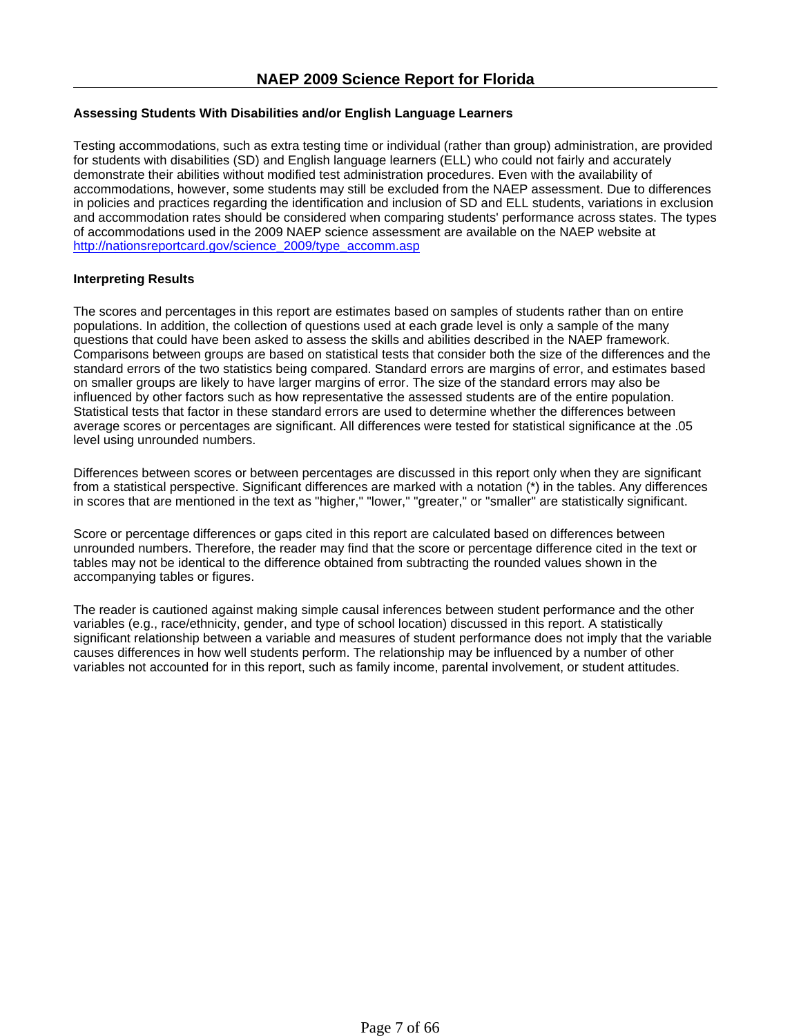## Assessing Students With Disabilities and/or English Language Learners

Testing accommodations, such as extra testing time or individual (rather than group) administration, are provided for students with disabilities (SD) and English language learners (ELL) who could not fairly and accurately demonstrate their abilities without modified test administration procedures. Even with the availability of accommodations, however, some students may still be excluded from the NAEP assessment. Due to differences in policies and practices regarding the identification and inclusion of SD and ELL students, variations in exclusion and accommodation rates should be considered when comparing students' performance across states. The types of accommodations used in the 2009 NAEP science assessment are available on the NAEP website at http://nationsreportcard.gov/science_2009/type_accomm.asp

## Interpreting Results

The scores and percentages in this report are estimates based on samples of students rather than on entire populations. In addition, the collection of questions used at each grade level is only a sample of the many questions that could have been asked to assess the skills and abilities described in the NAEP framework. Comparisons between groups are based on statistical tests that consider both the size of the differences and the standard errors of the two statistics being compared. Standard errors are margins of error, and estimates based on smaller groups are likely to have larger margins of error. The size of the standard errors may also be influenced by other factors such as how representative the assessed students are of the entire population. Statistical tests that factor in these standard errors are used to determine whether the differences between average scores or percentages are significant. All differences were tested for statistical significance at the .05 level using unrounded numbers.

Differences between scores or between percentages are discussed in this report only when they are significant from a statistical perspective. Significant differences are marked with a notation (*) in the tables. Any differences in scores that are mentioned in the text as "higher," "lower," "greater," or "smaller" are statistically significant.

Score or percentage differences or gaps cited in this report are calculated based on differences between unrounded numbers. Therefore, the reader may find that the score or percentage difference cited in the text or tables may not be identical to the difference obtained from subtracting the rounded values shown in the accompanying tables or figures.

The reader is cautioned against making simple causal inferences between student performance and the other variables (e.g., race/ethnicity, gender, and type of school location) discussed in this report. A statistically significant relationship between a variable and measures of student performance does not imply that the variable causes differences in how well students perform. The relationship may be influenced by a number of other variables not accounted for in this report, such as family income, parental involvement, or student attitudes.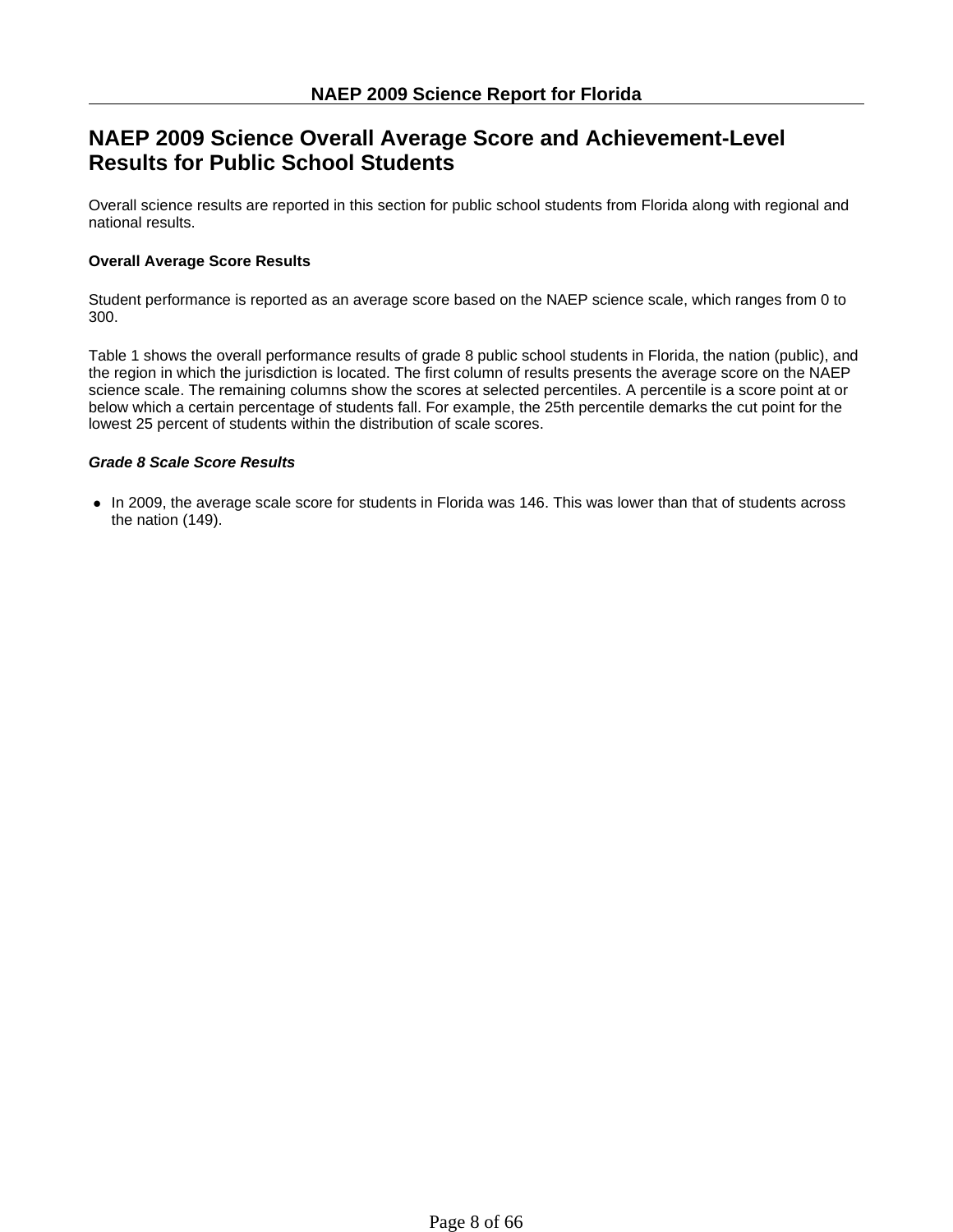# NAEP 2009 Science Overall Average Score and Achievement-Level Results for Public School Students

Overall science results are reported in this section for public school students from Florida along with regional and national results.

### Overall Average Score Results

Student performance is reported as an average score based on the NAEP science scale, which ranges from 0 to 300.

Table 1 shows the overall performance results of grade 8 public school students in Florida, the nation (public), and the region in which the jurisdiction is located. The first column of results presents the average score on the NAEP science scale. The remaining columns show the scores at selected percentiles. A percentile is a score point at or below which a certain percentage of students fall. For example, the 25th percentile demarks the cut point for the lowest 25 percent of students within the distribution of scale scores.

#### *Grade 8 Scale Score Results*

- In 2009, the average scale score for students in Florida was 146. This was lower than that of students across the nation (149).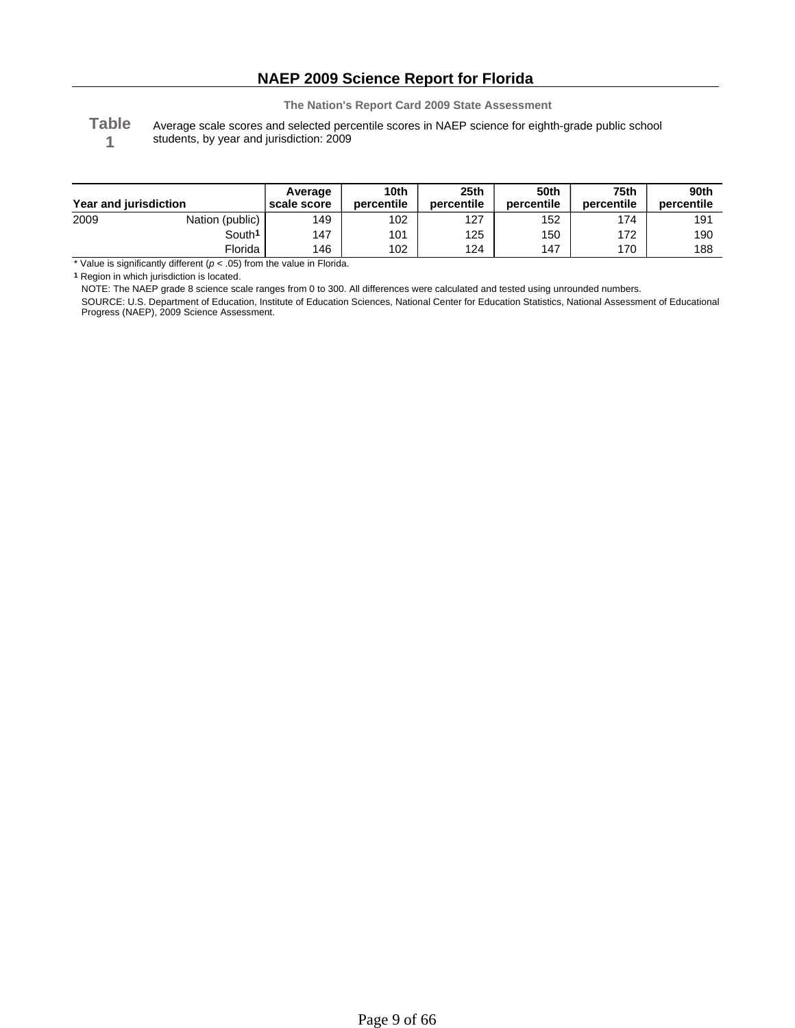# NAEP 2009 Science Report for Florida

**The Nation's Report Card 2009 State Assessment**

**Table 1** Average scale scores and selected percentile scores in NAEP science for eighth-grade public school students, by year and jurisdiction: 2009

| Year and jurisdiction | | Average scale score | 10th percentile | 25th percentile | 50th percentile | 75th percentile | 90th percentile |
|---|---|---|---|---|---|---|---|
| 2009 | Nation (public) | 149 | 102 | 127 | 152 | 174 | 191 |
| | South[1] | 147 | 101 | 125 | 150 | 172 | 190 |
| | Florida | 146 | 102 | 124 | 147 | 170 | 188 |

* Value is significantly different ($p < .05$) from the value in Florida.

[1] Region in which jurisdiction is located.

NOTE: The NAEP grade 8 science scale ranges from 0 to 300. All differences were calculated and tested using unrounded numbers.

SOURCE: U.S. Department of Education, Institute of Education Sciences, National Center for Education Statistics, National Assessment of Educational Progress (NAEP), 2009 Science Assessment.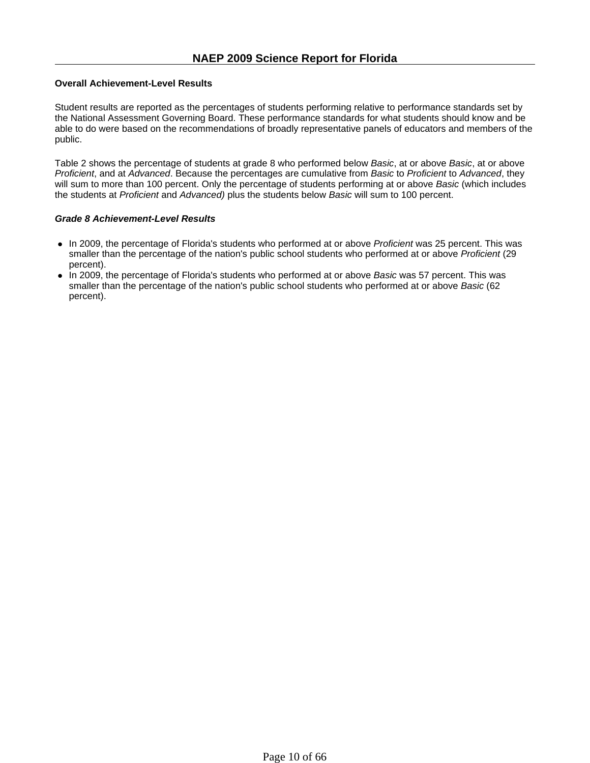## Overall Achievement-Level Results

Student results are reported as the percentages of students performing relative to performance standards set by the National Assessment Governing Board. These performance standards for what students should know and be able to do were based on the recommendations of broadly representative panels of educators and members of the public.

Table 2 shows the percentage of students at grade 8 who performed below *Basic*, at or above *Basic*, at or above *Proficient*, and at *Advanced*. Because the percentages are cumulative from *Basic* to *Proficient* to *Advanced*, they will sum to more than 100 percent. Only the percentage of students performing at or above *Basic* (which includes the students at *Proficient* and *Advanced)* plus the students below *Basic* will sum to 100 percent.

### *Grade 8 Achievement-Level Results*

- In 2009, the percentage of Florida's students who performed at or above *Proficient* was 25 percent. This was smaller than the percentage of the nation's public school students who performed at or above *Proficient* (29 percent).
- In 2009, the percentage of Florida's students who performed at or above *Basic* was 57 percent. This was smaller than the percentage of the nation's public school students who performed at or above *Basic* (62 percent).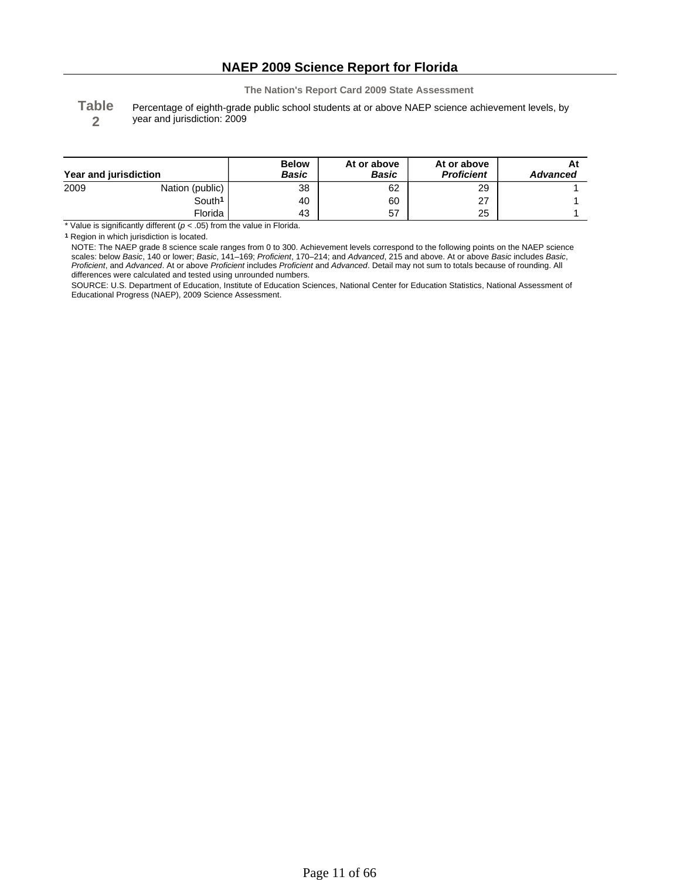# NAEP 2009 Science Report for Florida

**The Nation's Report Card 2009 State Assessment**

**Table 2** Percentage of eighth-grade public school students at or above NAEP science achievement levels, by year and jurisdiction: 2009

| Year and jurisdiction | | Below *Basic* | At or above *Basic* | At or above *Proficient* | At *Advanced* |
|---|---|---|---|---|---|
| 2009 | Nation (public) | 38 | 62 | 29 | 1 |
| | South[1] | 40 | 60 | 27 | 1 |
| | Florida | 43 | 57 | 25 | 1 |

\* Value is significantly different ($p < .05$) from the value in Florida.

[1] Region in which jurisdiction is located.

NOTE: The NAEP grade 8 science scale ranges from 0 to 300. Achievement levels correspond to the following points on the NAEP science scales: below *Basic*, 140 or lower; *Basic*, 141–169; *Proficient*, 170–214; and *Advanced*, 215 and above. At or above *Basic* includes *Basic*, *Proficient*, and *Advanced*. At or above *Proficient* includes *Proficient* and *Advanced*. Detail may not sum to totals because of rounding. All differences were calculated and tested using unrounded numbers.

SOURCE: U.S. Department of Education, Institute of Education Sciences, National Center for Education Statistics, National Assessment of Educational Progress (NAEP), 2009 Science Assessment.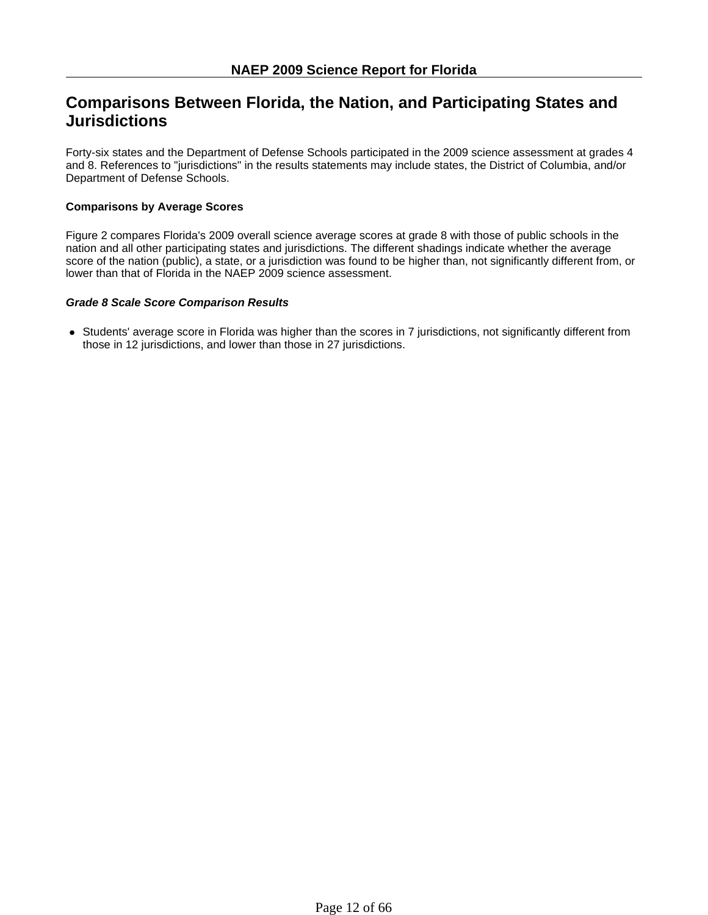## Comparisons Between Florida, the Nation, and Participating States and Jurisdictions

Forty-six states and the Department of Defense Schools participated in the 2009 science assessment at grades 4 and 8. References to "jurisdictions" in the results statements may include states, the District of Columbia, and/or Department of Defense Schools.

### Comparisons by Average Scores

Figure 2 compares Florida's 2009 overall science average scores at grade 8 with those of public schools in the nation and all other participating states and jurisdictions. The different shadings indicate whether the average score of the nation (public), a state, or a jurisdiction was found to be higher than, not significantly different from, or lower than that of Florida in the NAEP 2009 science assessment.

***Grade 8 Scale Score Comparison Results***

- Students' average score in Florida was higher than the scores in 7 jurisdictions, not significantly different from those in 12 jurisdictions, and lower than those in 27 jurisdictions.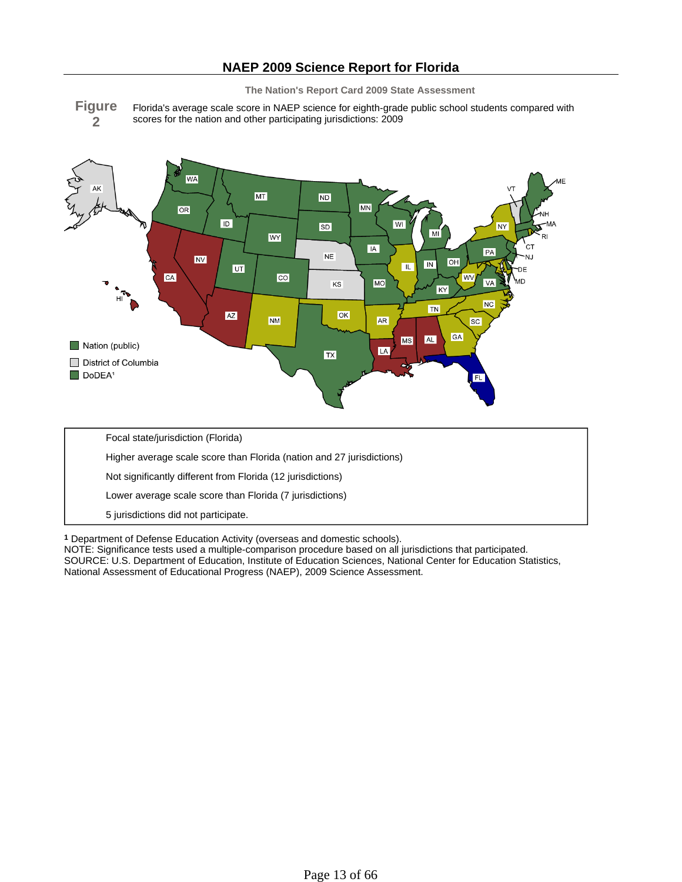## NAEP 2009 Science Report for Florida

The Nation's Report Card 2009 State Assessment

**Figure 2** Florida's average scale score in NAEP science for eighth-grade public school students compared with scores for the nation and other participating jurisdictions: 2009

Nation (public)

District of Columbia

DoDEA[1]

Focal state/jurisdiction (Florida)

Higher average scale score than Florida (nation and 27 jurisdictions)

Not significantly different from Florida (12 jurisdictions)

Lower average scale score than Florida (7 jurisdictions)

5 jurisdictions did not participate.

[1] Department of Defense Education Activity (overseas and domestic schools).
NOTE: Significance tests used a multiple-comparison procedure based on all jurisdictions that participated.
SOURCE: U.S. Department of Education, Institute of Education Sciences, National Center for Education Statistics, National Assessment of Educational Progress (NAEP), 2009 Science Assessment.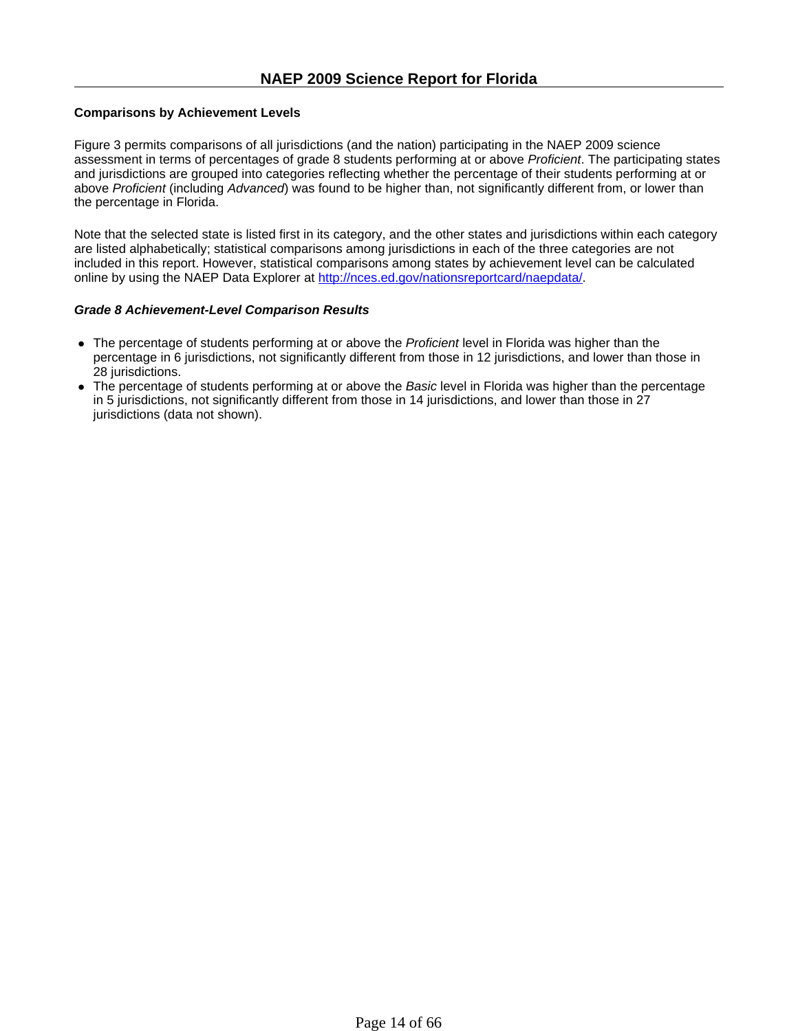### Comparisons by Achievement Levels

Figure 3 permits comparisons of all jurisdictions (and the nation) participating in the NAEP 2009 science assessment in terms of percentages of grade 8 students performing at or above *Proficient*. The participating states and jurisdictions are grouped into categories reflecting whether the percentage of their students performing at or above *Proficient* (including *Advanced*) was found to be higher than, not significantly different from, or lower than the percentage in Florida.

Note that the selected state is listed first in its category, and the other states and jurisdictions within each category are listed alphabetically; statistical comparisons among jurisdictions in each of the three categories are not included in this report. However, statistical comparisons among states by achievement level can be calculated online by using the NAEP Data Explorer at [http://nces.ed.gov/nationsreportcard/naepdata/](http://nces.ed.gov/nationsreportcard/naepdata/).

#### *Grade 8 Achievement-Level Comparison Results*

- The percentage of students performing at or above the *Proficient* level in Florida was higher than the percentage in 6 jurisdictions, not significantly different from those in 12 jurisdictions, and lower than those in 28 jurisdictions.
- The percentage of students performing at or above the *Basic* level in Florida was higher than the percentage in 5 jurisdictions, not significantly different from those in 14 jurisdictions, and lower than those in 27 jurisdictions (data not shown).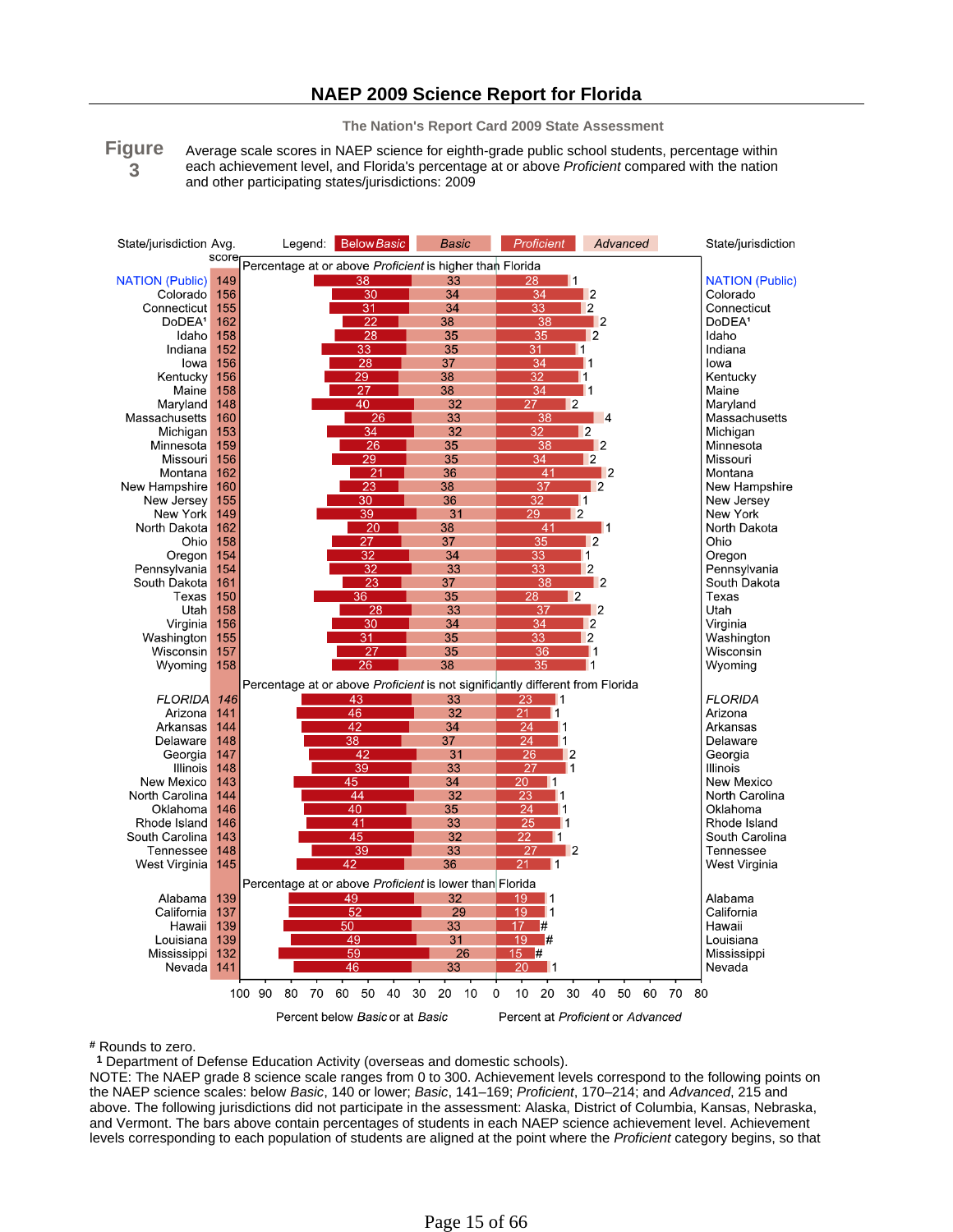## NAEP 2009 Science Report for Florida

The Nation's Report Card 2009 State Assessment

**Figure 3**

Average scale scores in NAEP science for eighth-grade public school students, percentage within each achievement level, and Florida's percentage at or above *Proficient* compared with the nation and other participating states/jurisdictions: 2009

| State/jurisdiction | Avg. score | Below *Basic* | *Basic* | *Proficient* | *Advanced* |
|---|---|---|---|---|---|
| **Percentage at or above *Proficient* is higher than Florida** | | | | | |
| NATION (Public) | 149 | 38 | 33 | 28 | 1 |
| Colorado | 156 | 30 | 34 | 34 | 2 |
| Connecticut | 155 | 31 | 34 | 33 | 2 |
| DoDEA[1] | 162 | 22 | 38 | 38 | 2 |
| Idaho | 158 | 28 | 35 | 35 | 2 |
| Indiana | 152 | 33 | 35 | 31 | 1 |
| Iowa | 156 | 28 | 37 | 34 | 1 |
| Kentucky | 156 | 29 | 38 | 32 | 1 |
| Maine | 158 | 27 | 38 | 34 | 1 |
| Maryland | 148 | 40 | 32 | 27 | 2 |
| Massachusetts | 160 | 26 | 33 | 38 | 4 |
| Michigan | 153 | 34 | 32 | 32 | 2 |
| Minnesota | 159 | 26 | 35 | 38 | 2 |
| Missouri | 156 | 29 | 35 | 34 | 2 |
| Montana | 162 | 21 | 36 | 41 | 2 |
| New Hampshire | 160 | 23 | 38 | 37 | 2 |
| New Jersey | 155 | 30 | 36 | 32 | 1 |
| New York | 149 | 39 | 31 | 29 | 2 |
| North Dakota | 162 | 20 | 38 | 41 | 1 |
| Ohio | 158 | 27 | 37 | 35 | 2 |
| Oregon | 154 | 32 | 34 | 33 | 1 |
| Pennsylvania | 154 | 32 | 33 | 33 | 2 |
| South Dakota | 161 | 23 | 37 | 38 | 2 |
| Texas | 150 | 36 | 35 | 28 | 2 |
| Utah | 158 | 28 | 33 | 37 | 2 |
| Virginia | 156 | 30 | 34 | 34 | 2 |
| Washington | 155 | 31 | 35 | 33 | 2 |
| Wisconsin | 157 | 27 | 35 | 36 | 1 |
| Wyoming | 158 | 26 | 38 | 35 | 1 |
| **Percentage at or above *Proficient* is not significantly different from Florida** | | | | | |
| *FLORIDA* | *146* | 43 | 33 | 23 | 1 |
| Arizona | 141 | 46 | 32 | 21 | 1 |
| Arkansas | 144 | 42 | 34 | 24 | 1 |
| Delaware | 148 | 38 | 37 | 24 | 1 |
| Georgia | 147 | 42 | 31 | 26 | 2 |
| Illinois | 148 | 39 | 33 | 27 | 1 |
| New Mexico | 143 | 45 | 34 | 20 | 1 |
| North Carolina | 144 | 44 | 32 | 23 | 1 |
| Oklahoma | 146 | 40 | 35 | 24 | 1 |
| Rhode Island | 146 | 41 | 33 | 25 | 1 |
| South Carolina | 143 | 45 | 32 | 22 | 1 |
| Tennessee | 148 | 39 | 33 | 27 | 2 |
| West Virginia | 145 | 42 | 36 | 21 | 1 |
| **Percentage at or above *Proficient* is lower than Florida** | | | | | |
| Alabama | 139 | 49 | 32 | 19 | 1 |
| California | 137 | 52 | 29 | 19 | 1 |
| Hawaii | 139 | 50 | 33 | 17 | # |
| Louisiana | 139 | 49 | 31 | 19 | # |
| Mississippi | 132 | 59 | 26 | 15 | # |
| Nevada | 141 | 46 | 33 | 20 | 1 |

Percent below *Basic* or at *Basic* / Percent at *Proficient* or *Advanced*

\# Rounds to zero.

[1] Department of Defense Education Activity (overseas and domestic schools).

NOTE: The NAEP grade 8 science scale ranges from 0 to 300. Achievement levels correspond to the following points on the NAEP science scales: below *Basic*, 140 or lower; *Basic*, 141–169; *Proficient*, 170–214; and *Advanced*, 215 and above. The following jurisdictions did not participate in the assessment: Alaska, District of Columbia, Kansas, Nebraska, and Vermont. The bars above contain percentages of students in each NAEP science achievement level. Achievement levels corresponding to each population of students are aligned at the point where the *Proficient* category begins, so that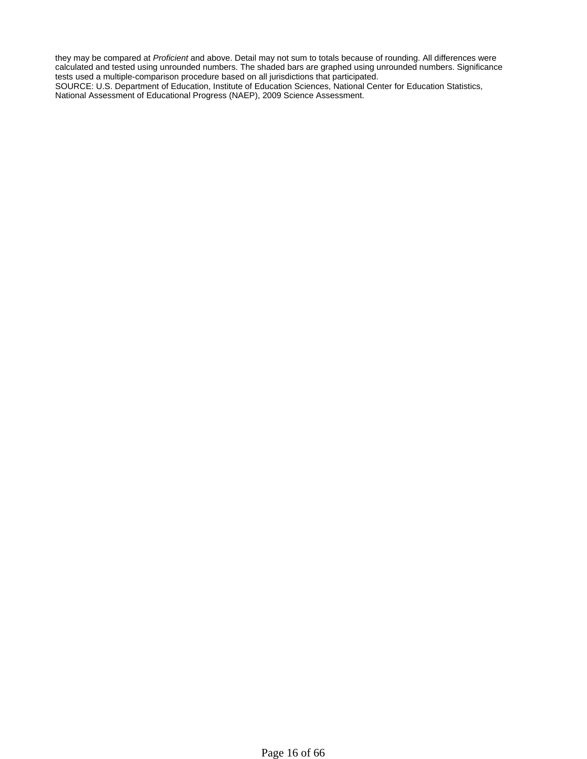they may be compared at *Proficient* and above. Detail may not sum to totals because of rounding. All differences were calculated and tested using unrounded numbers. The shaded bars are graphed using unrounded numbers. Significance tests used a multiple-comparison procedure based on all jurisdictions that participated.
SOURCE: U.S. Department of Education, Institute of Education Sciences, National Center for Education Statistics, National Assessment of Educational Progress (NAEP), 2009 Science Assessment.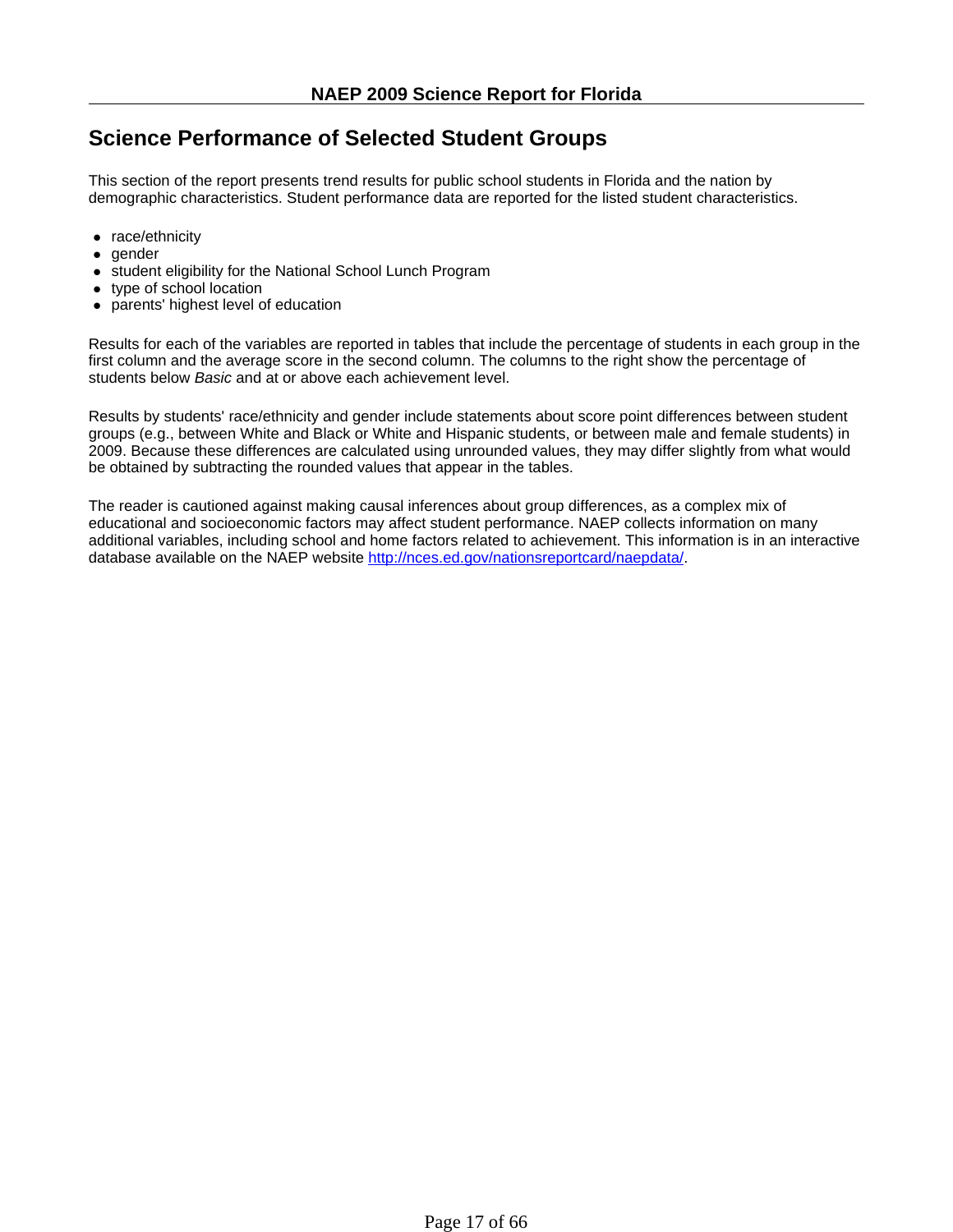## Science Performance of Selected Student Groups

This section of the report presents trend results for public school students in Florida and the nation by demographic characteristics. Student performance data are reported for the listed student characteristics.

- race/ethnicity
- gender
- student eligibility for the National School Lunch Program
- type of school location
- parents' highest level of education

Results for each of the variables are reported in tables that include the percentage of students in each group in the first column and the average score in the second column. The columns to the right show the percentage of students below *Basic* and at or above each achievement level.

Results by students' race/ethnicity and gender include statements about score point differences between student groups (e.g., between White and Black or White and Hispanic students, or between male and female students) in 2009. Because these differences are calculated using unrounded values, they may differ slightly from what would be obtained by subtracting the rounded values that appear in the tables.

The reader is cautioned against making causal inferences about group differences, as a complex mix of educational and socioeconomic factors may affect student performance. NAEP collects information on many additional variables, including school and home factors related to achievement. This information is in an interactive database available on the NAEP website [http://nces.ed.gov/nationsreportcard/naepdata/](http://nces.ed.gov/nationsreportcard/naepdata/).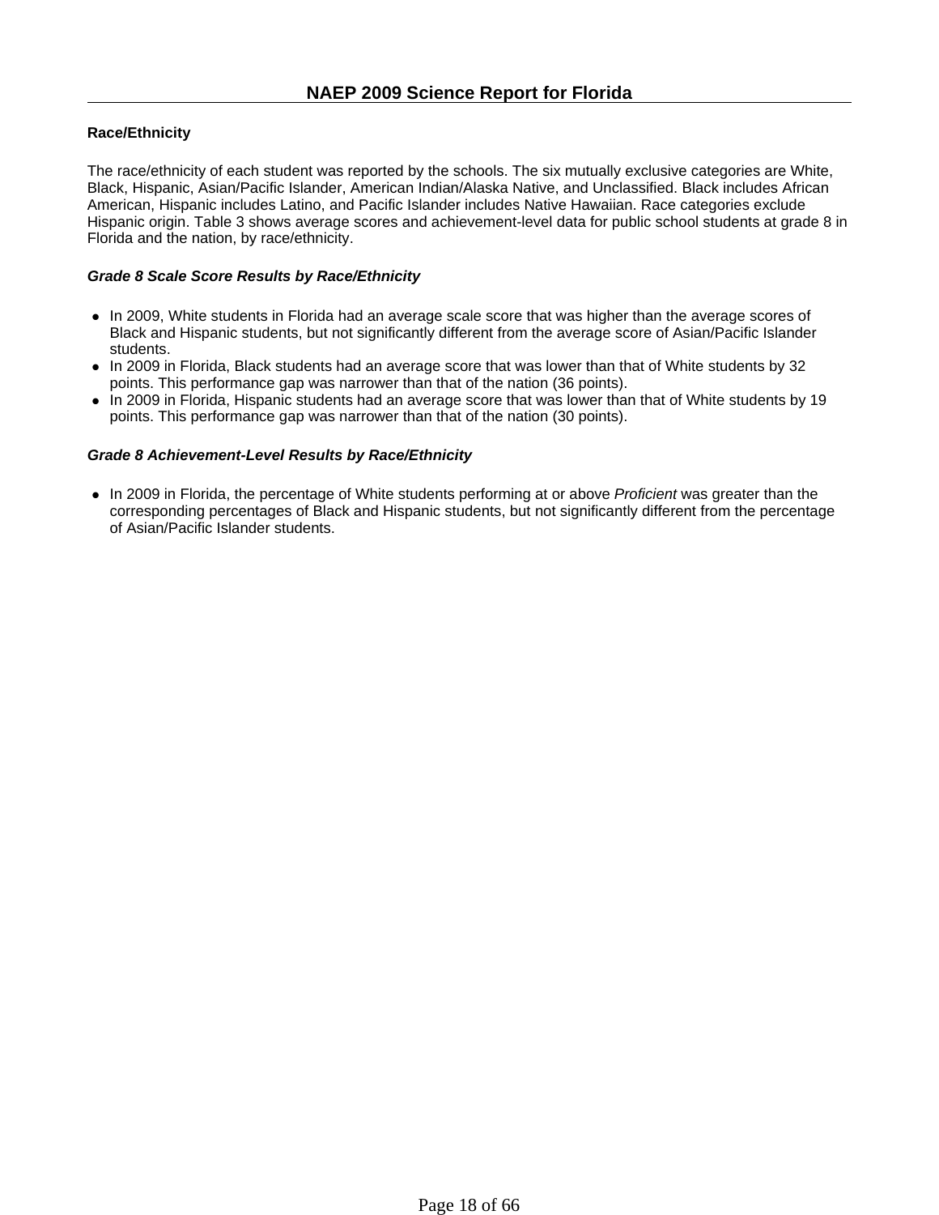## Race/Ethnicity

The race/ethnicity of each student was reported by the schools. The six mutually exclusive categories are White, Black, Hispanic, Asian/Pacific Islander, American Indian/Alaska Native, and Unclassified. Black includes African American, Hispanic includes Latino, and Pacific Islander includes Native Hawaiian. Race categories exclude Hispanic origin. Table 3 shows average scores and achievement-level data for public school students at grade 8 in Florida and the nation, by race/ethnicity.

### *Grade 8 Scale Score Results by Race/Ethnicity*

- In 2009, White students in Florida had an average scale score that was higher than the average scores of Black and Hispanic students, but not significantly different from the average score of Asian/Pacific Islander students.
- In 2009 in Florida, Black students had an average score that was lower than that of White students by 32 points. This performance gap was narrower than that of the nation (36 points).
- In 2009 in Florida, Hispanic students had an average score that was lower than that of White students by 19 points. This performance gap was narrower than that of the nation (30 points).

### *Grade 8 Achievement-Level Results by Race/Ethnicity*

- In 2009 in Florida, the percentage of White students performing at or above *Proficient* was greater than the corresponding percentages of Black and Hispanic students, but not significantly different from the percentage of Asian/Pacific Islander students.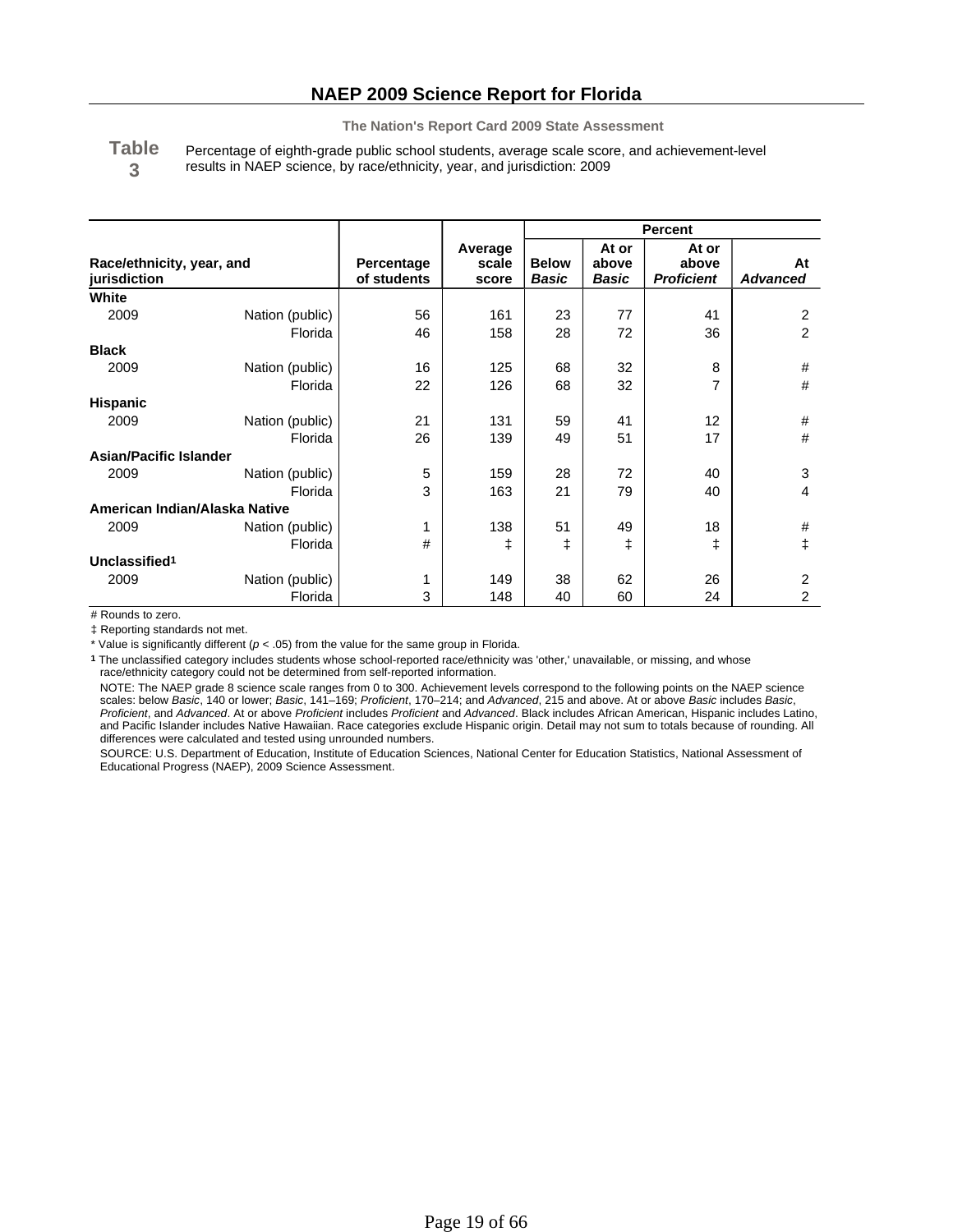# NAEP 2009 Science Report for Florida

**The Nation's Report Card 2009 State Assessment**

**Table 3** Percentage of eighth-grade public school students, average scale score, and achievement-level results in NAEP science, by race/ethnicity, year, and jurisdiction: 2009

| Race/ethnicity, year, and jurisdiction | | Percentage of students | Average scale score | Percent | | | |
|---|---|---|---|---|---|---|---|
| | | | | Below *Basic* | At or above *Basic* | At or above *Proficient* | At *Advanced* |
| **White** | | | | | | | |
| 2009 | Nation (public) | 56 | 161 | 23 | 77 | 41 | 2 |
| | Florida | 46 | 158 | 28 | 72 | 36 | 2 |
| **Black** | | | | | | | |
| 2009 | Nation (public) | 16 | 125 | 68 | 32 | 8 | # |
| | Florida | 22 | 126 | 68 | 32 | 7 | # |
| **Hispanic** | | | | | | | |
| 2009 | Nation (public) | 21 | 131 | 59 | 41 | 12 | # |
| | Florida | 26 | 139 | 49 | 51 | 17 | # |
| **Asian/Pacific Islander** | | | | | | | |
| 2009 | Nation (public) | 5 | 159 | 28 | 72 | 40 | 3 |
| | Florida | 3 | 163 | 21 | 79 | 40 | 4 |
| **American Indian/Alaska Native** | | | | | | | |
| 2009 | Nation (public) | 1 | 138 | 51 | 49 | 18 | # |
| | Florida | # | ‡ | ‡ | ‡ | ‡ | ‡ |
| **Unclassified[1]** | | | | | | | |
| 2009 | Nation (public) | 1 | 149 | 38 | 62 | 26 | 2 |
| | Florida | 3 | 148 | 40 | 60 | 24 | 2 |

# Rounds to zero.

‡ Reporting standards not met.

* Value is significantly different ($p < .05$) from the value for the same group in Florida.

[1] The unclassified category includes students whose school-reported race/ethnicity was 'other,' unavailable, or missing, and whose race/ethnicity category could not be determined from self-reported information.

NOTE: The NAEP grade 8 science scale ranges from 0 to 300. Achievement levels correspond to the following points on the NAEP science scales: below *Basic*, 140 or lower; *Basic*, 141–169; *Proficient*, 170–214; and *Advanced*, 215 and above. At or above *Basic* includes *Basic*, *Proficient*, and *Advanced*. At or above *Proficient* includes *Proficient* and *Advanced*. Black includes African American, Hispanic includes Latino, and Pacific Islander includes Native Hawaiian. Race categories exclude Hispanic origin. Detail may not sum to totals because of rounding. All differences were calculated and tested using unrounded numbers.

SOURCE: U.S. Department of Education, Institute of Education Sciences, National Center for Education Statistics, National Assessment of Educational Progress (NAEP), 2009 Science Assessment.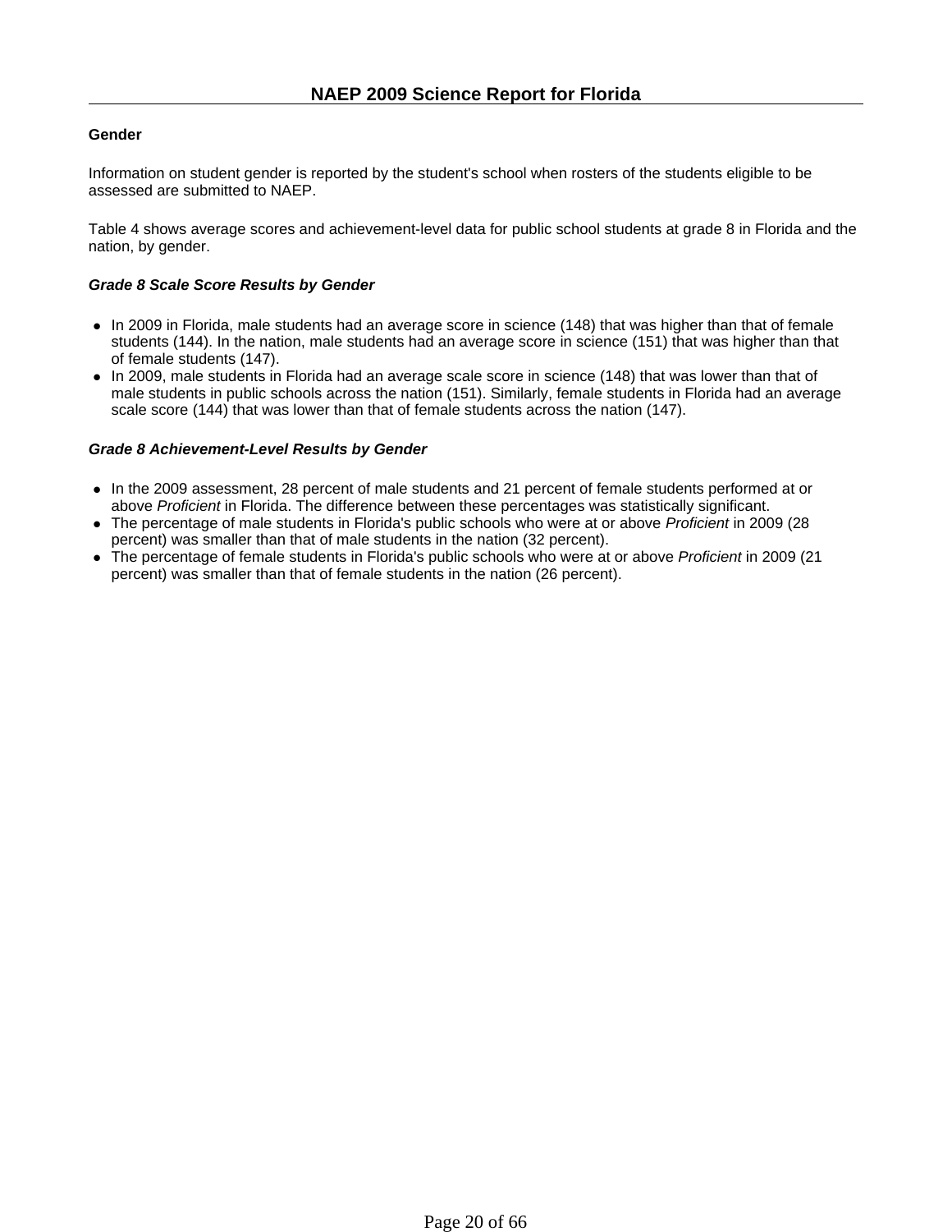## Gender

Information on student gender is reported by the student's school when rosters of the students eligible to be assessed are submitted to NAEP.

Table 4 shows average scores and achievement-level data for public school students at grade 8 in Florida and the nation, by gender.

### *Grade 8 Scale Score Results by Gender*

- In 2009 in Florida, male students had an average score in science (148) that was higher than that of female students (144). In the nation, male students had an average score in science (151) that was higher than that of female students (147).
- In 2009, male students in Florida had an average scale score in science (148) that was lower than that of male students in public schools across the nation (151). Similarly, female students in Florida had an average scale score (144) that was lower than that of female students across the nation (147).

### *Grade 8 Achievement-Level Results by Gender*

- In the 2009 assessment, 28 percent of male students and 21 percent of female students performed at or above *Proficient* in Florida. The difference between these percentages was statistically significant.
- The percentage of male students in Florida's public schools who were at or above *Proficient* in 2009 (28 percent) was smaller than that of male students in the nation (32 percent).
- The percentage of female students in Florida's public schools who were at or above *Proficient* in 2009 (21 percent) was smaller than that of female students in the nation (26 percent).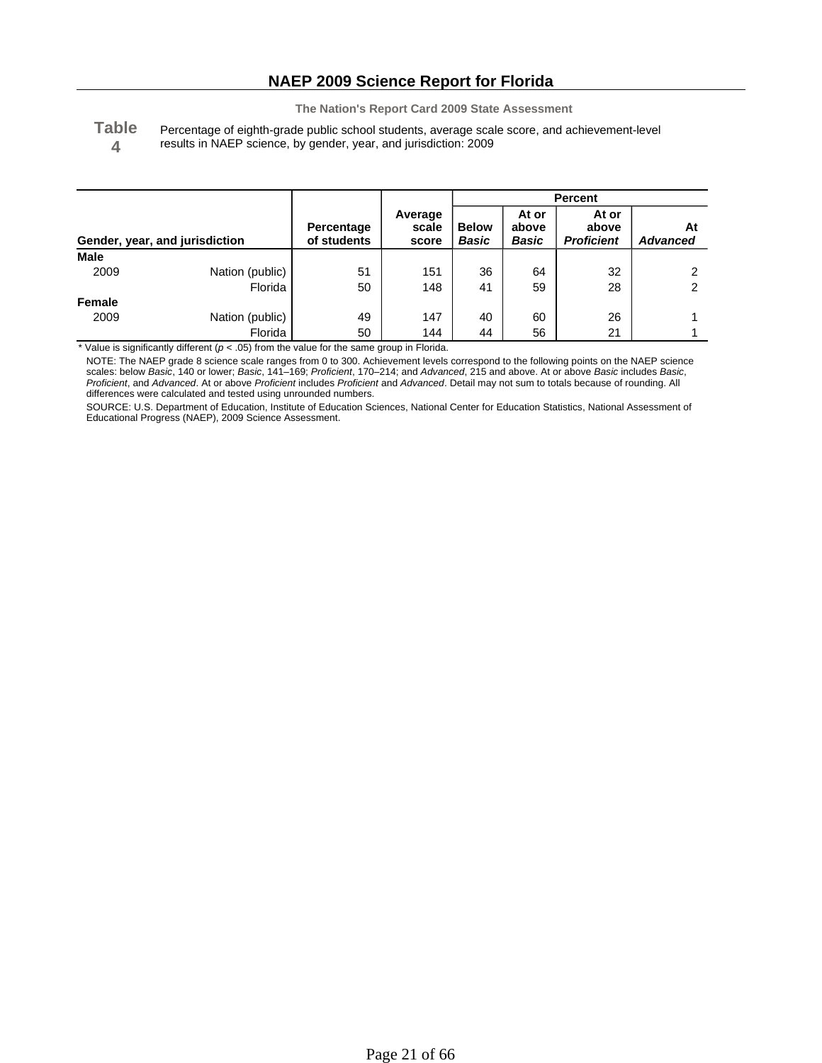# NAEP 2009 Science Report for Florida

**The Nation's Report Card 2009 State Assessment**

**Table 4** Percentage of eighth-grade public school students, average scale score, and achievement-level results in NAEP science, by gender, year, and jurisdiction: 2009

| Gender, year, and jurisdiction | | Percentage of students | Average scale score | Percent: Below *Basic* | Percent: At or above *Basic* | Percent: At or above *Proficient* | Percent: At *Advanced* |
|---|---|---|---|---|---|---|---|
| **Male** | | | | | | | |
| 2009 | Nation (public) | 51 | 151 | 36 | 64 | 32 | 2 |
| | Florida | 50 | 148 | 41 | 59 | 28 | 2 |
| **Female** | | | | | | | |
| 2009 | Nation (public) | 49 | 147 | 40 | 60 | 26 | 1 |
| | Florida | 50 | 144 | 44 | 56 | 21 | 1 |

\* Value is significantly different ($p < .05$) from the value for the same group in Florida.

NOTE: The NAEP grade 8 science scale ranges from 0 to 300. Achievement levels correspond to the following points on the NAEP science scales: below *Basic*, 140 or lower; *Basic*, 141–169; *Proficient*, 170–214; and *Advanced*, 215 and above. At or above *Basic* includes *Basic*, *Proficient*, and *Advanced*. At or above *Proficient* includes *Proficient* and *Advanced*. Detail may not sum to totals because of rounding. All differences were calculated and tested using unrounded numbers.

SOURCE: U.S. Department of Education, Institute of Education Sciences, National Center for Education Statistics, National Assessment of Educational Progress (NAEP), 2009 Science Assessment.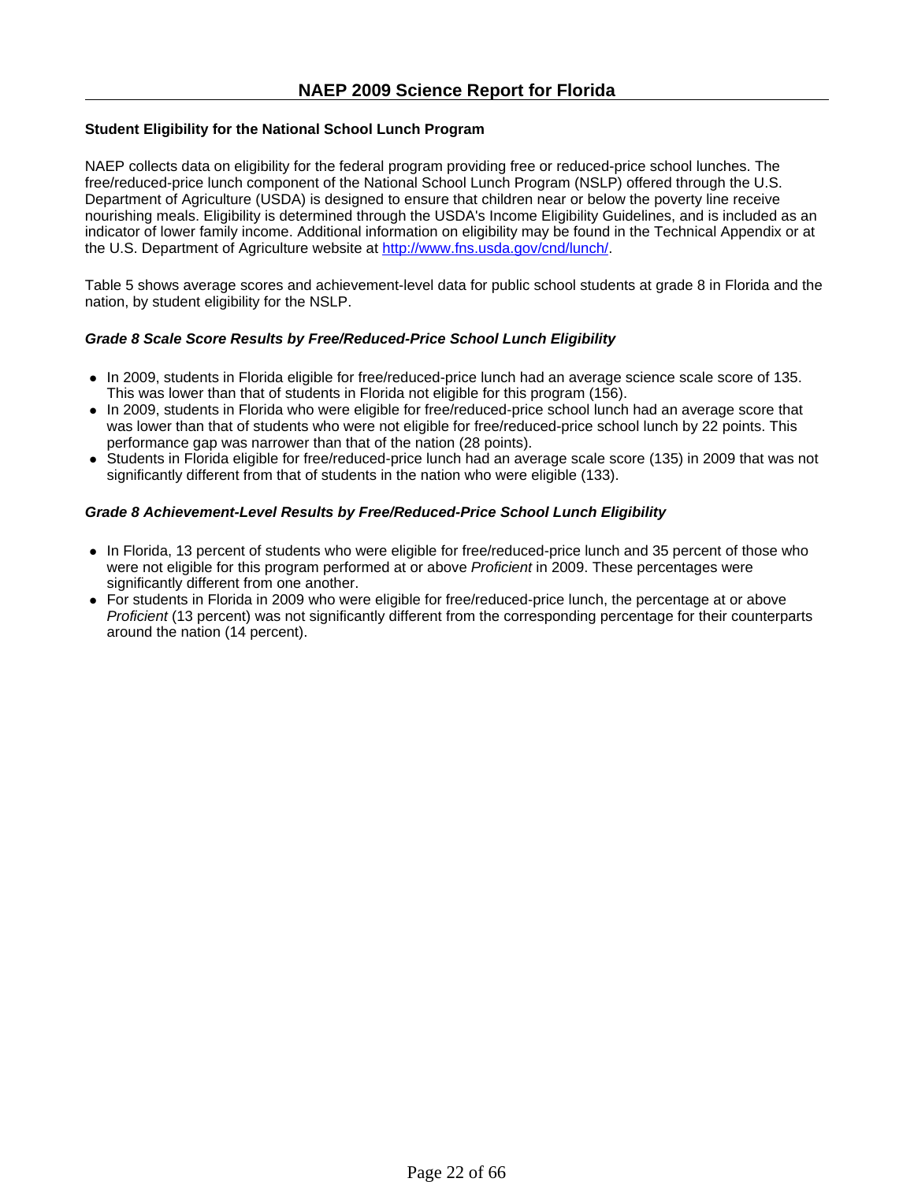### Student Eligibility for the National School Lunch Program

NAEP collects data on eligibility for the federal program providing free or reduced-price school lunches. The free/reduced-price lunch component of the National School Lunch Program (NSLP) offered through the U.S. Department of Agriculture (USDA) is designed to ensure that children near or below the poverty line receive nourishing meals. Eligibility is determined through the USDA's Income Eligibility Guidelines, and is included as an indicator of lower family income. Additional information on eligibility may be found in the Technical Appendix or at the U.S. Department of Agriculture website at [http://www.fns.usda.gov/cnd/lunch/](http://www.fns.usda.gov/cnd/lunch/).

Table 5 shows average scores and achievement-level data for public school students at grade 8 in Florida and the nation, by student eligibility for the NSLP.

#### *Grade 8 Scale Score Results by Free/Reduced-Price School Lunch Eligibility*

- In 2009, students in Florida eligible for free/reduced-price lunch had an average science scale score of 135. This was lower than that of students in Florida not eligible for this program (156).
- In 2009, students in Florida who were eligible for free/reduced-price school lunch had an average score that was lower than that of students who were not eligible for free/reduced-price school lunch by 22 points. This performance gap was narrower than that of the nation (28 points).
- Students in Florida eligible for free/reduced-price lunch had an average scale score (135) in 2009 that was not significantly different from that of students in the nation who were eligible (133).

#### *Grade 8 Achievement-Level Results by Free/Reduced-Price School Lunch Eligibility*

- In Florida, 13 percent of students who were eligible for free/reduced-price lunch and 35 percent of those who were not eligible for this program performed at or above *Proficient* in 2009. These percentages were significantly different from one another.
- For students in Florida in 2009 who were eligible for free/reduced-price lunch, the percentage at or above *Proficient* (13 percent) was not significantly different from the corresponding percentage for their counterparts around the nation (14 percent).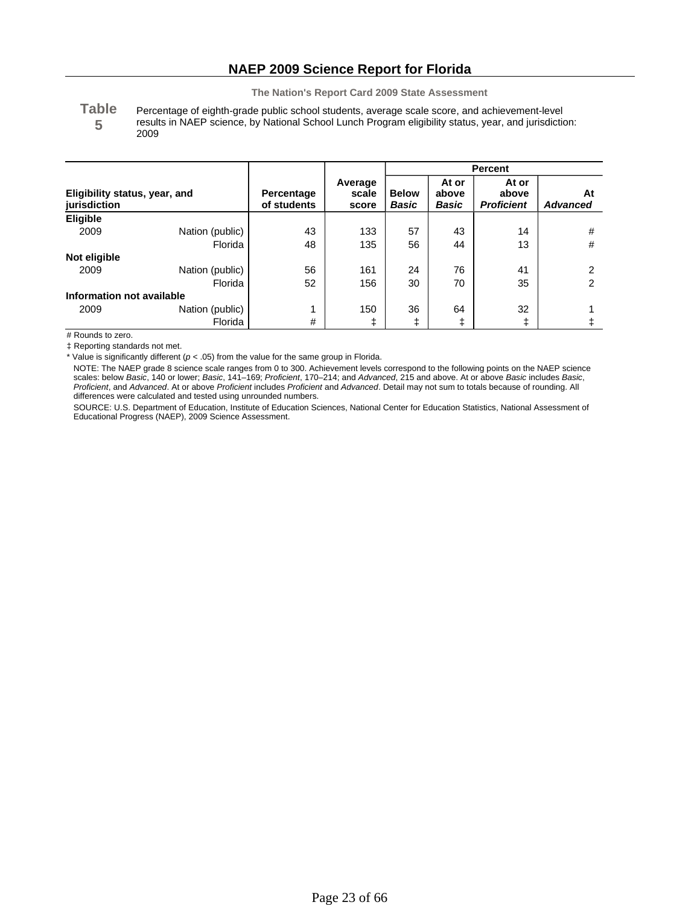## NAEP 2009 Science Report for Florida

**The Nation's Report Card 2009 State Assessment**

**Table 5** Percentage of eighth-grade public school students, average scale score, and achievement-level results in NAEP science, by National School Lunch Program eligibility status, year, and jurisdiction: 2009

| Eligibility status, year, and jurisdiction | | Percentage of students | Average scale score | Percent | | | |
|---|---|---|---|---|---|---|---|
| | | | | Below *Basic* | At or above *Basic* | At or above *Proficient* | At *Advanced* |
| **Eligible** | | | | | | | |
| 2009 | Nation (public) | 43 | 133 | 57 | 43 | 14 | # |
| | Florida | 48 | 135 | 56 | 44 | 13 | # |
| **Not eligible** | | | | | | | |
| 2009 | Nation (public) | 56 | 161 | 24 | 76 | 41 | 2 |
| | Florida | 52 | 156 | 30 | 70 | 35 | 2 |
| **Information not available** | | | | | | | |
| 2009 | Nation (public) | 1 | 150 | 36 | 64 | 32 | 1 |
| | Florida | # | ‡ | ‡ | ‡ | ‡ | ‡ |

# Rounds to zero.

‡ Reporting standards not met.

* Value is significantly different ($p < .05$) from the value for the same group in Florida.

NOTE: The NAEP grade 8 science scale ranges from 0 to 300. Achievement levels correspond to the following points on the NAEP science scales: below *Basic*, 140 or lower; *Basic*, 141–169; *Proficient*, 170–214; and *Advanced*, 215 and above. At or above *Basic* includes *Basic*, *Proficient*, and *Advanced*. At or above *Proficient* includes *Proficient* and *Advanced*. Detail may not sum to totals because of rounding. All differences were calculated and tested using unrounded numbers.

SOURCE: U.S. Department of Education, Institute of Education Sciences, National Center for Education Statistics, National Assessment of Educational Progress (NAEP), 2009 Science Assessment.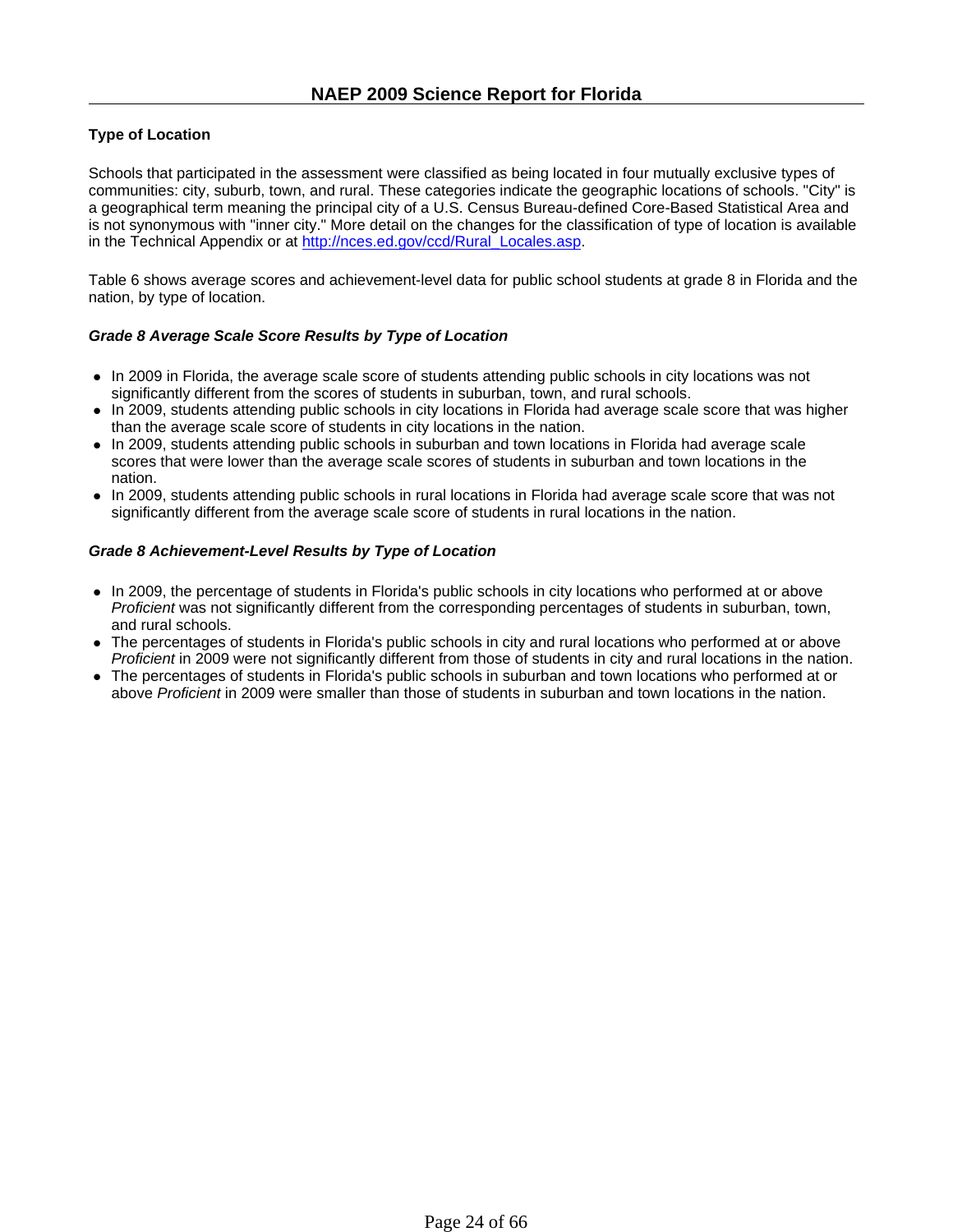### Type of Location

Schools that participated in the assessment were classified as being located in four mutually exclusive types of communities: city, suburb, town, and rural. These categories indicate the geographic locations of schools. "City" is a geographical term meaning the principal city of a U.S. Census Bureau-defined Core-Based Statistical Area and is not synonymous with "inner city." More detail on the changes for the classification of type of location is available in the Technical Appendix or at http://nces.ed.gov/ccd/Rural_Locales.asp.

Table 6 shows average scores and achievement-level data for public school students at grade 8 in Florida and the nation, by type of location.

#### *Grade 8 Average Scale Score Results by Type of Location*

- In 2009 in Florida, the average scale score of students attending public schools in city locations was not significantly different from the scores of students in suburban, town, and rural schools.
- In 2009, students attending public schools in city locations in Florida had average scale score that was higher than the average scale score of students in city locations in the nation.
- In 2009, students attending public schools in suburban and town locations in Florida had average scale scores that were lower than the average scale scores of students in suburban and town locations in the nation.
- In 2009, students attending public schools in rural locations in Florida had average scale score that was not significantly different from the average scale score of students in rural locations in the nation.

#### *Grade 8 Achievement-Level Results by Type of Location*

- In 2009, the percentage of students in Florida's public schools in city locations who performed at or above *Proficient* was not significantly different from the corresponding percentages of students in suburban, town, and rural schools.
- The percentages of students in Florida's public schools in city and rural locations who performed at or above *Proficient* in 2009 were not significantly different from those of students in city and rural locations in the nation.
- The percentages of students in Florida's public schools in suburban and town locations who performed at or above *Proficient* in 2009 were smaller than those of students in suburban and town locations in the nation.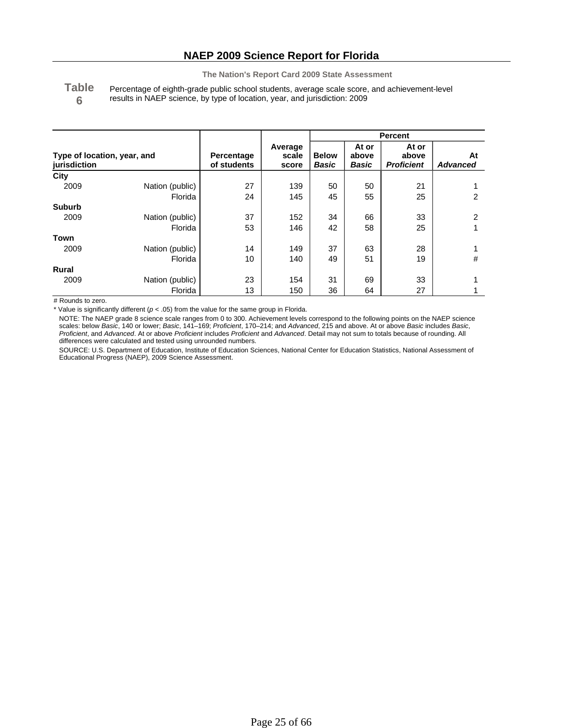# NAEP 2009 Science Report for Florida

**The Nation's Report Card 2009 State Assessment**

**Table 6** Percentage of eighth-grade public school students, average scale score, and achievement-level results in NAEP science, by type of location, year, and jurisdiction: 2009

| Type of location, year, and jurisdiction | | Percentage of students | Average scale score | Percent | | | |
|---|---|---|---|---|---|---|---|
| | | | | Below *Basic* | At or above *Basic* | At or above *Proficient* | At *Advanced* |
| **City** | | | | | | | |
| 2009 | Nation (public) | 27 | 139 | 50 | 50 | 21 | 1 |
| | Florida | 24 | 145 | 45 | 55 | 25 | 2 |
| **Suburb** | | | | | | | |
| 2009 | Nation (public) | 37 | 152 | 34 | 66 | 33 | 2 |
| | Florida | 53 | 146 | 42 | 58 | 25 | 1 |
| **Town** | | | | | | | |
| 2009 | Nation (public) | 14 | 149 | 37 | 63 | 28 | 1 |
| | Florida | 10 | 140 | 49 | 51 | 19 | # |
| **Rural** | | | | | | | |
| 2009 | Nation (public) | 23 | 154 | 31 | 69 | 33 | 1 |
| | Florida | 13 | 150 | 36 | 64 | 27 | 1 |

# Rounds to zero.

* Value is significantly different ($p < .05$) from the value for the same group in Florida.

NOTE: The NAEP grade 8 science scale ranges from 0 to 300. Achievement levels correspond to the following points on the NAEP science scales: below *Basic*, 140 or lower; *Basic*, 141–169; *Proficient*, 170–214; and *Advanced*, 215 and above. At or above *Basic* includes *Basic*, *Proficient*, and *Advanced*. At or above *Proficient* includes *Proficient* and *Advanced*. Detail may not sum to totals because of rounding. All differences were calculated and tested using unrounded numbers.

SOURCE: U.S. Department of Education, Institute of Education Sciences, National Center for Education Statistics, National Assessment of Educational Progress (NAEP), 2009 Science Assessment.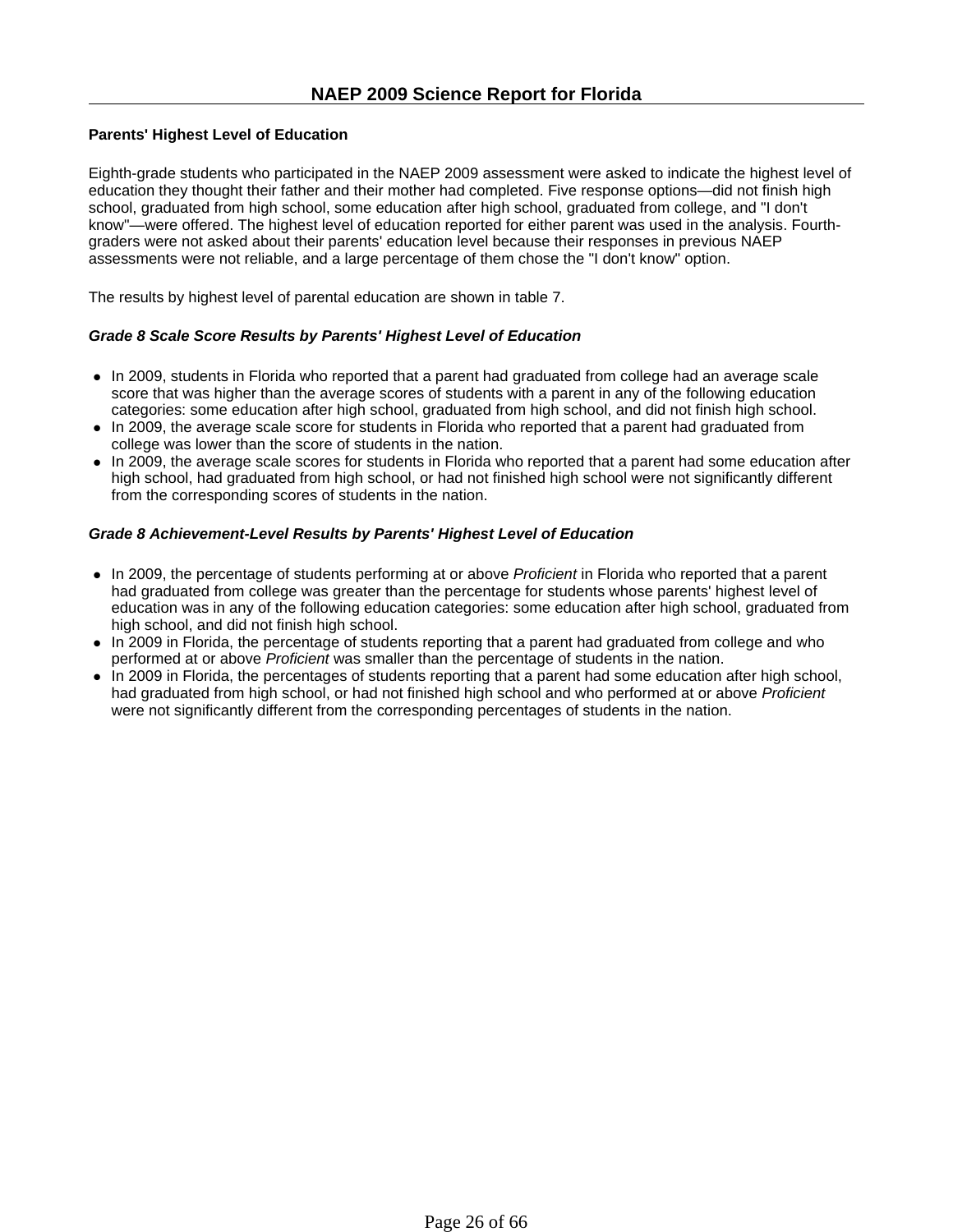### Parents' Highest Level of Education

Eighth-grade students who participated in the NAEP 2009 assessment were asked to indicate the highest level of education they thought their father and their mother had completed. Five response options—did not finish high school, graduated from high school, some education after high school, graduated from college, and "I don't know"—were offered. The highest level of education reported for either parent was used in the analysis. Fourth-graders were not asked about their parents' education level because their responses in previous NAEP assessments were not reliable, and a large percentage of them chose the "I don't know" option.

The results by highest level of parental education are shown in table 7.

#### *Grade 8 Scale Score Results by Parents' Highest Level of Education*

- In 2009, students in Florida who reported that a parent had graduated from college had an average scale score that was higher than the average scores of students with a parent in any of the following education categories: some education after high school, graduated from high school, and did not finish high school.
- In 2009, the average scale score for students in Florida who reported that a parent had graduated from college was lower than the score of students in the nation.
- In 2009, the average scale scores for students in Florida who reported that a parent had some education after high school, had graduated from high school, or had not finished high school were not significantly different from the corresponding scores of students in the nation.

#### *Grade 8 Achievement-Level Results by Parents' Highest Level of Education*

- In 2009, the percentage of students performing at or above *Proficient* in Florida who reported that a parent had graduated from college was greater than the percentage for students whose parents' highest level of education was in any of the following education categories: some education after high school, graduated from high school, and did not finish high school.
- In 2009 in Florida, the percentage of students reporting that a parent had graduated from college and who performed at or above *Proficient* was smaller than the percentage of students in the nation.
- In 2009 in Florida, the percentages of students reporting that a parent had some education after high school, had graduated from high school, or had not finished high school and who performed at or above *Proficient* were not significantly different from the corresponding percentages of students in the nation.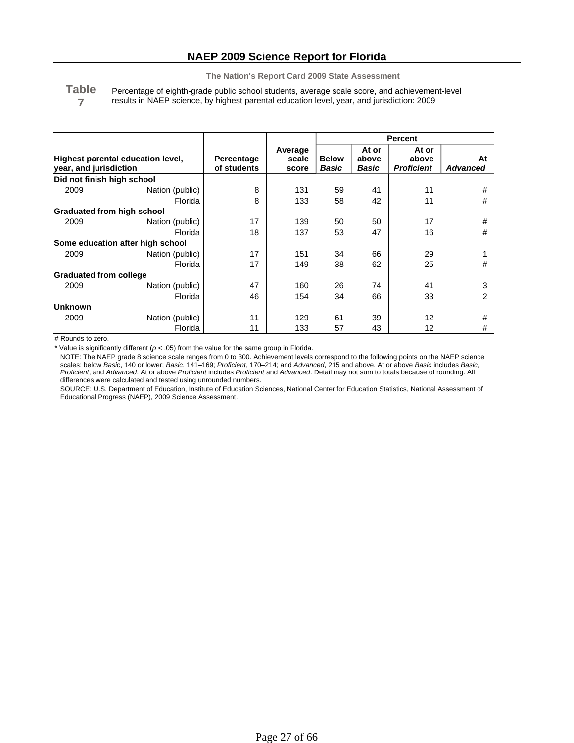# NAEP 2009 Science Report for Florida

**The Nation's Report Card 2009 State Assessment**

**Table 7** Percentage of eighth-grade public school students, average scale score, and achievement-level results in NAEP science, by highest parental education level, year, and jurisdiction: 2009

| Highest parental education level, year, and jurisdiction | | Percentage of students | Average scale score | Percent | | | |
|---|---|---|---|---|---|---|---|
| | | | | Below *Basic* | At or above *Basic* | At or above *Proficient* | At *Advanced* |
| **Did not finish high school** | | | | | | | |
| 2009 | Nation (public) | 8 | 131 | 59 | 41 | 11 | # |
| | Florida | 8 | 133 | 58 | 42 | 11 | # |
| **Graduated from high school** | | | | | | | |
| 2009 | Nation (public) | 17 | 139 | 50 | 50 | 17 | # |
| | Florida | 18 | 137 | 53 | 47 | 16 | # |
| **Some education after high school** | | | | | | | |
| 2009 | Nation (public) | 17 | 151 | 34 | 66 | 29 | 1 |
| | Florida | 17 | 149 | 38 | 62 | 25 | # |
| **Graduated from college** | | | | | | | |
| 2009 | Nation (public) | 47 | 160 | 26 | 74 | 41 | 3 |
| | Florida | 46 | 154 | 34 | 66 | 33 | 2 |
| **Unknown** | | | | | | | |
| 2009 | Nation (public) | 11 | 129 | 61 | 39 | 12 | # |
| | Florida | 11 | 133 | 57 | 43 | 12 | # |

# Rounds to zero.

* Value is significantly different ($p < .05$) from the value for the same group in Florida.

NOTE: The NAEP grade 8 science scale ranges from 0 to 300. Achievement levels correspond to the following points on the NAEP science scales: below *Basic*, 140 or lower; *Basic*, 141–169; *Proficient*, 170–214; and *Advanced*, 215 and above. At or above *Basic* includes *Basic*, *Proficient*, and *Advanced*. At or above *Proficient* includes *Proficient* and *Advanced*. Detail may not sum to totals because of rounding. All differences were calculated and tested using unrounded numbers.

SOURCE: U.S. Department of Education, Institute of Education Sciences, National Center for Education Statistics, National Assessment of Educational Progress (NAEP), 2009 Science Assessment.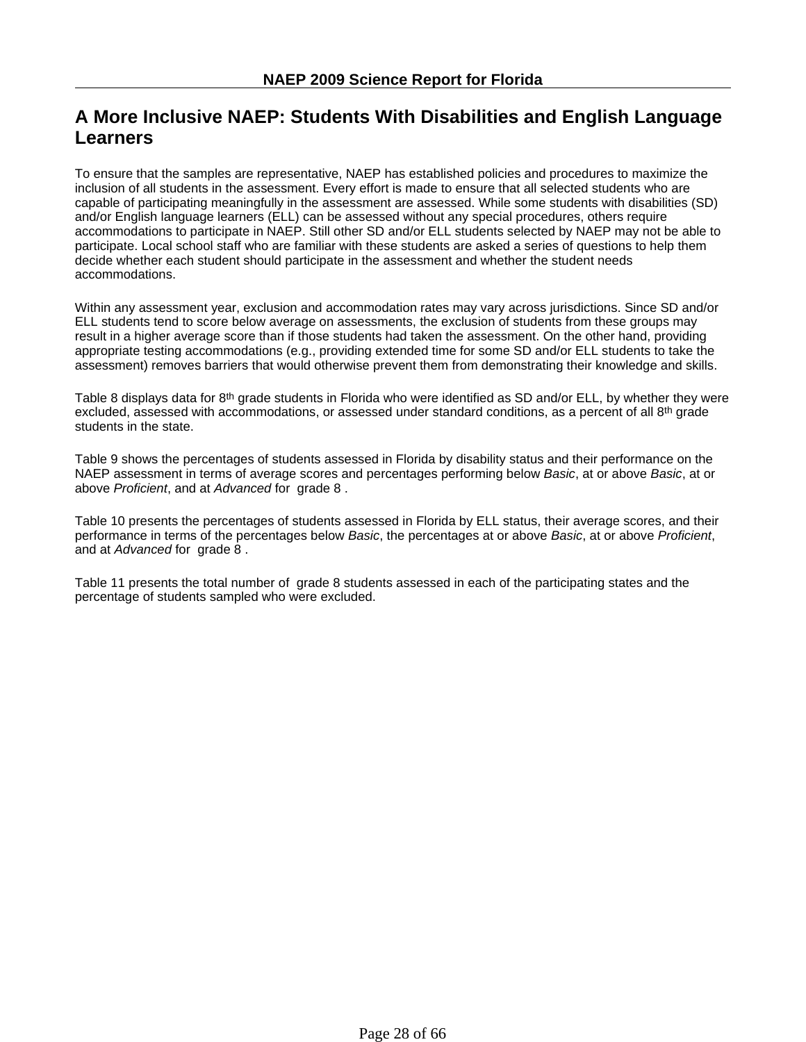# A More Inclusive NAEP: Students With Disabilities and English Language Learners

To ensure that the samples are representative, NAEP has established policies and procedures to maximize the inclusion of all students in the assessment. Every effort is made to ensure that all selected students who are capable of participating meaningfully in the assessment are assessed. While some students with disabilities (SD) and/or English language learners (ELL) can be assessed without any special procedures, others require accommodations to participate in NAEP. Still other SD and/or ELL students selected by NAEP may not be able to participate. Local school staff who are familiar with these students are asked a series of questions to help them decide whether each student should participate in the assessment and whether the student needs accommodations.

Within any assessment year, exclusion and accommodation rates may vary across jurisdictions. Since SD and/or ELL students tend to score below average on assessments, the exclusion of students from these groups may result in a higher average score than if those students had taken the assessment. On the other hand, providing appropriate testing accommodations (e.g., providing extended time for some SD and/or ELL students to take the assessment) removes barriers that would otherwise prevent them from demonstrating their knowledge and skills.

Table 8 displays data for 8th grade students in Florida who were identified as SD and/or ELL, by whether they were excluded, assessed with accommodations, or assessed under standard conditions, as a percent of all 8th grade students in the state.

Table 9 shows the percentages of students assessed in Florida by disability status and their performance on the NAEP assessment in terms of average scores and percentages performing below *Basic*, at or above *Basic*, at or above *Proficient*, and at *Advanced* for grade 8 .

Table 10 presents the percentages of students assessed in Florida by ELL status, their average scores, and their performance in terms of the percentages below *Basic*, the percentages at or above *Basic*, at or above *Proficient*, and at *Advanced* for grade 8 .

Table 11 presents the total number of grade 8 students assessed in each of the participating states and the percentage of students sampled who were excluded.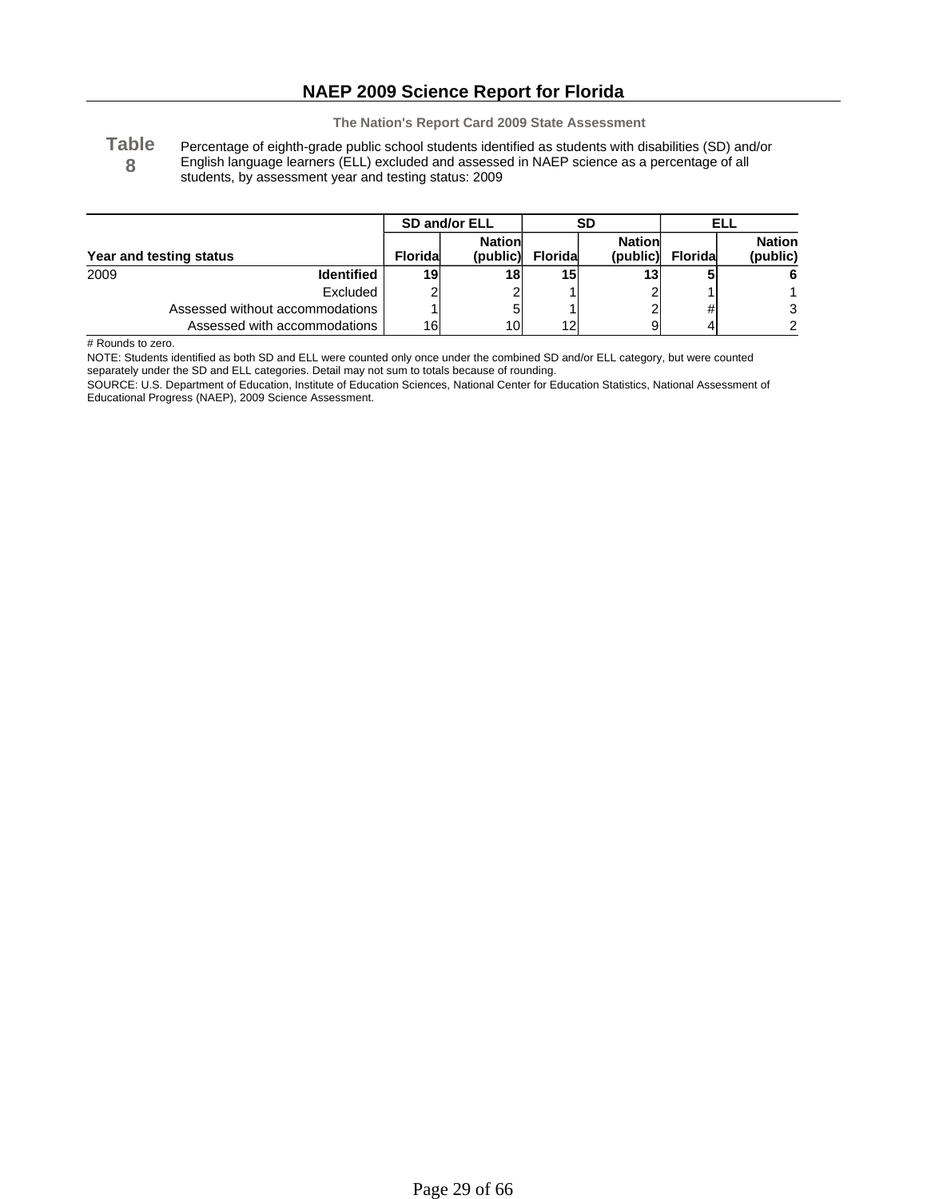# NAEP 2009 Science Report for Florida

**The Nation's Report Card 2009 State Assessment**

**Table 8**

Percentage of eighth-grade public school students identified as students with disabilities (SD) and/or English language learners (ELL) excluded and assessed in NAEP science as a percentage of all students, by assessment year and testing status: 2009

| Year and testing status | | SD and/or ELL | | SD | | ELL | |
|---|---|---|---|---|---|---|---|
| | | Florida | Nation (public) | Florida | Nation (public) | Florida | Nation (public) |
| 2009 | **Identified** | **19** | **18** | **15** | **13** | **5** | **6** |
| | Excluded | 2 | 2 | 1 | 2 | 1 | 1 |
| | Assessed without accommodations | 1 | 5 | 1 | 2 | # | 3 |
| | Assessed with accommodations | 16 | 10 | 12 | 9 | 4 | 2 |

# Rounds to zero.

NOTE: Students identified as both SD and ELL were counted only once under the combined SD and/or ELL category, but were counted separately under the SD and ELL categories. Detail may not sum to totals because of rounding.

SOURCE: U.S. Department of Education, Institute of Education Sciences, National Center for Education Statistics, National Assessment of Educational Progress (NAEP), 2009 Science Assessment.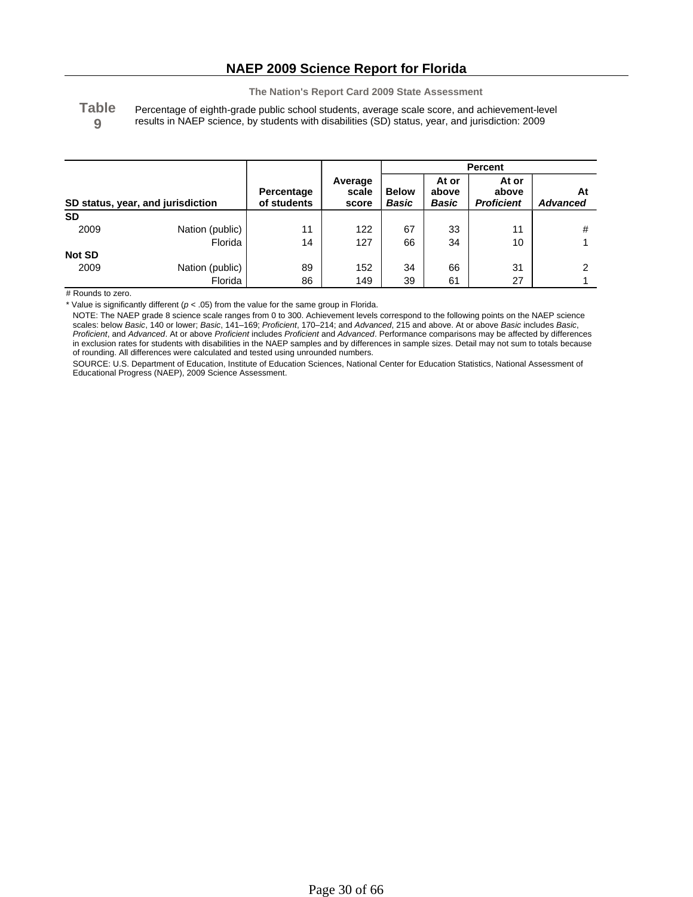# NAEP 2009 Science Report for Florida

**The Nation's Report Card 2009 State Assessment**

**Table 9** Percentage of eighth-grade public school students, average scale score, and achievement-level results in NAEP science, by students with disabilities (SD) status, year, and jurisdiction: 2009

| SD status, year, and jurisdiction | | Percentage of students | Average scale score | Percent | | | |
|---|---|---|---|---|---|---|---|
| | | | | Below *Basic* | At or above *Basic* | At or above *Proficient* | At *Advanced* |
| **SD** | | | | | | | |
| 2009 | Nation (public) | 11 | 122 | 67 | 33 | 11 | # |
| | Florida | 14 | 127 | 66 | 34 | 10 | 1 |
| **Not SD** | | | | | | | |
| 2009 | Nation (public) | 89 | 152 | 34 | 66 | 31 | 2 |
| | Florida | 86 | 149 | 39 | 61 | 27 | 1 |

# Rounds to zero.

* Value is significantly different ($p < .05$) from the value for the same group in Florida.

NOTE: The NAEP grade 8 science scale ranges from 0 to 300. Achievement levels correspond to the following points on the NAEP science scales: below *Basic*, 140 or lower; *Basic*, 141–169; *Proficient*, 170–214; and *Advanced*, 215 and above. At or above *Basic* includes *Basic*, *Proficient*, and *Advanced*. At or above *Proficient* includes *Proficient* and *Advanced*. Performance comparisons may be affected by differences in exclusion rates for students with disabilities in the NAEP samples and by differences in sample sizes. Detail may not sum to totals because of rounding. All differences were calculated and tested using unrounded numbers.

SOURCE: U.S. Department of Education, Institute of Education Sciences, National Center for Education Statistics, National Assessment of Educational Progress (NAEP), 2009 Science Assessment.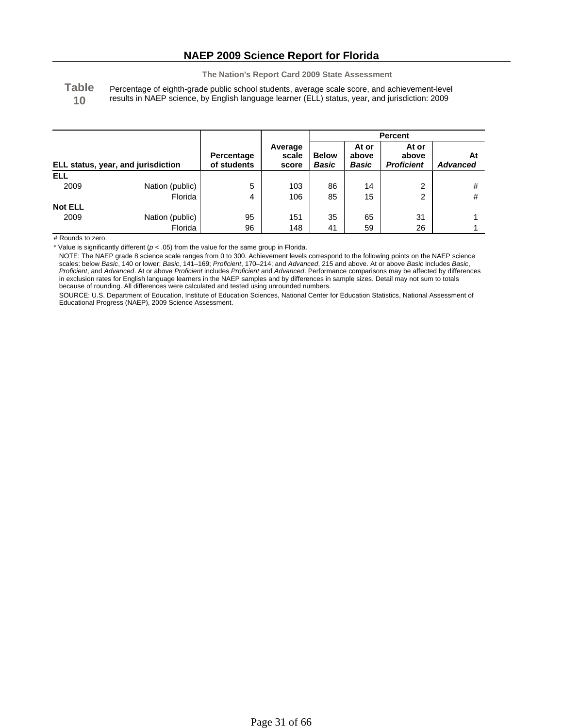# NAEP 2009 Science Report for Florida

**The Nation's Report Card 2009 State Assessment**

**Table 10** Percentage of eighth-grade public school students, average scale score, and achievement-level results in NAEP science, by English language learner (ELL) status, year, and jurisdiction: 2009

| ELL status, year, and jurisdiction | | Percentage of students | Average scale score | Percent | | | |
|---|---|---|---|---|---|---|---|
| | | | | Below *Basic* | At or above *Basic* | At or above *Proficient* | At *Advanced* |
| **ELL** | | | | | | | |
| 2009 | Nation (public) | 5 | 103 | 86 | 14 | 2 | # |
| | Florida | 4 | 106 | 85 | 15 | 2 | # |
| **Not ELL** | | | | | | | |
| 2009 | Nation (public) | 95 | 151 | 35 | 65 | 31 | 1 |
| | Florida | 96 | 148 | 41 | 59 | 26 | 1 |

# Rounds to zero.

* Value is significantly different ($p < .05$) from the value for the same group in Florida.

NOTE: The NAEP grade 8 science scale ranges from 0 to 300. Achievement levels correspond to the following points on the NAEP science scales: below *Basic*, 140 or lower; *Basic*, 141–169; *Proficient*, 170–214; and *Advanced*, 215 and above. At or above *Basic* includes *Basic*, *Proficient*, and *Advanced*. At or above *Proficient* includes *Proficient* and *Advanced*. Performance comparisons may be affected by differences in exclusion rates for English language learners in the NAEP samples and by differences in sample sizes. Detail may not sum to totals because of rounding. All differences were calculated and tested using unrounded numbers.

SOURCE: U.S. Department of Education, Institute of Education Sciences, National Center for Education Statistics, National Assessment of Educational Progress (NAEP), 2009 Science Assessment.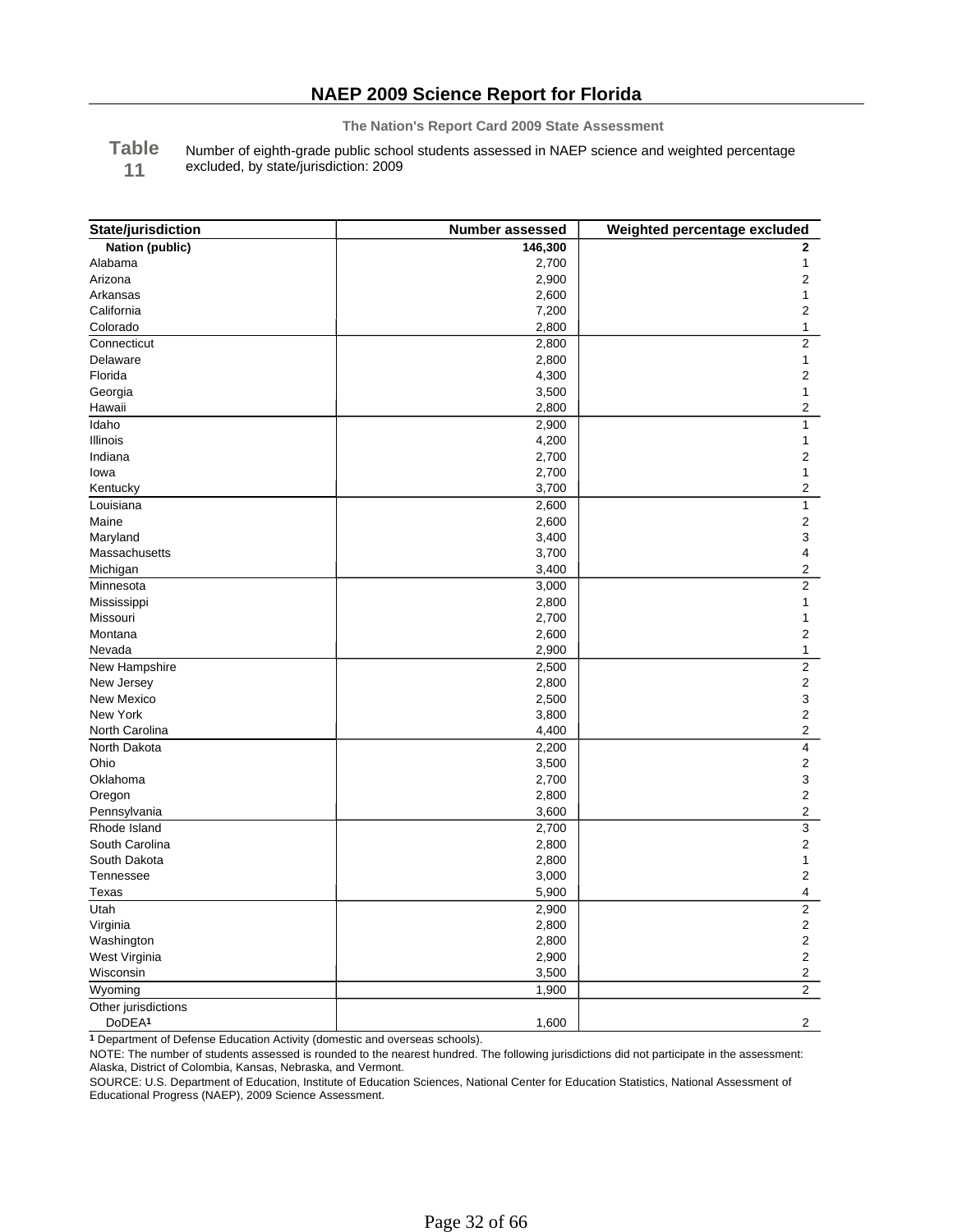# NAEP 2009 Science Report for Florida

**The Nation's Report Card 2009 State Assessment**

**Table 11** Number of eighth-grade public school students assessed in NAEP science and weighted percentage excluded, by state/jurisdiction: 2009

| State/jurisdiction | Number assessed | Weighted percentage excluded |
|---|---|---|
| **Nation (public)** | **146,300** | **2** |
| Alabama | 2,700 | 1 |
| Arizona | 2,900 | 2 |
| Arkansas | 2,600 | 1 |
| California | 7,200 | 2 |
| Colorado | 2,800 | 1 |
| Connecticut | 2,800 | 2 |
| Delaware | 2,800 | 1 |
| Florida | 4,300 | 2 |
| Georgia | 3,500 | 1 |
| Hawaii | 2,800 | 2 |
| Idaho | 2,900 | 1 |
| Illinois | 4,200 | 1 |
| Indiana | 2,700 | 2 |
| Iowa | 2,700 | 1 |
| Kentucky | 3,700 | 2 |
| Louisiana | 2,600 | 1 |
| Maine | 2,600 | 2 |
| Maryland | 3,400 | 3 |
| Massachusetts | 3,700 | 4 |
| Michigan | 3,400 | 2 |
| Minnesota | 3,000 | 2 |
| Mississippi | 2,800 | 1 |
| Missouri | 2,700 | 1 |
| Montana | 2,600 | 2 |
| Nevada | 2,900 | 1 |
| New Hampshire | 2,500 | 2 |
| New Jersey | 2,800 | 2 |
| New Mexico | 2,500 | 3 |
| New York | 3,800 | 2 |
| North Carolina | 4,400 | 2 |
| North Dakota | 2,200 | 4 |
| Ohio | 3,500 | 2 |
| Oklahoma | 2,700 | 3 |
| Oregon | 2,800 | 2 |
| Pennsylvania | 3,600 | 2 |
| Rhode Island | 2,700 | 3 |
| South Carolina | 2,800 | 2 |
| South Dakota | 2,800 | 1 |
| Tennessee | 3,000 | 2 |
| Texas | 5,900 | 4 |
| Utah | 2,900 | 2 |
| Virginia | 2,800 | 2 |
| Washington | 2,800 | 2 |
| West Virginia | 2,900 | 2 |
| Wisconsin | 3,500 | 2 |
| Wyoming | 1,900 | 2 |
| Other jurisdictions | | |
| DoDEA[1] | 1,600 | 2 |

[1] Department of Defense Education Activity (domestic and overseas schools).

NOTE: The number of students assessed is rounded to the nearest hundred. The following jurisdictions did not participate in the assessment: Alaska, District of Colombia, Kansas, Nebraska, and Vermont.

SOURCE: U.S. Department of Education, Institute of Education Sciences, National Center for Education Statistics, National Assessment of Educational Progress (NAEP), 2009 Science Assessment.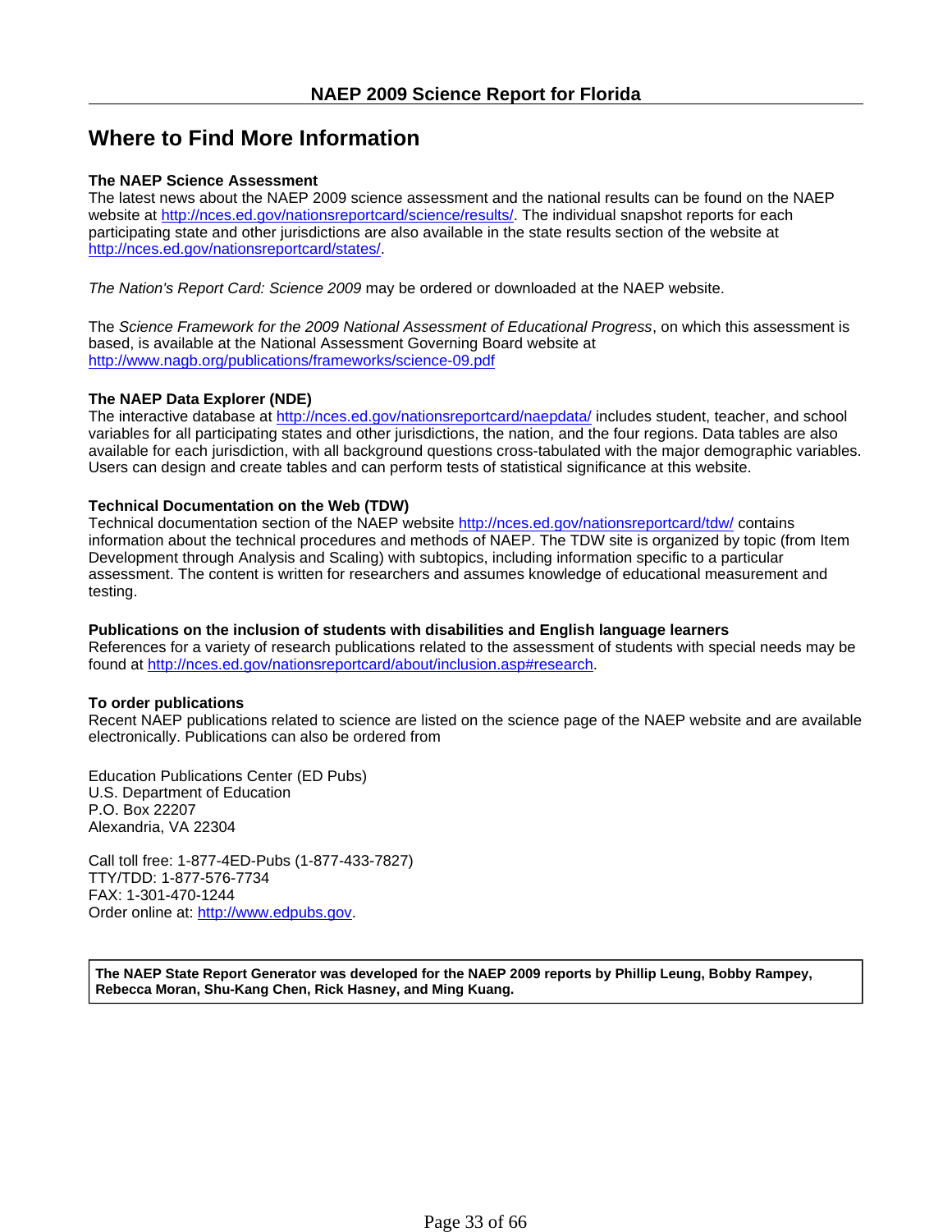# Where to Find More Information

**The NAEP Science Assessment**
The latest news about the NAEP 2009 science assessment and the national results can be found on the NAEP website at http://nces.ed.gov/nationsreportcard/science/results/. The individual snapshot reports for each participating state and other jurisdictions are also available in the state results section of the website at http://nces.ed.gov/nationsreportcard/states/.

*The Nation's Report Card: Science 2009* may be ordered or downloaded at the NAEP website.

The *Science Framework for the 2009 National Assessment of Educational Progress*, on which this assessment is based, is available at the National Assessment Governing Board website at http://www.nagb.org/publications/frameworks/science-09.pdf

**The NAEP Data Explorer (NDE)**
The interactive database at http://nces.ed.gov/nationsreportcard/naepdata/ includes student, teacher, and school variables for all participating states and other jurisdictions, the nation, and the four regions. Data tables are also available for each jurisdiction, with all background questions cross-tabulated with the major demographic variables. Users can design and create tables and can perform tests of statistical significance at this website.

**Technical Documentation on the Web (TDW)**
Technical documentation section of the NAEP website http://nces.ed.gov/nationsreportcard/tdw/ contains information about the technical procedures and methods of NAEP. The TDW site is organized by topic (from Item Development through Analysis and Scaling) with subtopics, including information specific to a particular assessment. The content is written for researchers and assumes knowledge of educational measurement and testing.

**Publications on the inclusion of students with disabilities and English language learners**
References for a variety of research publications related to the assessment of students with special needs may be found at http://nces.ed.gov/nationsreportcard/about/inclusion.asp#research.

**To order publications**
Recent NAEP publications related to science are listed on the science page of the NAEP website and are available electronically. Publications can also be ordered from

Education Publications Center (ED Pubs)
U.S. Department of Education
P.O. Box 22207
Alexandria, VA 22304

Call toll free: 1-877-4ED-Pubs (1-877-433-7827)
TTY/TDD: 1-877-576-7734
FAX: 1-301-470-1244
Order online at: http://www.edpubs.gov.

**The NAEP State Report Generator was developed for the NAEP 2009 reports by Phillip Leung, Bobby Rampey, Rebecca Moran, Shu-Kang Chen, Rick Hasney, and Ming Kuang.**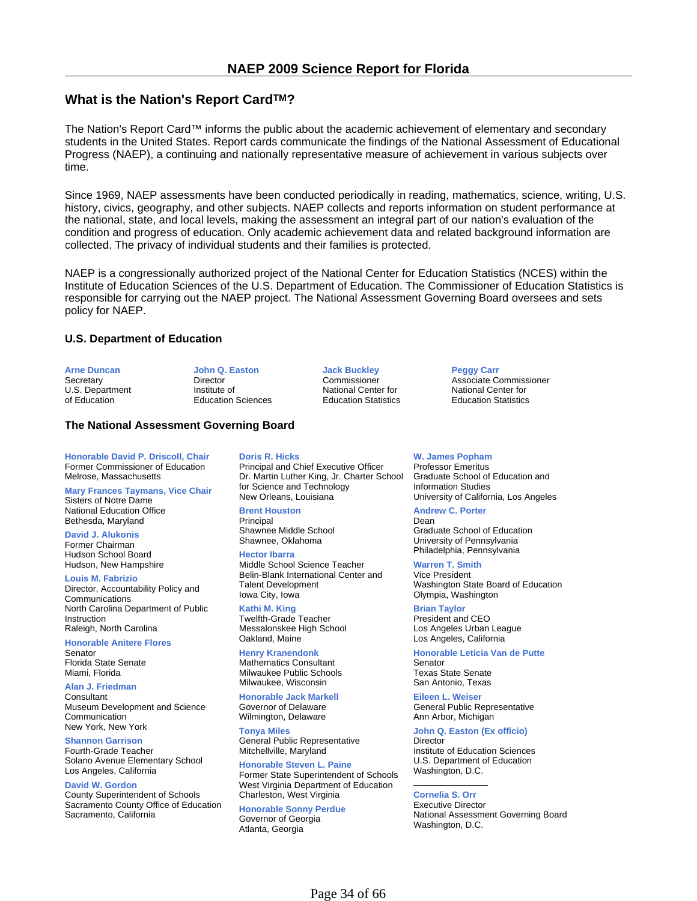## What is the Nation's Report Card™?

The Nation's Report Card™ informs the public about the academic achievement of elementary and secondary students in the United States. Report cards communicate the findings of the National Assessment of Educational Progress (NAEP), a continuing and nationally representative measure of achievement in various subjects over time.

Since 1969, NAEP assessments have been conducted periodically in reading, mathematics, science, writing, U.S. history, civics, geography, and other subjects. NAEP collects and reports information on student performance at the national, state, and local levels, making the assessment an integral part of our nation's evaluation of the condition and progress of education. Only academic achievement data and related background information are collected. The privacy of individual students and their families is protected.

NAEP is a congressionally authorized project of the National Center for Education Statistics (NCES) within the Institute of Education Sciences of the U.S. Department of Education. The Commissioner of Education Statistics is responsible for carrying out the NAEP project. The National Assessment Governing Board oversees and sets policy for NAEP.

### U.S. Department of Education

**Arne Duncan**
Secretary
U.S. Department of Education

**John Q. Easton**
Director
Institute of Education Sciences

**Jack Buckley**
Commissioner
National Center for Education Statistics

**Peggy Carr**
Associate Commissioner
National Center for Education Statistics

### The National Assessment Governing Board

**Honorable David P. Driscoll, Chair**
Former Commissioner of Education
Melrose, Massachusetts

**Mary Frances Taymans, Vice Chair**
Sisters of Notre Dame
National Education Office
Bethesda, Maryland

**David J. Alukonis**
Former Chairman
Hudson School Board
Hudson, New Hampshire

**Louis M. Fabrizio**
Director, Accountability Policy and Communications
North Carolina Department of Public Instruction
Raleigh, North Carolina

**Honorable Anitere Flores**
Senator
Florida State Senate
Miami, Florida

**Alan J. Friedman**
Consultant
Museum Development and Science Communication
New York, New York

**Shannon Garrison**
Fourth-Grade Teacher
Solano Avenue Elementary School
Los Angeles, California

**David W. Gordon**
County Superintendent of Schools
Sacramento County Office of Education
Sacramento, California

**Doris R. Hicks**
Principal and Chief Executive Officer
Dr. Martin Luther King, Jr. Charter School for Science and Technology
New Orleans, Louisiana

**Brent Houston**
Principal
Shawnee Middle School
Shawnee, Oklahoma

**Hector Ibarra**
Middle School Science Teacher
Belin-Blank International Center and Talent Development
Iowa City, Iowa

**Kathi M. King**
Twelfth-Grade Teacher
Messalonskee High School
Oakland, Maine

**Henry Kranendonk**
Mathematics Consultant
Milwaukee Public Schools
Milwaukee, Wisconsin

**Honorable Jack Markell**
Governor of Delaware
Wilmington, Delaware

**Tonya Miles**
General Public Representative
Mitchellville, Maryland

**Honorable Steven L. Paine**
Former State Superintendent of Schools
West Virginia Department of Education
Charleston, West Virginia

**Honorable Sonny Perdue**
Governor of Georgia
Atlanta, Georgia

**W. James Popham**
Professor Emeritus
Graduate School of Education and Information Studies
University of California, Los Angeles

**Andrew C. Porter**
Dean
Graduate School of Education
University of Pennsylvania
Philadelphia, Pennsylvania

**Warren T. Smith**
Vice President
Washington State Board of Education
Olympia, Washington

**Brian Taylor**
President and CEO
Los Angeles Urban League
Los Angeles, California

**Honorable Leticia Van de Putte**
Senator
Texas State Senate
San Antonio, Texas

**Eileen L. Weiser**
General Public Representative
Ann Arbor, Michigan

**John Q. Easton (Ex officio)**
Director
Institute of Education Sciences
U.S. Department of Education
Washington, D.C.

---

**Cornelia S. Orr**
Executive Director
National Assessment Governing Board
Washington, D.C.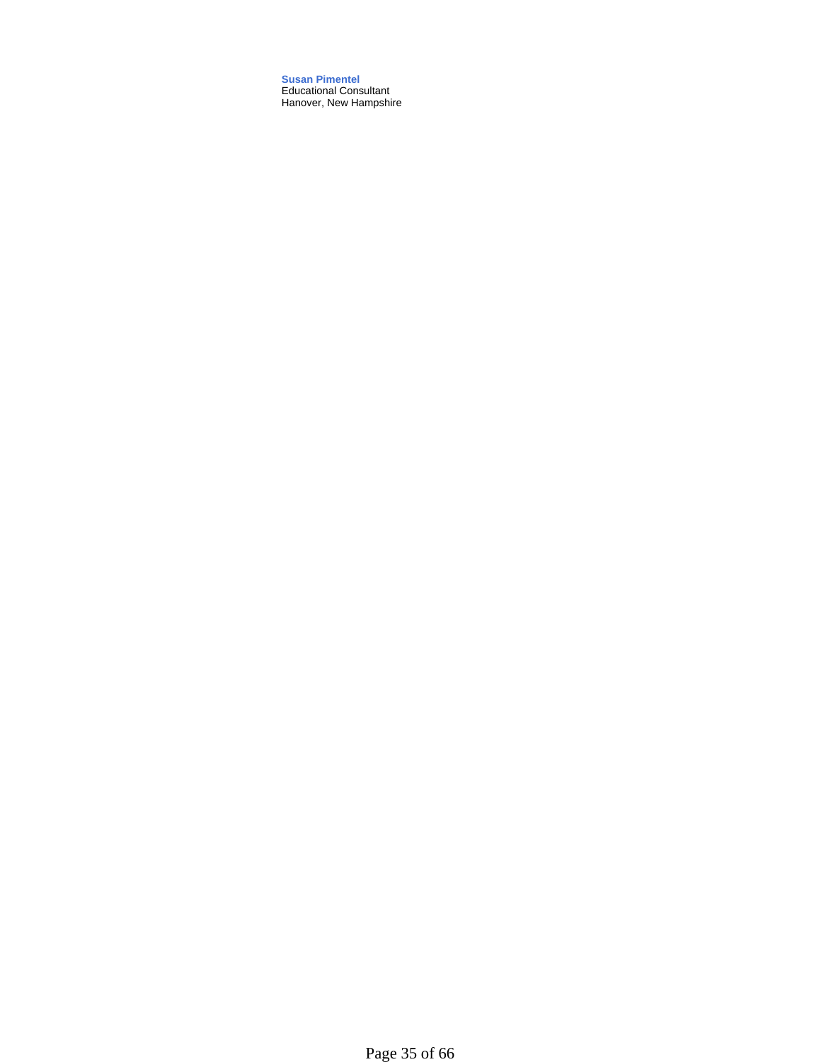**Susan Pimentel**
Educational Consultant
Hanover, New Hampshire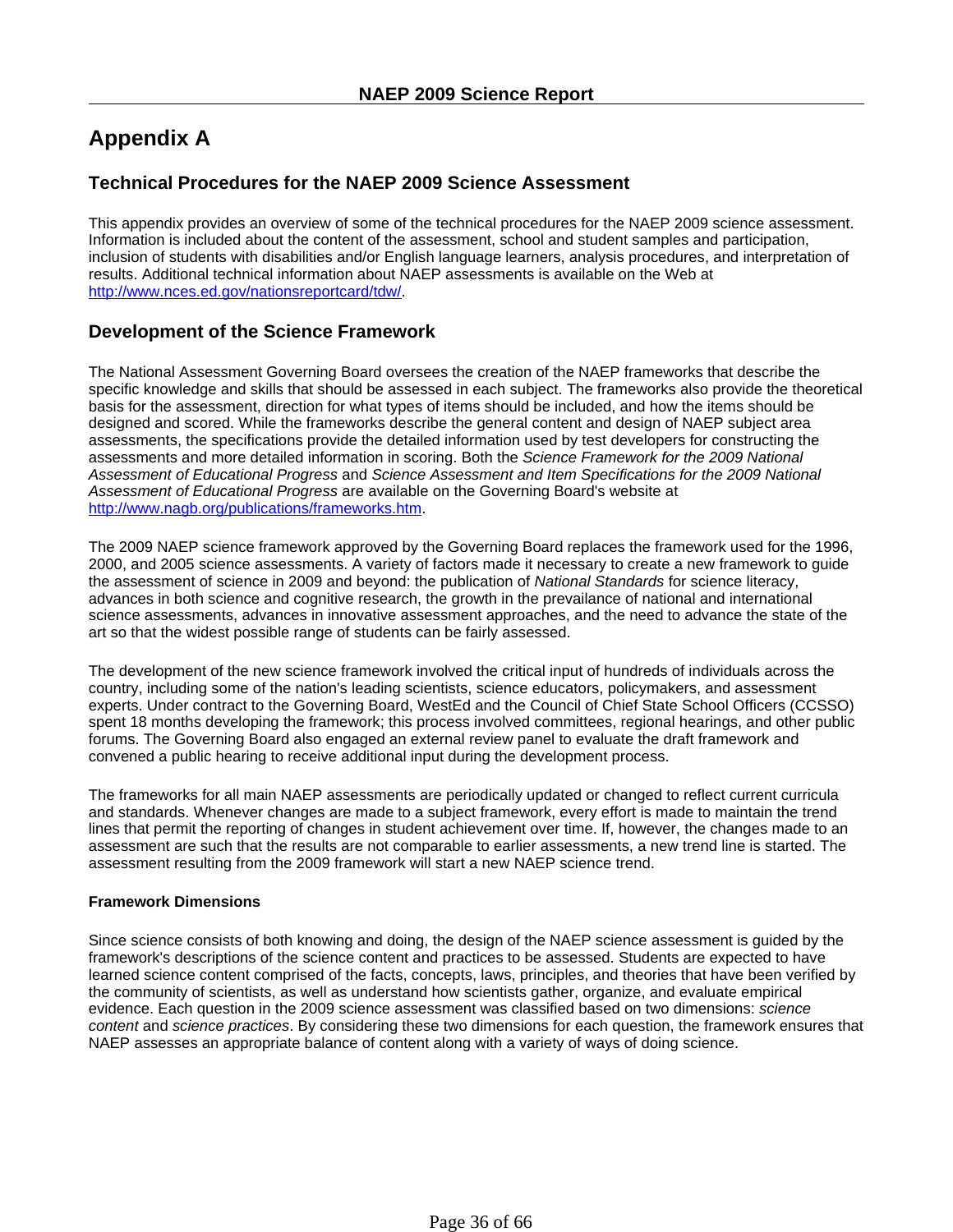# Appendix A

## Technical Procedures for the NAEP 2009 Science Assessment

This appendix provides an overview of some of the technical procedures for the NAEP 2009 science assessment. Information is included about the content of the assessment, school and student samples and participation, inclusion of students with disabilities and/or English language learners, analysis procedures, and interpretation of results. Additional technical information about NAEP assessments is available on the Web at [http://www.nces.ed.gov/nationsreportcard/tdw/](http://www.nces.ed.gov/nationsreportcard/tdw/).

## Development of the Science Framework

The National Assessment Governing Board oversees the creation of the NAEP frameworks that describe the specific knowledge and skills that should be assessed in each subject. The frameworks also provide the theoretical basis for the assessment, direction for what types of items should be included, and how the items should be designed and scored. While the frameworks describe the general content and design of NAEP subject area assessments, the specifications provide the detailed information used by test developers for constructing the assessments and more detailed information in scoring. Both the *Science Framework for the 2009 National Assessment of Educational Progress* and *Science Assessment and Item Specifications for the 2009 National Assessment of Educational Progress* are available on the Governing Board's website at [http://www.nagb.org/publications/frameworks.htm](http://www.nagb.org/publications/frameworks.htm).

The 2009 NAEP science framework approved by the Governing Board replaces the framework used for the 1996, 2000, and 2005 science assessments. A variety of factors made it necessary to create a new framework to guide the assessment of science in 2009 and beyond: the publication of *National Standards* for science literacy, advances in both science and cognitive research, the growth in the prevailance of national and international science assessments, advances in innovative assessment approaches, and the need to advance the state of the art so that the widest possible range of students can be fairly assessed.

The development of the new science framework involved the critical input of hundreds of individuals across the country, including some of the nation's leading scientists, science educators, policymakers, and assessment experts. Under contract to the Governing Board, WestEd and the Council of Chief State School Officers (CCSSO) spent 18 months developing the framework; this process involved committees, regional hearings, and other public forums. The Governing Board also engaged an external review panel to evaluate the draft framework and convened a public hearing to receive additional input during the development process.

The frameworks for all main NAEP assessments are periodically updated or changed to reflect current curricula and standards. Whenever changes are made to a subject framework, every effort is made to maintain the trend lines that permit the reporting of changes in student achievement over time. If, however, the changes made to an assessment are such that the results are not comparable to earlier assessments, a new trend line is started. The assessment resulting from the 2009 framework will start a new NAEP science trend.

#### Framework Dimensions

Since science consists of both knowing and doing, the design of the NAEP science assessment is guided by the framework's descriptions of the science content and practices to be assessed. Students are expected to have learned science content comprised of the facts, concepts, laws, principles, and theories that have been verified by the community of scientists, as well as understand how scientists gather, organize, and evaluate empirical evidence. Each question in the 2009 science assessment was classified based on two dimensions: *science content* and *science practices*. By considering these two dimensions for each question, the framework ensures that NAEP assesses an appropriate balance of content along with a variety of ways of doing science.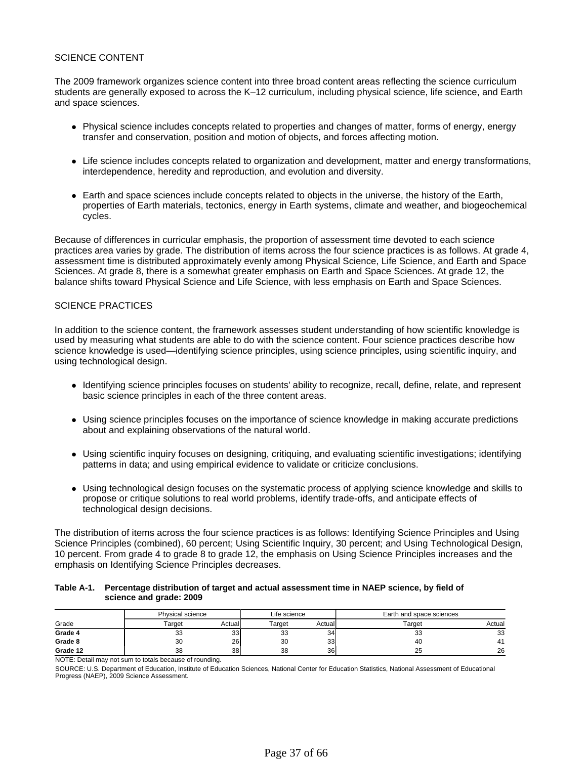## SCIENCE CONTENT

The 2009 framework organizes science content into three broad content areas reflecting the science curriculum students are generally exposed to across the K–12 curriculum, including physical science, life science, and Earth and space sciences.

- Physical science includes concepts related to properties and changes of matter, forms of energy, energy transfer and conservation, position and motion of objects, and forces affecting motion.
- Life science includes concepts related to organization and development, matter and energy transformations, interdependence, heredity and reproduction, and evolution and diversity.
- Earth and space sciences include concepts related to objects in the universe, the history of the Earth, properties of Earth materials, tectonics, energy in Earth systems, climate and weather, and biogeochemical cycles.

Because of differences in curricular emphasis, the proportion of assessment time devoted to each science practices area varies by grade. The distribution of items across the four science practices is as follows. At grade 4, assessment time is distributed approximately evenly among Physical Science, Life Science, and Earth and Space Sciences. At grade 8, there is a somewhat greater emphasis on Earth and Space Sciences. At grade 12, the balance shifts toward Physical Science and Life Science, with less emphasis on Earth and Space Sciences.

## SCIENCE PRACTICES

In addition to the science content, the framework assesses student understanding of how scientific knowledge is used by measuring what students are able to do with the science content. Four science practices describe how science knowledge is used—identifying science principles, using science principles, using scientific inquiry, and using technological design.

- Identifying science principles focuses on students' ability to recognize, recall, define, relate, and represent basic science principles in each of the three content areas.
- Using science principles focuses on the importance of science knowledge in making accurate predictions about and explaining observations of the natural world.
- Using scientific inquiry focuses on designing, critiquing, and evaluating scientific investigations; identifying patterns in data; and using empirical evidence to validate or criticize conclusions.
- Using technological design focuses on the systematic process of applying science knowledge and skills to propose or critique solutions to real world problems, identify trade-offs, and anticipate effects of technological design decisions.

The distribution of items across the four science practices is as follows: Identifying Science Principles and Using Science Principles (combined), 60 percent; Using Scientific Inquiry, 30 percent; and Using Technological Design, 10 percent. From grade 4 to grade 8 to grade 12, the emphasis on Using Science Principles increases and the emphasis on Identifying Science Principles decreases.

**Table A-1. Percentage distribution of target and actual assessment time in NAEP science, by field of science and grade: 2009**

| Grade | Physical science | | Life science | | Earth and space sciences | |
|---|---|---|---|---|---|---|
| | Target | Actual | Target | Actual | Target | Actual |
| **Grade 4** | 33 | 33 | 33 | 34 | 33 | 33 |
| **Grade 8** | 30 | 26 | 30 | 33 | 40 | 41 |
| **Grade 12** | 38 | 38 | 38 | 36 | 25 | 26 |

NOTE: Detail may not sum to totals because of rounding.

SOURCE: U.S. Department of Education, Institute of Education Sciences, National Center for Education Statistics, National Assessment of Educational Progress (NAEP), 2009 Science Assessment.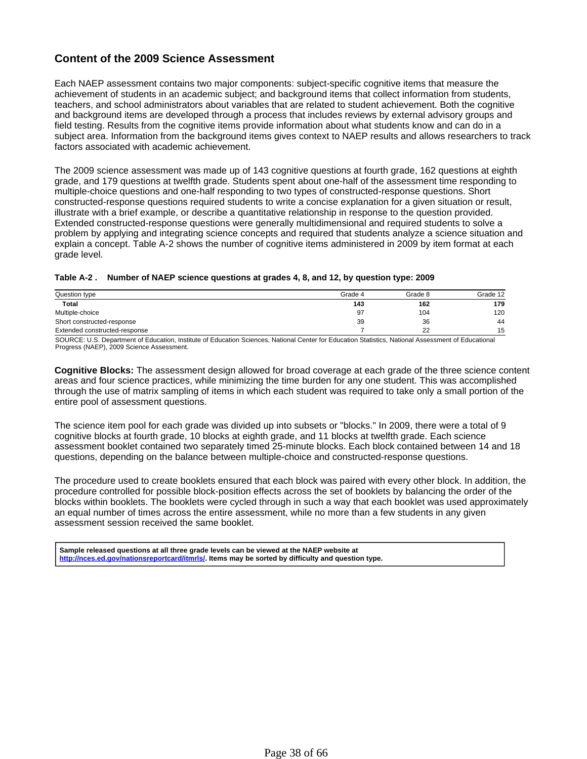## Content of the 2009 Science Assessment

Each NAEP assessment contains two major components: subject-specific cognitive items that measure the achievement of students in an academic subject; and background items that collect information from students, teachers, and school administrators about variables that are related to student achievement. Both the cognitive and background items are developed through a process that includes reviews by external advisory groups and field testing. Results from the cognitive items provide information about what students know and can do in a subject area. Information from the background items gives context to NAEP results and allows researchers to track factors associated with academic achievement.

The 2009 science assessment was made up of 143 cognitive questions at fourth grade, 162 questions at eighth grade, and 179 questions at twelfth grade. Students spent about one-half of the assessment time responding to multiple-choice questions and one-half responding to two types of constructed-response questions. Short constructed-response questions required students to write a concise explanation for a given situation or result, illustrate with a brief example, or describe a quantitative relationship in response to the question provided. Extended constructed-response questions were generally multidimensional and required students to solve a problem by applying and integrating science concepts and required that students analyze a science situation and explain a concept. Table A-2 shows the number of cognitive items administered in 2009 by item format at each grade level.

**Table A-2 . Number of NAEP science questions at grades 4, 8, and 12, by question type: 2009**

| Question type | Grade 4 | Grade 8 | Grade 12 |
|---|---|---|---|
| **Total** | **143** | **162** | **179** |
| Multiple-choice | 97 | 104 | 120 |
| Short constructed-response | 39 | 36 | 44 |
| Extended constructed-response | 7 | 22 | 15 |

SOURCE: U.S. Department of Education, Institute of Education Sciences, National Center for Education Statistics, National Assessment of Educational Progress (NAEP), 2009 Science Assessment.

**Cognitive Blocks:** The assessment design allowed for broad coverage at each grade of the three science content areas and four science practices, while minimizing the time burden for any one student. This was accomplished through the use of matrix sampling of items in which each student was required to take only a small portion of the entire pool of assessment questions.

The science item pool for each grade was divided up into subsets or "blocks." In 2009, there were a total of 9 cognitive blocks at fourth grade, 10 blocks at eighth grade, and 11 blocks at twelfth grade. Each science assessment booklet contained two separately timed 25-minute blocks. Each block contained between 14 and 18 questions, depending on the balance between multiple-choice and constructed-response questions.

The procedure used to create booklets ensured that each block was paired with every other block. In addition, the procedure controlled for possible block-position effects across the set of booklets by balancing the order of the blocks within booklets. The booklets were cycled through in such a way that each booklet was used approximately an equal number of times across the entire assessment, while no more than a few students in any given assessment session received the same booklet.

**Sample released questions at all three grade levels can be viewed at the NAEP website at [http://nces.ed.gov/nationsreportcard/itmrls/](http://nces.ed.gov/nationsreportcard/itmrls/). Items may be sorted by difficulty and question type.**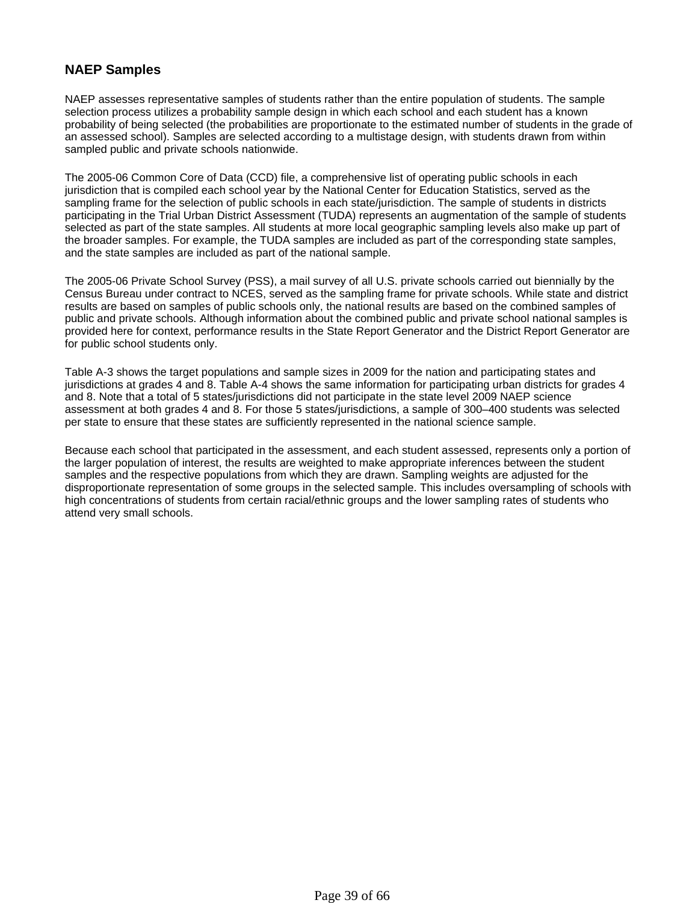## NAEP Samples

NAEP assesses representative samples of students rather than the entire population of students. The sample selection process utilizes a probability sample design in which each school and each student has a known probability of being selected (the probabilities are proportionate to the estimated number of students in the grade of an assessed school). Samples are selected according to a multistage design, with students drawn from within sampled public and private schools nationwide.

The 2005-06 Common Core of Data (CCD) file, a comprehensive list of operating public schools in each jurisdiction that is compiled each school year by the National Center for Education Statistics, served as the sampling frame for the selection of public schools in each state/jurisdiction. The sample of students in districts participating in the Trial Urban District Assessment (TUDA) represents an augmentation of the sample of students selected as part of the state samples. All students at more local geographic sampling levels also make up part of the broader samples. For example, the TUDA samples are included as part of the corresponding state samples, and the state samples are included as part of the national sample.

The 2005-06 Private School Survey (PSS), a mail survey of all U.S. private schools carried out biennially by the Census Bureau under contract to NCES, served as the sampling frame for private schools. While state and district results are based on samples of public schools only, the national results are based on the combined samples of public and private schools. Although information about the combined public and private school national samples is provided here for context, performance results in the State Report Generator and the District Report Generator are for public school students only.

Table A-3 shows the target populations and sample sizes in 2009 for the nation and participating states and jurisdictions at grades 4 and 8. Table A-4 shows the same information for participating urban districts for grades 4 and 8. Note that a total of 5 states/jurisdictions did not participate in the state level 2009 NAEP science assessment at both grades 4 and 8. For those 5 states/jurisdictions, a sample of 300–400 students was selected per state to ensure that these states are sufficiently represented in the national science sample.

Because each school that participated in the assessment, and each student assessed, represents only a portion of the larger population of interest, the results are weighted to make appropriate inferences between the student samples and the respective populations from which they are drawn. Sampling weights are adjusted for the disproportionate representation of some groups in the selected sample. This includes oversampling of schools with high concentrations of students from certain racial/ethnic groups and the lower sampling rates of students who attend very small schools.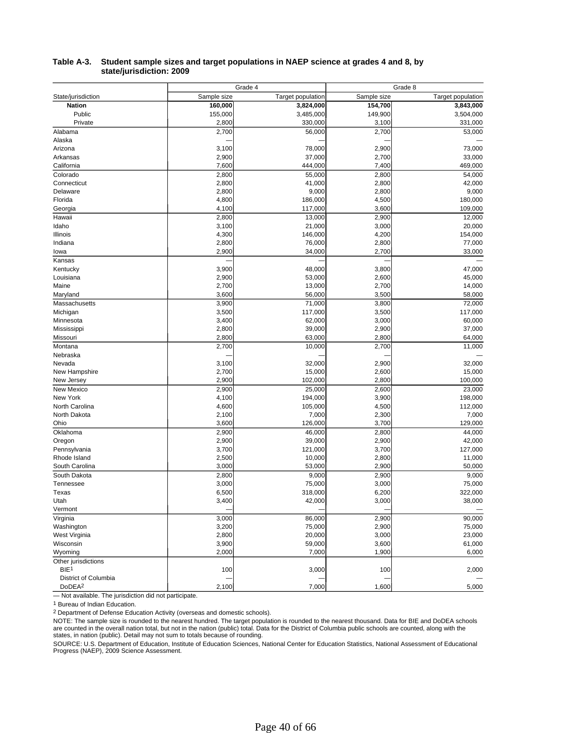**Table A-3. Student sample sizes and target populations in NAEP science at grades 4 and 8, by state/jurisdiction: 2009**

| State/jurisdiction | Grade 4 | | Grade 8 | |
|---|---|---|---|---|
| | Sample size | Target population | Sample size | Target population |
| **Nation** | **160,000** | **3,824,000** | **154,700** | **3,843,000** |
| Public | 155,000 | 3,485,000 | 149,900 | 3,504,000 |
| Private | 2,800 | 330,000 | 3,100 | 331,000 |
| Alabama | 2,700 | 56,000 | 2,700 | 53,000 |
| Alaska | — | — | — | — |
| Arizona | 3,100 | 78,000 | 2,900 | 73,000 |
| Arkansas | 2,900 | 37,000 | 2,700 | 33,000 |
| California | 7,600 | 444,000 | 7,400 | 469,000 |
| Colorado | 2,800 | 55,000 | 2,800 | 54,000 |
| Connecticut | 2,800 | 41,000 | 2,800 | 42,000 |
| Delaware | 2,800 | 9,000 | 2,800 | 9,000 |
| Florida | 4,800 | 186,000 | 4,500 | 180,000 |
| Georgia | 4,100 | 117,000 | 3,600 | 109,000 |
| Hawaii | 2,800 | 13,000 | 2,900 | 12,000 |
| Idaho | 3,100 | 21,000 | 3,000 | 20,000 |
| Illinois | 4,300 | 146,000 | 4,200 | 154,000 |
| Indiana | 2,800 | 76,000 | 2,800 | 77,000 |
| Iowa | 2,900 | 34,000 | 2,700 | 33,000 |
| Kansas | — | — | — | — |
| Kentucky | 3,900 | 48,000 | 3,800 | 47,000 |
| Louisiana | 2,900 | 53,000 | 2,600 | 45,000 |
| Maine | 2,700 | 13,000 | 2,700 | 14,000 |
| Maryland | 3,600 | 56,000 | 3,500 | 58,000 |
| Massachusetts | 3,900 | 71,000 | 3,800 | 72,000 |
| Michigan | 3,500 | 117,000 | 3,500 | 117,000 |
| Minnesota | 3,400 | 62,000 | 3,000 | 60,000 |
| Mississippi | 2,800 | 39,000 | 2,900 | 37,000 |
| Missouri | 2,800 | 63,000 | 2,800 | 64,000 |
| Montana | 2,700 | 10,000 | 2,700 | 11,000 |
| Nebraska | — | — | — | — |
| Nevada | 3,100 | 32,000 | 2,900 | 32,000 |
| New Hampshire | 2,700 | 15,000 | 2,600 | 15,000 |
| New Jersey | 2,900 | 102,000 | 2,800 | 100,000 |
| New Mexico | 2,900 | 25,000 | 2,600 | 23,000 |
| New York | 4,100 | 194,000 | 3,900 | 198,000 |
| North Carolina | 4,600 | 105,000 | 4,500 | 112,000 |
| North Dakota | 2,100 | 7,000 | 2,300 | 7,000 |
| Ohio | 3,600 | 126,000 | 3,700 | 129,000 |
| Oklahoma | 2,900 | 46,000 | 2,800 | 44,000 |
| Oregon | 2,900 | 39,000 | 2,900 | 42,000 |
| Pennsylvania | 3,700 | 121,000 | 3,700 | 127,000 |
| Rhode Island | 2,500 | 10,000 | 2,800 | 11,000 |
| South Carolina | 3,000 | 53,000 | 2,900 | 50,000 |
| South Dakota | 2,800 | 9,000 | 2,900 | 9,000 |
| Tennessee | 3,000 | 75,000 | 3,000 | 75,000 |
| Texas | 6,500 | 318,000 | 6,200 | 322,000 |
| Utah | 3,400 | 42,000 | 3,000 | 38,000 |
| Vermont | — | — | — | — |
| Virginia | 3,000 | 86,000 | 2,900 | 90,000 |
| Washington | 3,200 | 75,000 | 2,900 | 75,000 |
| West Virginia | 2,800 | 20,000 | 3,000 | 23,000 |
| Wisconsin | 3,900 | 59,000 | 3,600 | 61,000 |
| Wyoming | 2,000 | 7,000 | 1,900 | 6,000 |
| Other jurisdictions | | | | |
| BIE[1] | 100 | 3,000 | 100 | 2,000 |
| District of Columbia | — | — | — | — |
| DoDEA[2] | 2,100 | 7,000 | 1,600 | 5,000 |

— Not available. The jurisdiction did not participate.

[1] Bureau of Indian Education.

[2] Department of Defense Education Activity (overseas and domestic schools).

NOTE: The sample size is rounded to the nearest hundred. The target population is rounded to the nearest thousand. Data for BIE and DoDEA schools are counted in the overall nation total, but not in the nation (public) total. Data for the District of Columbia public schools are counted, along with the states, in nation (public). Detail may not sum to totals because of rounding.

SOURCE: U.S. Department of Education, Institute of Education Sciences, National Center for Education Statistics, National Assessment of Educational Progress (NAEP), 2009 Science Assessment.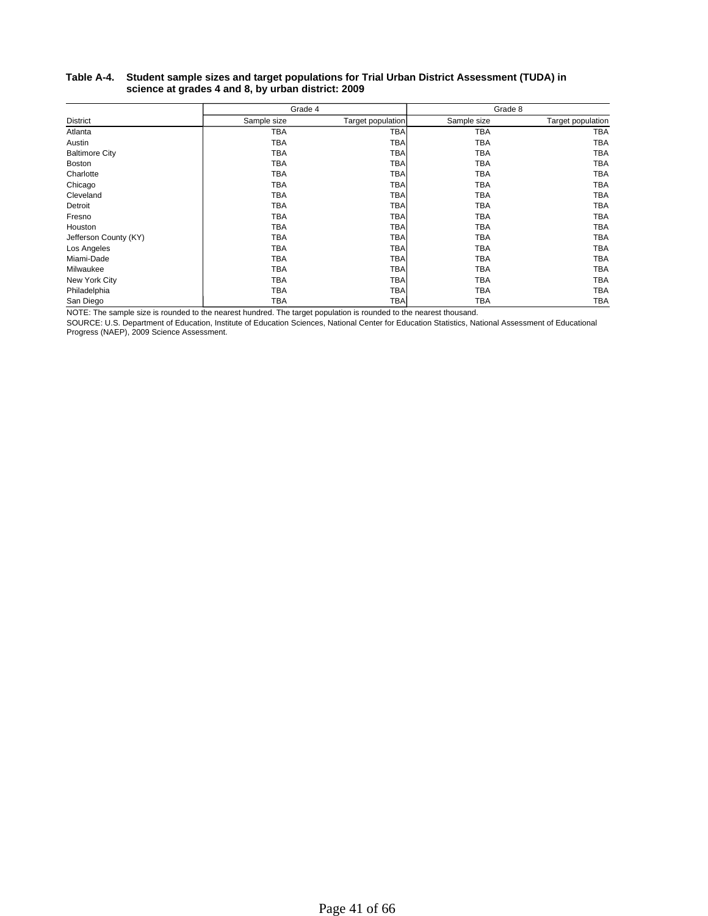**Table A-4. Student sample sizes and target populations for Trial Urban District Assessment (TUDA) in science at grades 4 and 8, by urban district: 2009**

| | Grade 4 | | Grade 8 | |
|---|---|---|---|---|
| District | Sample size | Target population | Sample size | Target population |
| Atlanta | TBA | TBA | TBA | TBA |
| Austin | TBA | TBA | TBA | TBA |
| Baltimore City | TBA | TBA | TBA | TBA |
| Boston | TBA | TBA | TBA | TBA |
| Charlotte | TBA | TBA | TBA | TBA |
| Chicago | TBA | TBA | TBA | TBA |
| Cleveland | TBA | TBA | TBA | TBA |
| Detroit | TBA | TBA | TBA | TBA |
| Fresno | TBA | TBA | TBA | TBA |
| Houston | TBA | TBA | TBA | TBA |
| Jefferson County (KY) | TBA | TBA | TBA | TBA |
| Los Angeles | TBA | TBA | TBA | TBA |
| Miami-Dade | TBA | TBA | TBA | TBA |
| Milwaukee | TBA | TBA | TBA | TBA |
| New York City | TBA | TBA | TBA | TBA |
| Philadelphia | TBA | TBA | TBA | TBA |
| San Diego | TBA | TBA | TBA | TBA |

NOTE: The sample size is rounded to the nearest hundred. The target population is rounded to the nearest thousand.

SOURCE: U.S. Department of Education, Institute of Education Sciences, National Center for Education Statistics, National Assessment of Educational Progress (NAEP), 2009 Science Assessment.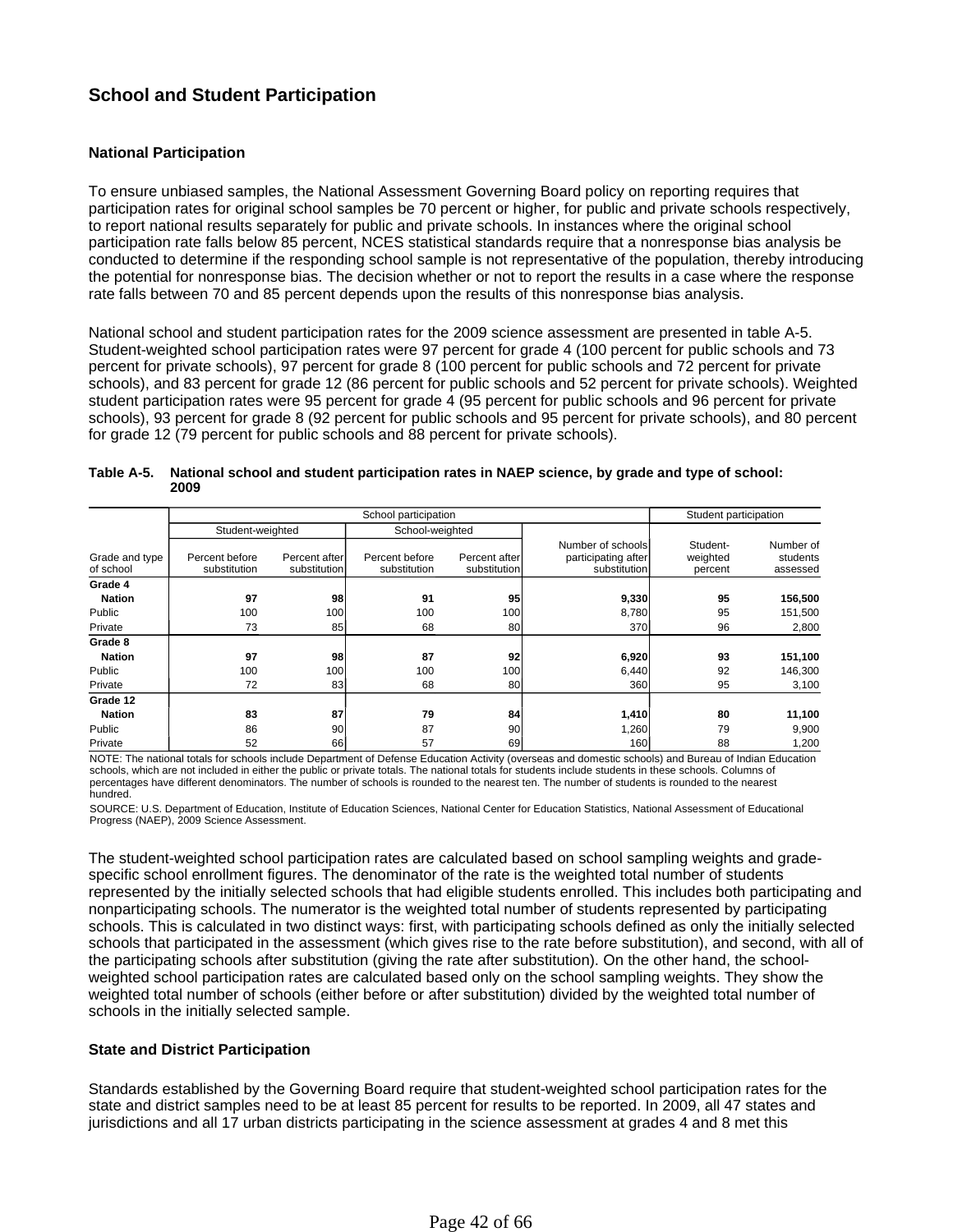## School and Student Participation

### National Participation

To ensure unbiased samples, the National Assessment Governing Board policy on reporting requires that participation rates for original school samples be 70 percent or higher, for public and private schools respectively, to report national results separately for public and private schools. In instances where the original school participation rate falls below 85 percent, NCES statistical standards require that a nonresponse bias analysis be conducted to determine if the responding school sample is not representative of the population, thereby introducing the potential for nonresponse bias. The decision whether or not to report the results in a case where the response rate falls between 70 and 85 percent depends upon the results of this nonresponse bias analysis.

National school and student participation rates for the 2009 science assessment are presented in table A-5. Student-weighted school participation rates were 97 percent for grade 4 (100 percent for public schools and 73 percent for private schools), 97 percent for grade 8 (100 percent for public schools and 72 percent for private schools), and 83 percent for grade 12 (86 percent for public schools and 52 percent for private schools). Weighted student participation rates were 95 percent for grade 4 (95 percent for public schools and 96 percent for private schools), 93 percent for grade 8 (92 percent for public schools and 95 percent for private schools), and 80 percent for grade 12 (79 percent for public schools and 88 percent for private schools).

**Table A-5. National school and student participation rates in NAEP science, by grade and type of school: 2009**

| | School participation | | | | | Student participation | |
|---|---|---|---|---|---|---|---|
| | Student-weighted | | School-weighted | | | | |
| Grade and type of school | Percent before substitution | Percent after substitution | Percent before substitution | Percent after substitution | Number of schools participating after substitution | Student-weighted percent | Number of students assessed |
| **Grade 4** | | | | | | | |
| **Nation** | **97** | **98** | **91** | **95** | **9,330** | **95** | **156,500** |
| Public | 100 | 100 | 100 | 100 | 8,780 | 95 | 151,500 |
| Private | 73 | 85 | 68 | 80 | 370 | 96 | 2,800 |
| **Grade 8** | | | | | | | |
| **Nation** | **97** | **98** | **87** | **92** | **6,920** | **93** | **151,100** |
| Public | 100 | 100 | 100 | 100 | 6,440 | 92 | 146,300 |
| Private | 72 | 83 | 68 | 80 | 360 | 95 | 3,100 |
| **Grade 12** | | | | | | | |
| **Nation** | **83** | **87** | **79** | **84** | **1,410** | **80** | **11,100** |
| Public | 86 | 90 | 87 | 90 | 1,260 | 79 | 9,900 |
| Private | 52 | 66 | 57 | 69 | 160 | 88 | 1,200 |

NOTE: The national totals for schools include Department of Defense Education Activity (overseas and domestic schools) and Bureau of Indian Education schools, which are not included in either the public or private totals. The national totals for students include students in these schools. Columns of percentages have different denominators. The number of schools is rounded to the nearest ten. The number of students is rounded to the nearest hundred.

SOURCE: U.S. Department of Education, Institute of Education Sciences, National Center for Education Statistics, National Assessment of Educational Progress (NAEP), 2009 Science Assessment.

The student-weighted school participation rates are calculated based on school sampling weights and grade-specific school enrollment figures. The denominator of the rate is the weighted total number of students represented by the initially selected schools that had eligible students enrolled. This includes both participating and nonparticipating schools. The numerator is the weighted total number of students represented by participating schools. This is calculated in two distinct ways: first, with participating schools defined as only the initially selected schools that participated in the assessment (which gives rise to the rate before substitution), and second, with all of the participating schools after substitution (giving the rate after substitution). On the other hand, the school-weighted school participation rates are calculated based only on the school sampling weights. They show the weighted total number of schools (either before or after substitution) divided by the weighted total number of schools in the initially selected sample.

### State and District Participation

Standards established by the Governing Board require that student-weighted school participation rates for the state and district samples need to be at least 85 percent for results to be reported. In 2009, all 47 states and jurisdictions and all 17 urban districts participating in the science assessment at grades 4 and 8 met this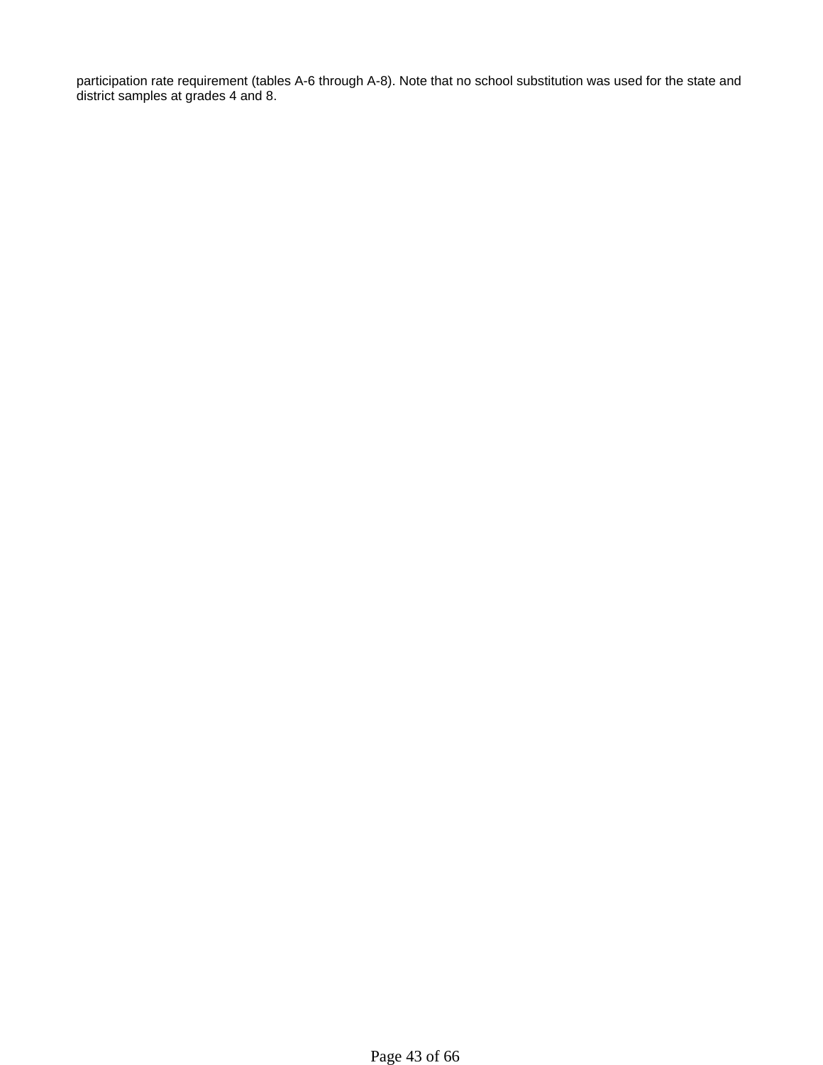participation rate requirement (tables A-6 through A-8). Note that no school substitution was used for the state and district samples at grades 4 and 8.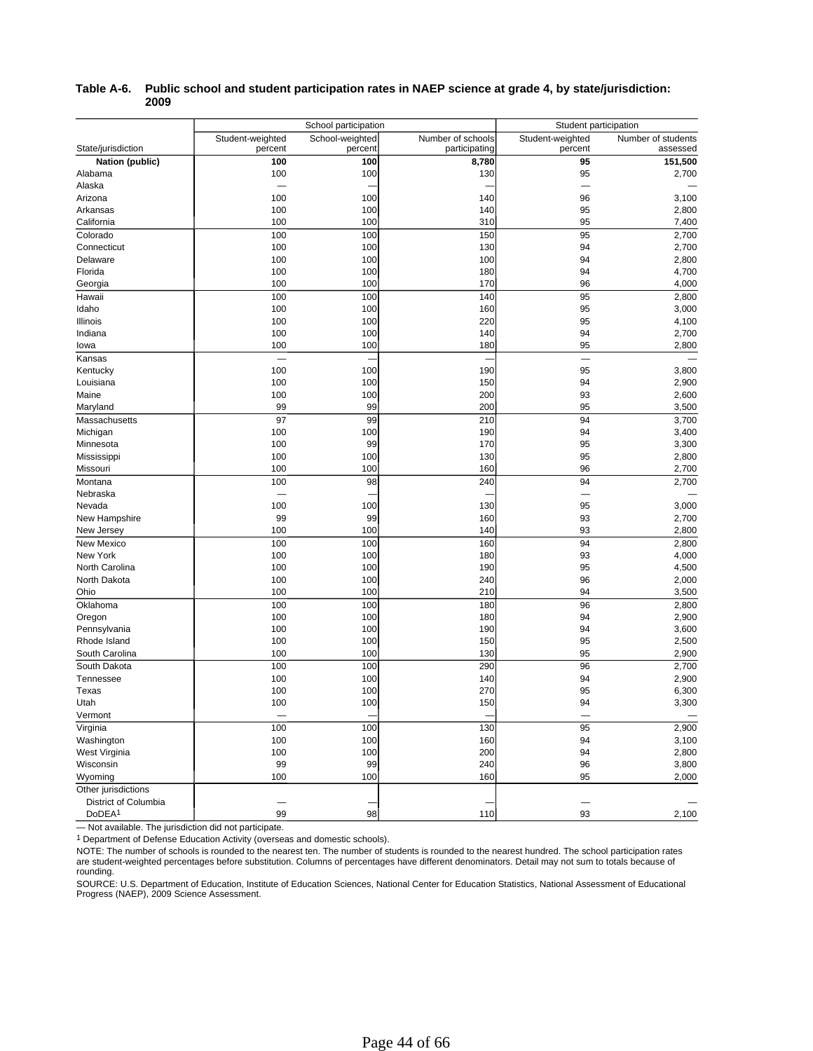**Table A-6. Public school and student participation rates in NAEP science at grade 4, by state/jurisdiction: 2009**

| | School participation | | | Student participation | |
|---|---|---|---|---|---|
| State/jurisdiction | Student-weighted percent | School-weighted percent | Number of schools participating | Student-weighted percent | Number of students assessed |
| **Nation (public)** | **100** | **100** | **8,780** | **95** | **151,500** |
| Alabama | 100 | 100 | 130 | 95 | 2,700 |
| Alaska | — | — | — | — | — |
| Arizona | 100 | 100 | 140 | 96 | 3,100 |
| Arkansas | 100 | 100 | 140 | 95 | 2,800 |
| California | 100 | 100 | 310 | 95 | 7,400 |
| Colorado | 100 | 100 | 150 | 95 | 2,700 |
| Connecticut | 100 | 100 | 130 | 94 | 2,700 |
| Delaware | 100 | 100 | 100 | 94 | 2,800 |
| Florida | 100 | 100 | 180 | 94 | 4,700 |
| Georgia | 100 | 100 | 170 | 96 | 4,000 |
| Hawaii | 100 | 100 | 140 | 95 | 2,800 |
| Idaho | 100 | 100 | 160 | 95 | 3,000 |
| Illinois | 100 | 100 | 220 | 95 | 4,100 |
| Indiana | 100 | 100 | 140 | 94 | 2,700 |
| Iowa | 100 | 100 | 180 | 95 | 2,800 |
| Kansas | — | — | — | — | — |
| Kentucky | 100 | 100 | 190 | 95 | 3,800 |
| Louisiana | 100 | 100 | 150 | 94 | 2,900 |
| Maine | 100 | 100 | 200 | 93 | 2,600 |
| Maryland | 99 | 99 | 200 | 95 | 3,500 |
| Massachusetts | 97 | 99 | 210 | 94 | 3,700 |
| Michigan | 100 | 100 | 190 | 94 | 3,400 |
| Minnesota | 100 | 99 | 170 | 95 | 3,300 |
| Mississippi | 100 | 100 | 130 | 95 | 2,800 |
| Missouri | 100 | 100 | 160 | 96 | 2,700 |
| Montana | 100 | 98 | 240 | 94 | 2,700 |
| Nebraska | — | — | — | — | — |
| Nevada | 100 | 100 | 130 | 95 | 3,000 |
| New Hampshire | 99 | 99 | 160 | 93 | 2,700 |
| New Jersey | 100 | 100 | 140 | 93 | 2,800 |
| New Mexico | 100 | 100 | 160 | 94 | 2,800 |
| New York | 100 | 100 | 180 | 93 | 4,000 |
| North Carolina | 100 | 100 | 190 | 95 | 4,500 |
| North Dakota | 100 | 100 | 240 | 96 | 2,000 |
| Ohio | 100 | 100 | 210 | 94 | 3,500 |
| Oklahoma | 100 | 100 | 180 | 96 | 2,800 |
| Oregon | 100 | 100 | 180 | 94 | 2,900 |
| Pennsylvania | 100 | 100 | 190 | 94 | 3,600 |
| Rhode Island | 100 | 100 | 150 | 95 | 2,500 |
| South Carolina | 100 | 100 | 130 | 95 | 2,900 |
| South Dakota | 100 | 100 | 290 | 96 | 2,700 |
| Tennessee | 100 | 100 | 140 | 94 | 2,900 |
| Texas | 100 | 100 | 270 | 95 | 6,300 |
| Utah | 100 | 100 | 150 | 94 | 3,300 |
| Vermont | — | — | — | — | — |
| Virginia | 100 | 100 | 130 | 95 | 2,900 |
| Washington | 100 | 100 | 160 | 94 | 3,100 |
| West Virginia | 100 | 100 | 200 | 94 | 2,800 |
| Wisconsin | 99 | 99 | 240 | 96 | 3,800 |
| Wyoming | 100 | 100 | 160 | 95 | 2,000 |
| Other jurisdictions | | | | | |
| District of Columbia | — | — | — | — | — |
| DoDEA[1] | 99 | 98 | 110 | 93 | 2,100 |

— Not available. The jurisdiction did not participate.

[1] Department of Defense Education Activity (overseas and domestic schools).

NOTE: The number of schools is rounded to the nearest ten. The number of students is rounded to the nearest hundred. The school participation rates are student-weighted percentages before substitution. Columns of percentages have different denominators. Detail may not sum to totals because of rounding.

SOURCE: U.S. Department of Education, Institute of Education Sciences, National Center for Education Statistics, National Assessment of Educational Progress (NAEP), 2009 Science Assessment.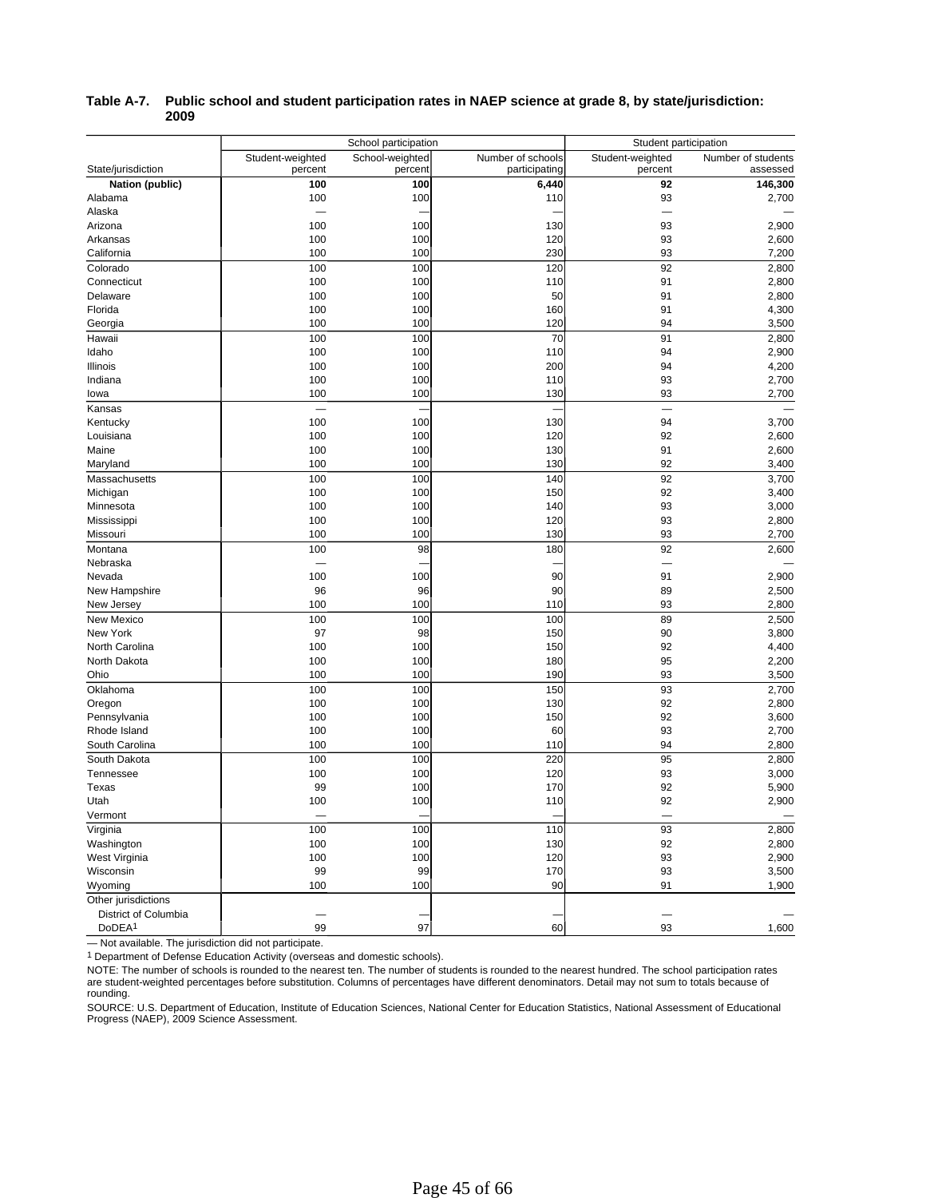**Table A-7. Public school and student participation rates in NAEP science at grade 8, by state/jurisdiction: 2009**

| State/jurisdiction | School participation | | | Student participation | |
|---|---|---|---|---|---|
| | Student-weighted percent | School-weighted percent | Number of schools participating | Student-weighted percent | Number of students assessed |
| **Nation (public)** | **100** | **100** | **6,440** | **92** | **146,300** |
| Alabama | 100 | 100 | 110 | 93 | 2,700 |
| Alaska | — | — | — | — | — |
| Arizona | 100 | 100 | 130 | 93 | 2,900 |
| Arkansas | 100 | 100 | 120 | 93 | 2,600 |
| California | 100 | 100 | 230 | 93 | 7,200 |
| Colorado | 100 | 100 | 120 | 92 | 2,800 |
| Connecticut | 100 | 100 | 110 | 91 | 2,800 |
| Delaware | 100 | 100 | 50 | 91 | 2,800 |
| Florida | 100 | 100 | 160 | 91 | 4,300 |
| Georgia | 100 | 100 | 120 | 94 | 3,500 |
| Hawaii | 100 | 100 | 70 | 91 | 2,800 |
| Idaho | 100 | 100 | 110 | 94 | 2,900 |
| Illinois | 100 | 100 | 200 | 94 | 4,200 |
| Indiana | 100 | 100 | 110 | 93 | 2,700 |
| Iowa | 100 | 100 | 130 | 93 | 2,700 |
| Kansas | — | — | — | — | — |
| Kentucky | 100 | 100 | 130 | 94 | 3,700 |
| Louisiana | 100 | 100 | 120 | 92 | 2,600 |
| Maine | 100 | 100 | 130 | 91 | 2,600 |
| Maryland | 100 | 100 | 130 | 92 | 3,400 |
| Massachusetts | 100 | 100 | 140 | 92 | 3,700 |
| Michigan | 100 | 100 | 150 | 92 | 3,400 |
| Minnesota | 100 | 100 | 140 | 93 | 3,000 |
| Mississippi | 100 | 100 | 120 | 93 | 2,800 |
| Missouri | 100 | 100 | 130 | 93 | 2,700 |
| Montana | 100 | 98 | 180 | 92 | 2,600 |
| Nebraska | — | — | — | — | — |
| Nevada | 100 | 100 | 90 | 91 | 2,900 |
| New Hampshire | 96 | 96 | 90 | 89 | 2,500 |
| New Jersey | 100 | 100 | 110 | 93 | 2,800 |
| New Mexico | 100 | 100 | 100 | 89 | 2,500 |
| New York | 97 | 98 | 150 | 90 | 3,800 |
| North Carolina | 100 | 100 | 150 | 92 | 4,400 |
| North Dakota | 100 | 100 | 180 | 95 | 2,200 |
| Ohio | 100 | 100 | 190 | 93 | 3,500 |
| Oklahoma | 100 | 100 | 150 | 93 | 2,700 |
| Oregon | 100 | 100 | 130 | 92 | 2,800 |
| Pennsylvania | 100 | 100 | 150 | 92 | 3,600 |
| Rhode Island | 100 | 100 | 60 | 93 | 2,700 |
| South Carolina | 100 | 100 | 110 | 94 | 2,800 |
| South Dakota | 100 | 100 | 220 | 95 | 2,800 |
| Tennessee | 100 | 100 | 120 | 93 | 3,000 |
| Texas | 99 | 100 | 170 | 92 | 5,900 |
| Utah | 100 | 100 | 110 | 92 | 2,900 |
| Vermont | — | — | — | — | — |
| Virginia | 100 | 100 | 110 | 93 | 2,800 |
| Washington | 100 | 100 | 130 | 92 | 2,800 |
| West Virginia | 100 | 100 | 120 | 93 | 2,900 |
| Wisconsin | 99 | 99 | 170 | 93 | 3,500 |
| Wyoming | 100 | 100 | 90 | 91 | 1,900 |
| Other jurisdictions | | | | | |
| District of Columbia | — | — | — | — | — |
| DoDEA[1] | 99 | 97 | 60 | 93 | 1,600 |

— Not available. The jurisdiction did not participate.

[1] Department of Defense Education Activity (overseas and domestic schools).

NOTE: The number of schools is rounded to the nearest ten. The number of students is rounded to the nearest hundred. The school participation rates are student-weighted percentages before substitution. Columns of percentages have different denominators. Detail may not sum to totals because of rounding.

SOURCE: U.S. Department of Education, Institute of Education Sciences, National Center for Education Statistics, National Assessment of Educational Progress (NAEP), 2009 Science Assessment.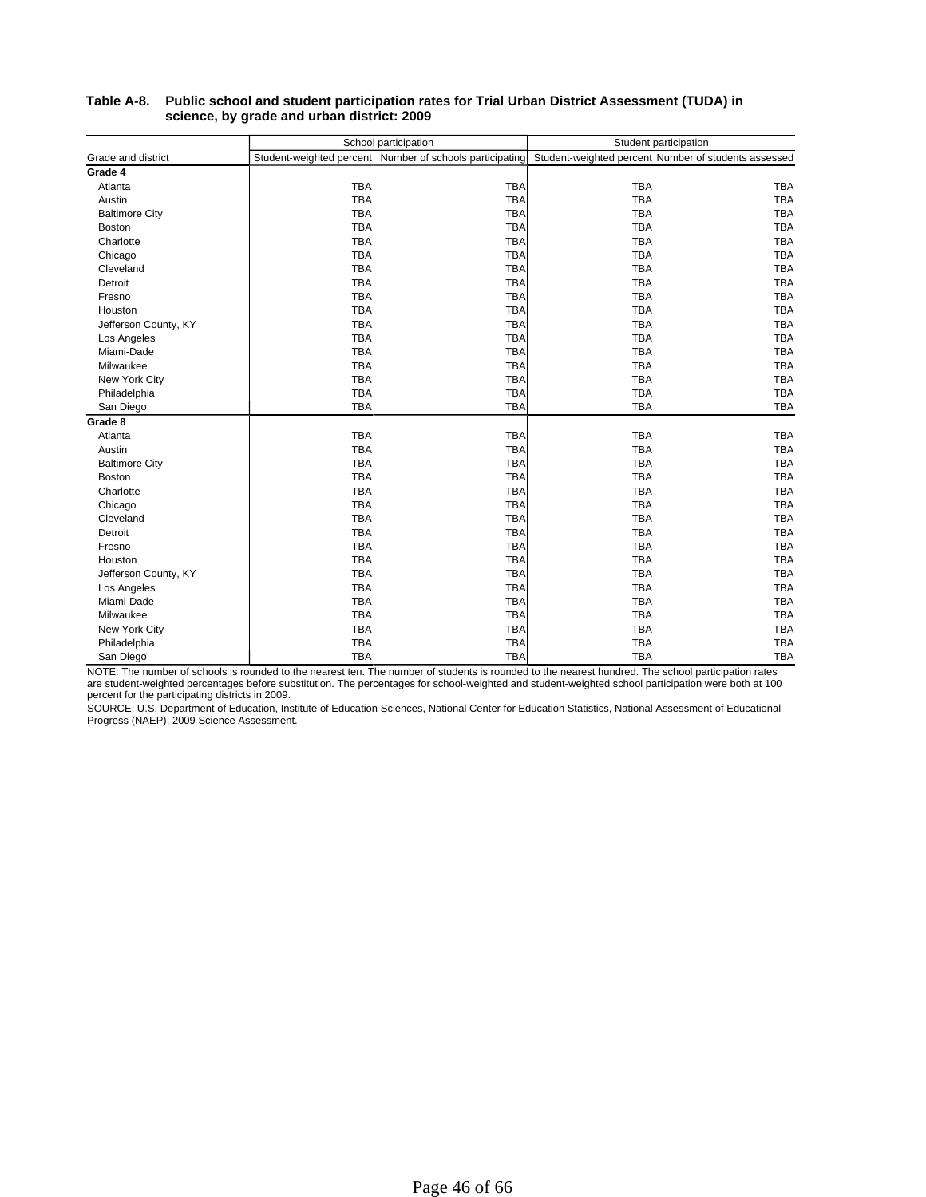**Table A-8. Public school and student participation rates for Trial Urban District Assessment (TUDA) in science, by grade and urban district: 2009**

| Grade and district | School participation | | Student participation | |
|---|---|---|---|---|
| | Student-weighted percent | Number of schools participating | Student-weighted percent | Number of students assessed |
| **Grade 4** | | | | |
| Atlanta | TBA | TBA | TBA | TBA |
| Austin | TBA | TBA | TBA | TBA |
| Baltimore City | TBA | TBA | TBA | TBA |
| Boston | TBA | TBA | TBA | TBA |
| Charlotte | TBA | TBA | TBA | TBA |
| Chicago | TBA | TBA | TBA | TBA |
| Cleveland | TBA | TBA | TBA | TBA |
| Detroit | TBA | TBA | TBA | TBA |
| Fresno | TBA | TBA | TBA | TBA |
| Houston | TBA | TBA | TBA | TBA |
| Jefferson County, KY | TBA | TBA | TBA | TBA |
| Los Angeles | TBA | TBA | TBA | TBA |
| Miami-Dade | TBA | TBA | TBA | TBA |
| Milwaukee | TBA | TBA | TBA | TBA |
| New York City | TBA | TBA | TBA | TBA |
| Philadelphia | TBA | TBA | TBA | TBA |
| San Diego | TBA | TBA | TBA | TBA |
| **Grade 8** | | | | |
| Atlanta | TBA | TBA | TBA | TBA |
| Austin | TBA | TBA | TBA | TBA |
| Baltimore City | TBA | TBA | TBA | TBA |
| Boston | TBA | TBA | TBA | TBA |
| Charlotte | TBA | TBA | TBA | TBA |
| Chicago | TBA | TBA | TBA | TBA |
| Cleveland | TBA | TBA | TBA | TBA |
| Detroit | TBA | TBA | TBA | TBA |
| Fresno | TBA | TBA | TBA | TBA |
| Houston | TBA | TBA | TBA | TBA |
| Jefferson County, KY | TBA | TBA | TBA | TBA |
| Los Angeles | TBA | TBA | TBA | TBA |
| Miami-Dade | TBA | TBA | TBA | TBA |
| Milwaukee | TBA | TBA | TBA | TBA |
| New York City | TBA | TBA | TBA | TBA |
| Philadelphia | TBA | TBA | TBA | TBA |
| San Diego | TBA | TBA | TBA | TBA |

NOTE: The number of schools is rounded to the nearest ten. The number of students is rounded to the nearest hundred. The school participation rates are student-weighted percentages before substitution. The percentages for school-weighted and student-weighted school participation were both at 100 percent for the participating districts in 2009.

SOURCE: U.S. Department of Education, Institute of Education Sciences, National Center for Education Statistics, National Assessment of Educational Progress (NAEP), 2009 Science Assessment.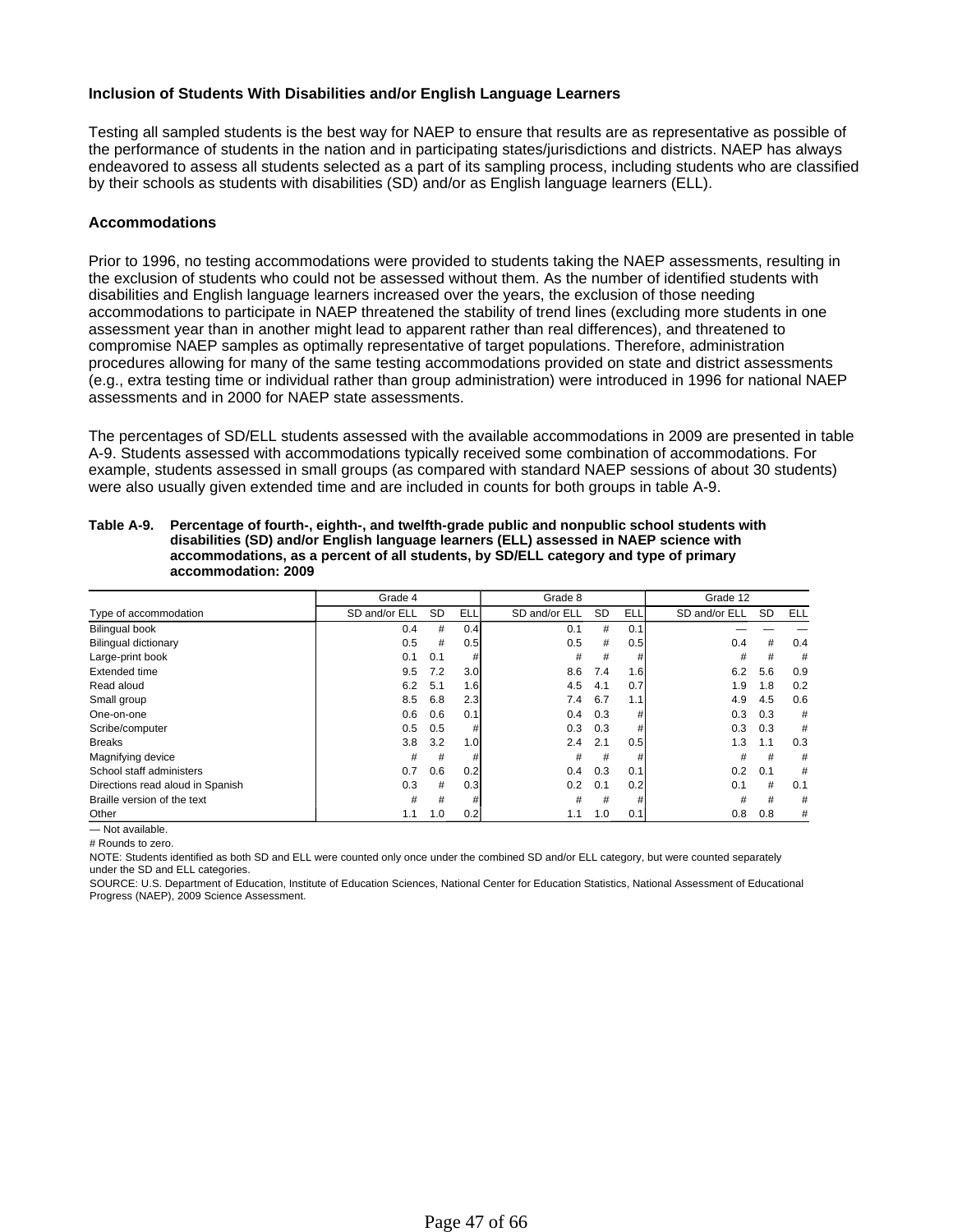### Inclusion of Students With Disabilities and/or English Language Learners

Testing all sampled students is the best way for NAEP to ensure that results are as representative as possible of the performance of students in the nation and in participating states/jurisdictions and districts. NAEP has always endeavored to assess all students selected as a part of its sampling process, including students who are classified by their schools as students with disabilities (SD) and/or as English language learners (ELL).

### Accommodations

Prior to 1996, no testing accommodations were provided to students taking the NAEP assessments, resulting in the exclusion of students who could not be assessed without them. As the number of identified students with disabilities and English language learners increased over the years, the exclusion of those needing accommodations to participate in NAEP threatened the stability of trend lines (excluding more students in one assessment year than in another might lead to apparent rather than real differences), and threatened to compromise NAEP samples as optimally representative of target populations. Therefore, administration procedures allowing for many of the same testing accommodations provided on state and district assessments (e.g., extra testing time or individual rather than group administration) were introduced in 1996 for national NAEP assessments and in 2000 for NAEP state assessments.

The percentages of SD/ELL students assessed with the available accommodations in 2009 are presented in table A-9. Students assessed with accommodations typically received some combination of accommodations. For example, students assessed in small groups (as compared with standard NAEP sessions of about 30 students) were also usually given extended time and are included in counts for both groups in table A-9.

**Table A-9. Percentage of fourth-, eighth-, and twelfth-grade public and nonpublic school students with disabilities (SD) and/or English language learners (ELL) assessed in NAEP science with accommodations, as a percent of all students, by SD/ELL category and type of primary accommodation: 2009**

| | Grade 4 | | | Grade 8 | | | Grade 12 | | |
|---|---|---|---|---|---|---|---|---|---|
| Type of accommodation | SD and/or ELL | SD | ELL | SD and/or ELL | SD | ELL | SD and/or ELL | SD | ELL |
| Bilingual book | 0.4 | # | 0.4 | 0.1 | # | 0.1 | — | — | — |
| Bilingual dictionary | 0.5 | # | 0.5 | 0.5 | # | 0.5 | 0.4 | # | 0.4 |
| Large-print book | 0.1 | 0.1 | # | # | # | # | # | # | # |
| Extended time | 9.5 | 7.2 | 3.0 | 8.6 | 7.4 | 1.6 | 6.2 | 5.6 | 0.9 |
| Read aloud | 6.2 | 5.1 | 1.6 | 4.5 | 4.1 | 0.7 | 1.9 | 1.8 | 0.2 |
| Small group | 8.5 | 6.8 | 2.3 | 7.4 | 6.7 | 1.1 | 4.9 | 4.5 | 0.6 |
| One-on-one | 0.6 | 0.6 | 0.1 | 0.4 | 0.3 | # | 0.3 | 0.3 | # |
| Scribe/computer | 0.5 | 0.5 | # | 0.3 | 0.3 | # | 0.3 | 0.3 | # |
| Breaks | 3.8 | 3.2 | 1.0 | 2.4 | 2.1 | 0.5 | 1.3 | 1.1 | 0.3 |
| Magnifying device | # | # | # | # | # | # | # | # | # |
| School staff administers | 0.7 | 0.6 | 0.2 | 0.4 | 0.3 | 0.1 | 0.2 | 0.1 | # |
| Directions read aloud in Spanish | 0.3 | # | 0.3 | 0.2 | 0.1 | 0.2 | 0.1 | # | 0.1 |
| Braille version of the text | # | # | # | # | # | # | # | # | # |
| Other | 1.1 | 1.0 | 0.2 | 1.1 | 1.0 | 0.1 | 0.8 | 0.8 | # |

— Not available.

# Rounds to zero.

NOTE: Students identified as both SD and ELL were counted only once under the combined SD and/or ELL category, but were counted separately under the SD and ELL categories.

SOURCE: U.S. Department of Education, Institute of Education Sciences, National Center for Education Statistics, National Assessment of Educational Progress (NAEP), 2009 Science Assessment.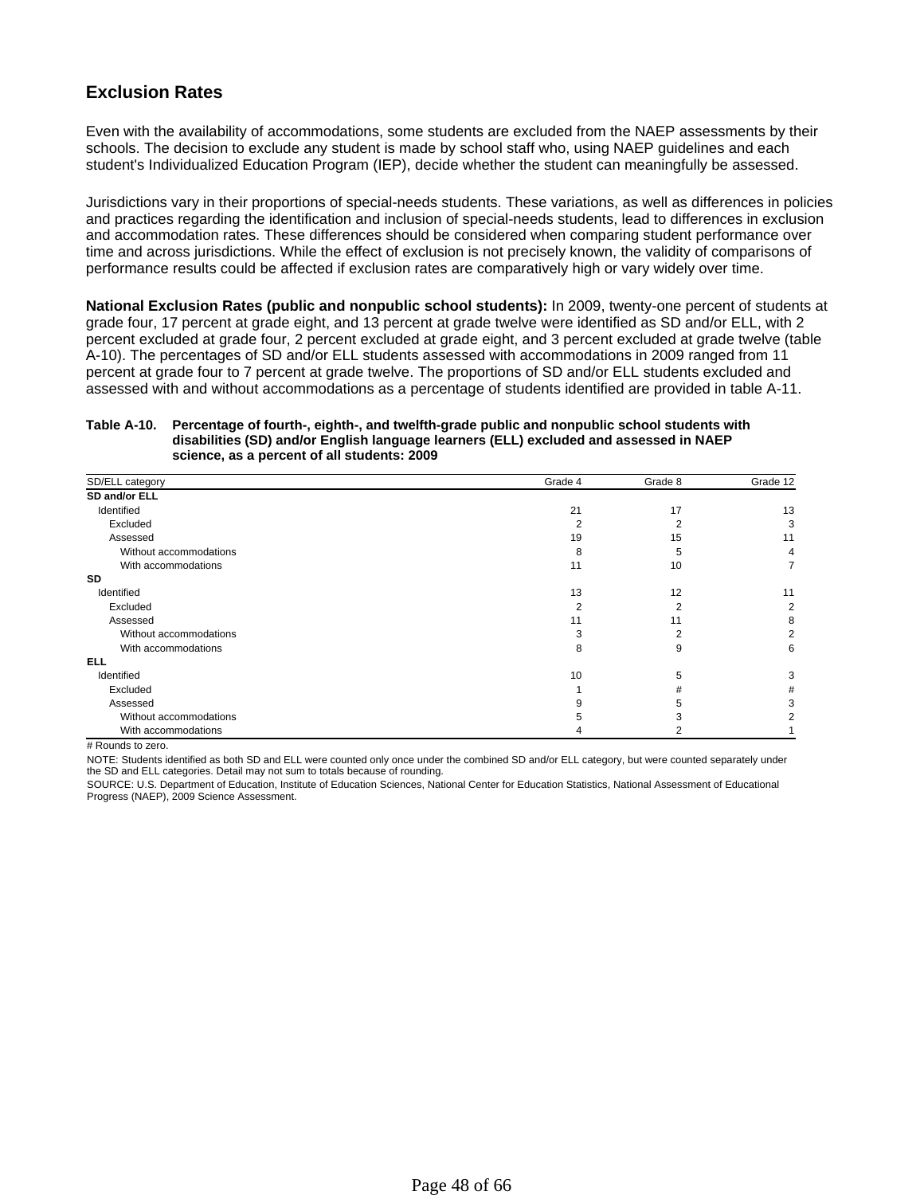## Exclusion Rates

Even with the availability of accommodations, some students are excluded from the NAEP assessments by their schools. The decision to exclude any student is made by school staff who, using NAEP guidelines and each student's Individualized Education Program (IEP), decide whether the student can meaningfully be assessed.

Jurisdictions vary in their proportions of special-needs students. These variations, as well as differences in policies and practices regarding the identification and inclusion of special-needs students, lead to differences in exclusion and accommodation rates. These differences should be considered when comparing student performance over time and across jurisdictions. While the effect of exclusion is not precisely known, the validity of comparisons of performance results could be affected if exclusion rates are comparatively high or vary widely over time.

**National Exclusion Rates (public and nonpublic school students):** In 2009, twenty-one percent of students at grade four, 17 percent at grade eight, and 13 percent at grade twelve were identified as SD and/or ELL, with 2 percent excluded at grade four, 2 percent excluded at grade eight, and 3 percent excluded at grade twelve (table A-10). The percentages of SD and/or ELL students assessed with accommodations in 2009 ranged from 11 percent at grade four to 7 percent at grade twelve. The proportions of SD and/or ELL students excluded and assessed with and without accommodations as a percentage of students identified are provided in table A-11.

**Table A-10. Percentage of fourth-, eighth-, and twelfth-grade public and nonpublic school students with disabilities (SD) and/or English language learners (ELL) excluded and assessed in NAEP science, as a percent of all students: 2009**

| SD/ELL category | Grade 4 | Grade 8 | Grade 12 |
|---|---|---|---|
| **SD and/or ELL** | | | |
| Identified | 21 | 17 | 13 |
| Excluded | 2 | 2 | 3 |
| Assessed | 19 | 15 | 11 |
| Without accommodations | 8 | 5 | 4 |
| With accommodations | 11 | 10 | 7 |
| **SD** | | | |
| Identified | 13 | 12 | 11 |
| Excluded | 2 | 2 | 2 |
| Assessed | 11 | 11 | 8 |
| Without accommodations | 3 | 2 | 2 |
| With accommodations | 8 | 9 | 6 |
| **ELL** | | | |
| Identified | 10 | 5 | 3 |
| Excluded | 1 | # | # |
| Assessed | 9 | 5 | 3 |
| Without accommodations | 5 | 3 | 2 |
| With accommodations | 4 | 2 | 1 |

# Rounds to zero.

NOTE: Students identified as both SD and ELL were counted only once under the combined SD and/or ELL category, but were counted separately under the SD and ELL categories. Detail may not sum to totals because of rounding.

SOURCE: U.S. Department of Education, Institute of Education Sciences, National Center for Education Statistics, National Assessment of Educational Progress (NAEP), 2009 Science Assessment.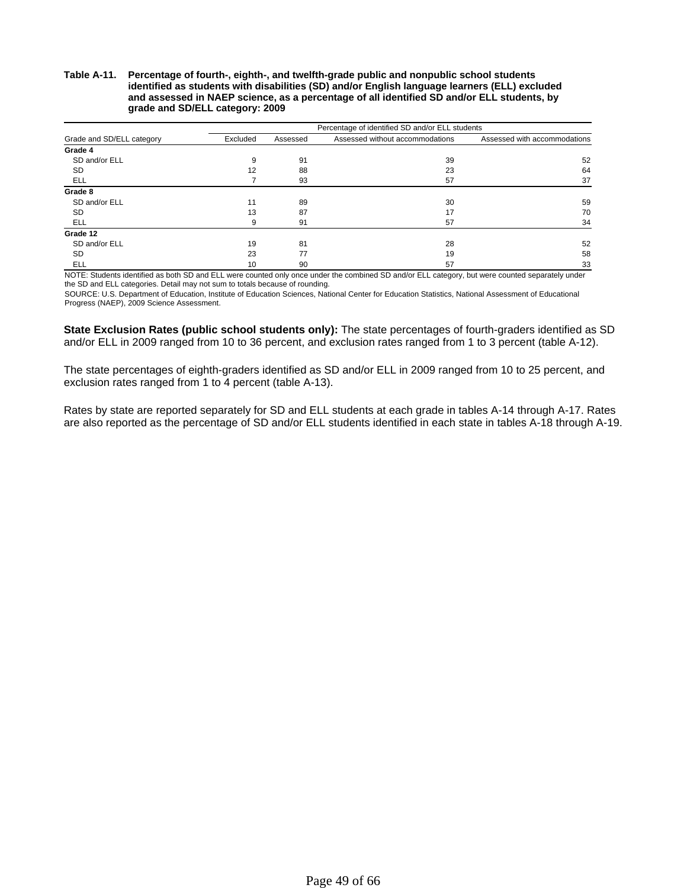**Table A-11. Percentage of fourth-, eighth-, and twelfth-grade public and nonpublic school students identified as students with disabilities (SD) and/or English language learners (ELL) excluded and assessed in NAEP science, as a percentage of all identified SD and/or ELL students, by grade and SD/ELL category: 2009**

| Grade and SD/ELL category | Percentage of identified SD and/or ELL students | | | |
|---|---|---|---|---|
| | Excluded | Assessed | Assessed without accommodations | Assessed with accommodations |
| **Grade 4** | | | | |
| SD and/or ELL | 9 | 91 | 39 | 52 |
| SD | 12 | 88 | 23 | 64 |
| ELL | 7 | 93 | 57 | 37 |
| **Grade 8** | | | | |
| SD and/or ELL | 11 | 89 | 30 | 59 |
| SD | 13 | 87 | 17 | 70 |
| ELL | 9 | 91 | 57 | 34 |
| **Grade 12** | | | | |
| SD and/or ELL | 19 | 81 | 28 | 52 |
| SD | 23 | 77 | 19 | 58 |
| ELL | 10 | 90 | 57 | 33 |

NOTE: Students identified as both SD and ELL were counted only once under the combined SD and/or ELL category, but were counted separately under the SD and ELL categories. Detail may not sum to totals because of rounding.

SOURCE: U.S. Department of Education, Institute of Education Sciences, National Center for Education Statistics, National Assessment of Educational Progress (NAEP), 2009 Science Assessment.

**State Exclusion Rates (public school students only):** The state percentages of fourth-graders identified as SD and/or ELL in 2009 ranged from 10 to 36 percent, and exclusion rates ranged from 1 to 3 percent (table A-12).

The state percentages of eighth-graders identified as SD and/or ELL in 2009 ranged from 10 to 25 percent, and exclusion rates ranged from 1 to 4 percent (table A-13).

Rates by state are reported separately for SD and ELL students at each grade in tables A-14 through A-17. Rates are also reported as the percentage of SD and/or ELL students identified in each state in tables A-18 through A-19.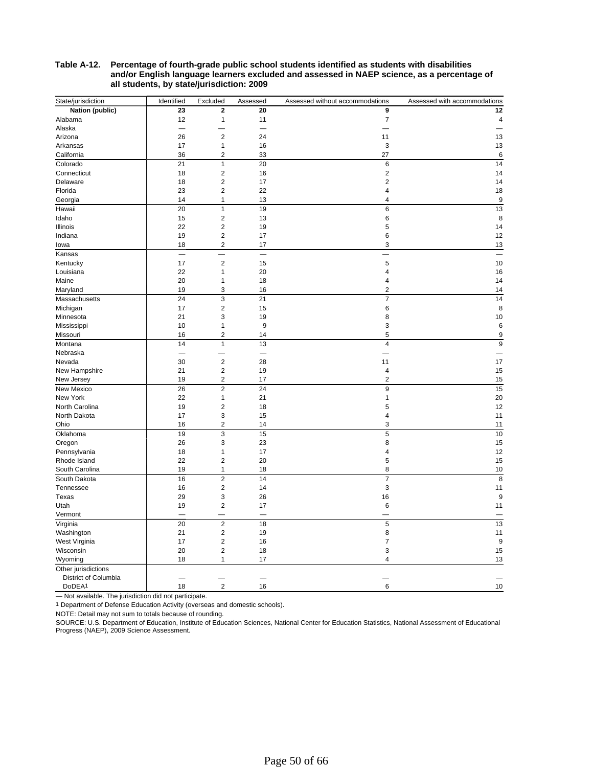**Table A-12. Percentage of fourth-grade public school students identified as students with disabilities and/or English language learners excluded and assessed in NAEP science, as a percentage of all students, by state/jurisdiction: 2009**

| State/jurisdiction | Identified | Excluded | Assessed | Assessed without accommodations | Assessed with accommodations |
|---|---|---|---|---|---|
| **Nation (public)** | **23** | **2** | **20** | **9** | **12** |
| Alabama | 12 | 1 | 11 | 7 | 4 |
| Alaska | — | — | — | — | — |
| Arizona | 26 | 2 | 24 | 11 | 13 |
| Arkansas | 17 | 1 | 16 | 3 | 13 |
| California | 36 | 2 | 33 | 27 | 6 |
| Colorado | 21 | 1 | 20 | 6 | 14 |
| Connecticut | 18 | 2 | 16 | 2 | 14 |
| Delaware | 18 | 2 | 17 | 2 | 14 |
| Florida | 23 | 2 | 22 | 4 | 18 |
| Georgia | 14 | 1 | 13 | 4 | 9 |
| Hawaii | 20 | 1 | 19 | 6 | 13 |
| Idaho | 15 | 2 | 13 | 6 | 8 |
| Illinois | 22 | 2 | 19 | 5 | 14 |
| Indiana | 19 | 2 | 17 | 6 | 12 |
| Iowa | 18 | 2 | 17 | 3 | 13 |
| Kansas | — | — | — | — | — |
| Kentucky | 17 | 2 | 15 | 5 | 10 |
| Louisiana | 22 | 1 | 20 | 4 | 16 |
| Maine | 20 | 1 | 18 | 4 | 14 |
| Maryland | 19 | 3 | 16 | 2 | 14 |
| Massachusetts | 24 | 3 | 21 | 7 | 14 |
| Michigan | 17 | 2 | 15 | 6 | 8 |
| Minnesota | 21 | 3 | 19 | 8 | 10 |
| Mississippi | 10 | 1 | 9 | 3 | 6 |
| Missouri | 16 | 2 | 14 | 5 | 9 |
| Montana | 14 | 1 | 13 | 4 | 9 |
| Nebraska | — | — | — | — | — |
| Nevada | 30 | 2 | 28 | 11 | 17 |
| New Hampshire | 21 | 2 | 19 | 4 | 15 |
| New Jersey | 19 | 2 | 17 | 2 | 15 |
| New Mexico | 26 | 2 | 24 | 9 | 15 |
| New York | 22 | 1 | 21 | 1 | 20 |
| North Carolina | 19 | 2 | 18 | 5 | 12 |
| North Dakota | 17 | 3 | 15 | 4 | 11 |
| Ohio | 16 | 2 | 14 | 3 | 11 |
| Oklahoma | 19 | 3 | 15 | 5 | 10 |
| Oregon | 26 | 3 | 23 | 8 | 15 |
| Pennsylvania | 18 | 1 | 17 | 4 | 12 |
| Rhode Island | 22 | 2 | 20 | 5 | 15 |
| South Carolina | 19 | 1 | 18 | 8 | 10 |
| South Dakota | 16 | 2 | 14 | 7 | 8 |
| Tennessee | 16 | 2 | 14 | 3 | 11 |
| Texas | 29 | 3 | 26 | 16 | 9 |
| Utah | 19 | 2 | 17 | 6 | 11 |
| Vermont | — | — | — | — | — |
| Virginia | 20 | 2 | 18 | 5 | 13 |
| Washington | 21 | 2 | 19 | 8 | 11 |
| West Virginia | 17 | 2 | 16 | 7 | 9 |
| Wisconsin | 20 | 2 | 18 | 3 | 15 |
| Wyoming | 18 | 1 | 17 | 4 | 13 |
| Other jurisdictions | | | | | |
| District of Columbia | — | — | — | — | — |
| DoDEA[1] | 18 | 2 | 16 | 6 | 10 |

— Not available. The jurisdiction did not participate.

[1] Department of Defense Education Activity (overseas and domestic schools).

NOTE: Detail may not sum to totals because of rounding.

SOURCE: U.S. Department of Education, Institute of Education Sciences, National Center for Education Statistics, National Assessment of Educational Progress (NAEP), 2009 Science Assessment.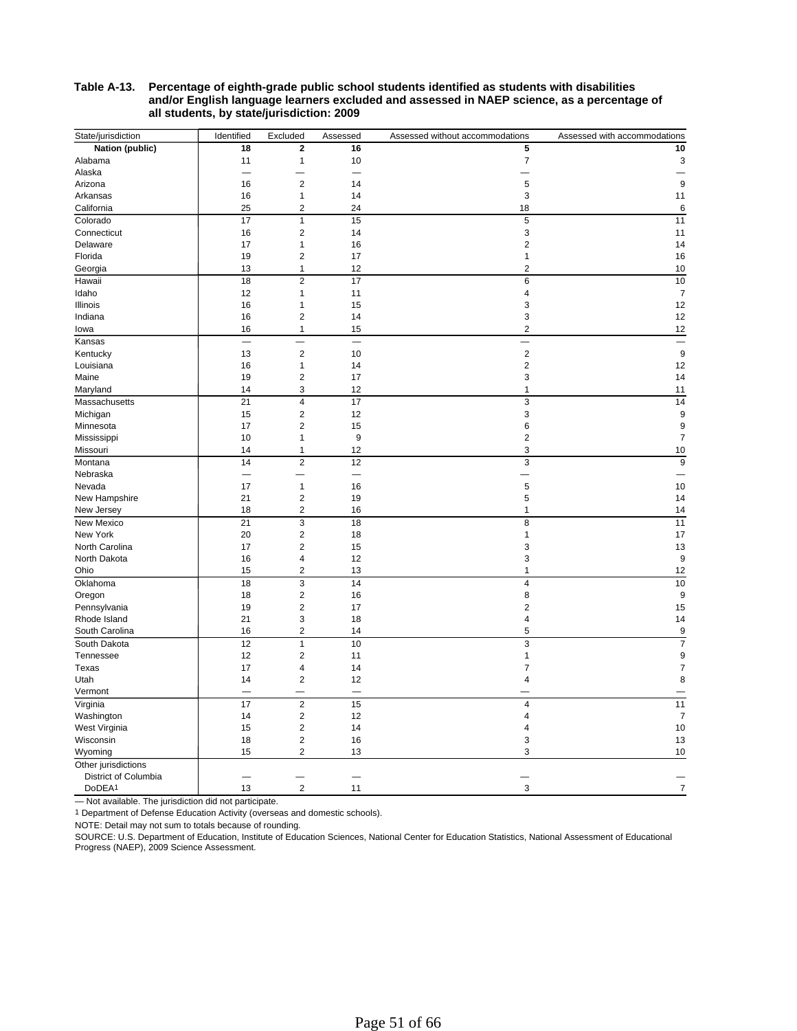**Table A-13. Percentage of eighth-grade public school students identified as students with disabilities and/or English language learners excluded and assessed in NAEP science, as a percentage of all students, by state/jurisdiction: 2009**

| State/jurisdiction | Identified | Excluded | Assessed | Assessed without accommodations | Assessed with accommodations |
|---|---|---|---|---|---|
| **Nation (public)** | **18** | **2** | **16** | **5** | **10** |
| Alabama | 11 | 1 | 10 | 7 | 3 |
| Alaska | — | — | — | — | — |
| Arizona | 16 | 2 | 14 | 5 | 9 |
| Arkansas | 16 | 1 | 14 | 3 | 11 |
| California | 25 | 2 | 24 | 18 | 6 |
| Colorado | 17 | 1 | 15 | 5 | 11 |
| Connecticut | 16 | 2 | 14 | 3 | 11 |
| Delaware | 17 | 1 | 16 | 2 | 14 |
| Florida | 19 | 2 | 17 | 1 | 16 |
| Georgia | 13 | 1 | 12 | 2 | 10 |
| Hawaii | 18 | 2 | 17 | 6 | 10 |
| Idaho | 12 | 1 | 11 | 4 | 7 |
| Illinois | 16 | 1 | 15 | 3 | 12 |
| Indiana | 16 | 2 | 14 | 3 | 12 |
| Iowa | 16 | 1 | 15 | 2 | 12 |
| Kansas | — | — | — | — | — |
| Kentucky | 13 | 2 | 10 | 2 | 9 |
| Louisiana | 16 | 1 | 14 | 2 | 12 |
| Maine | 19 | 2 | 17 | 3 | 14 |
| Maryland | 14 | 3 | 12 | 1 | 11 |
| Massachusetts | 21 | 4 | 17 | 3 | 14 |
| Michigan | 15 | 2 | 12 | 3 | 9 |
| Minnesota | 17 | 2 | 15 | 6 | 9 |
| Mississippi | 10 | 1 | 9 | 2 | 7 |
| Missouri | 14 | 1 | 12 | 3 | 10 |
| Montana | 14 | 2 | 12 | 3 | 9 |
| Nebraska | — | — | — | — | — |
| Nevada | 17 | 1 | 16 | 5 | 10 |
| New Hampshire | 21 | 2 | 19 | 5 | 14 |
| New Jersey | 18 | 2 | 16 | 1 | 14 |
| New Mexico | 21 | 3 | 18 | 8 | 11 |
| New York | 20 | 2 | 18 | 1 | 17 |
| North Carolina | 17 | 2 | 15 | 3 | 13 |
| North Dakota | 16 | 4 | 12 | 3 | 9 |
| Ohio | 15 | 2 | 13 | 1 | 12 |
| Oklahoma | 18 | 3 | 14 | 4 | 10 |
| Oregon | 18 | 2 | 16 | 8 | 9 |
| Pennsylvania | 19 | 2 | 17 | 2 | 15 |
| Rhode Island | 21 | 3 | 18 | 4 | 14 |
| South Carolina | 16 | 2 | 14 | 5 | 9 |
| South Dakota | 12 | 1 | 10 | 3 | 7 |
| Tennessee | 12 | 2 | 11 | 1 | 9 |
| Texas | 17 | 4 | 14 | 7 | 7 |
| Utah | 14 | 2 | 12 | 4 | 8 |
| Vermont | — | — | — | — | — |
| Virginia | 17 | 2 | 15 | 4 | 11 |
| Washington | 14 | 2 | 12 | 4 | 7 |
| West Virginia | 15 | 2 | 14 | 4 | 10 |
| Wisconsin | 18 | 2 | 16 | 3 | 13 |
| Wyoming | 15 | 2 | 13 | 3 | 10 |
| Other jurisdictions | | | | | |
| District of Columbia | — | — | — | — | — |
| DoDEA[1] | 13 | 2 | 11 | 3 | 7 |

— Not available. The jurisdiction did not participate.

[1] Department of Defense Education Activity (overseas and domestic schools).

NOTE: Detail may not sum to totals because of rounding.

SOURCE: U.S. Department of Education, Institute of Education Sciences, National Center for Education Statistics, National Assessment of Educational Progress (NAEP), 2009 Science Assessment.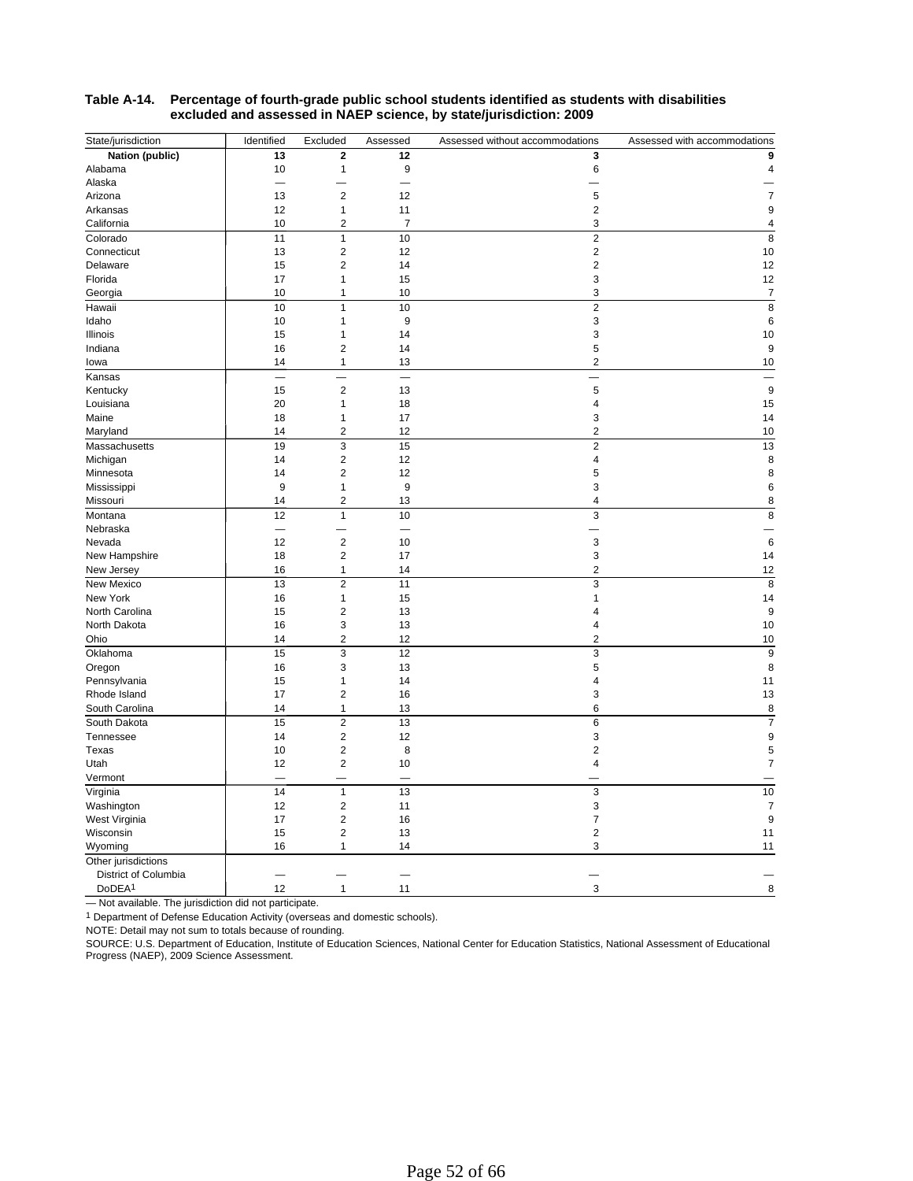**Table A-14. Percentage of fourth-grade public school students identified as students with disabilities excluded and assessed in NAEP science, by state/jurisdiction: 2009**

| State/jurisdiction | Identified | Excluded | Assessed | Assessed without accommodations | Assessed with accommodations |
|---|---|---|---|---|---|
| **Nation (public)** | **13** | **2** | **12** | **3** | **9** |
| Alabama | 10 | 1 | 9 | 6 | 4 |
| Alaska | — | — | — | — | — |
| Arizona | 13 | 2 | 12 | 5 | 7 |
| Arkansas | 12 | 1 | 11 | 2 | 9 |
| California | 10 | 2 | 7 | 3 | 4 |
| Colorado | 11 | 1 | 10 | 2 | 8 |
| Connecticut | 13 | 2 | 12 | 2 | 10 |
| Delaware | 15 | 2 | 14 | 2 | 12 |
| Florida | 17 | 1 | 15 | 3 | 12 |
| Georgia | 10 | 1 | 10 | 3 | 7 |
| Hawaii | 10 | 1 | 10 | 2 | 8 |
| Idaho | 10 | 1 | 9 | 3 | 6 |
| Illinois | 15 | 1 | 14 | 3 | 10 |
| Indiana | 16 | 2 | 14 | 5 | 9 |
| Iowa | 14 | 1 | 13 | 2 | 10 |
| Kansas | — | — | — | — | — |
| Kentucky | 15 | 2 | 13 | 5 | 9 |
| Louisiana | 20 | 1 | 18 | 4 | 15 |
| Maine | 18 | 1 | 17 | 3 | 14 |
| Maryland | 14 | 2 | 12 | 2 | 10 |
| Massachusetts | 19 | 3 | 15 | 2 | 13 |
| Michigan | 14 | 2 | 12 | 4 | 8 |
| Minnesota | 14 | 2 | 12 | 5 | 8 |
| Mississippi | 9 | 1 | 9 | 3 | 6 |
| Missouri | 14 | 2 | 13 | 4 | 8 |
| Montana | 12 | 1 | 10 | 3 | 8 |
| Nebraska | — | — | — | — | — |
| Nevada | 12 | 2 | 10 | 3 | 6 |
| New Hampshire | 18 | 2 | 17 | 3 | 14 |
| New Jersey | 16 | 1 | 14 | 2 | 12 |
| New Mexico | 13 | 2 | 11 | 3 | 8 |
| New York | 16 | 1 | 15 | 1 | 14 |
| North Carolina | 15 | 2 | 13 | 4 | 9 |
| North Dakota | 16 | 3 | 13 | 4 | 10 |
| Ohio | 14 | 2 | 12 | 2 | 10 |
| Oklahoma | 15 | 3 | 12 | 3 | 9 |
| Oregon | 16 | 3 | 13 | 5 | 8 |
| Pennsylvania | 15 | 1 | 14 | 4 | 11 |
| Rhode Island | 17 | 2 | 16 | 3 | 13 |
| South Carolina | 14 | 1 | 13 | 6 | 8 |
| South Dakota | 15 | 2 | 13 | 6 | 7 |
| Tennessee | 14 | 2 | 12 | 3 | 9 |
| Texas | 10 | 2 | 8 | 2 | 5 |
| Utah | 12 | 2 | 10 | 4 | 7 |
| Vermont | — | — | — | — | — |
| Virginia | 14 | 1 | 13 | 3 | 10 |
| Washington | 12 | 2 | 11 | 3 | 7 |
| West Virginia | 17 | 2 | 16 | 7 | 9 |
| Wisconsin | 15 | 2 | 13 | 2 | 11 |
| Wyoming | 16 | 1 | 14 | 3 | 11 |
| Other jurisdictions | | | | | |
| District of Columbia | — | — | — | — | — |
| DoDEA[1] | 12 | 1 | 11 | 3 | 8 |

— Not available. The jurisdiction did not participate.

[1] Department of Defense Education Activity (overseas and domestic schools).

NOTE: Detail may not sum to totals because of rounding.

SOURCE: U.S. Department of Education, Institute of Education Sciences, National Center for Education Statistics, National Assessment of Educational Progress (NAEP), 2009 Science Assessment.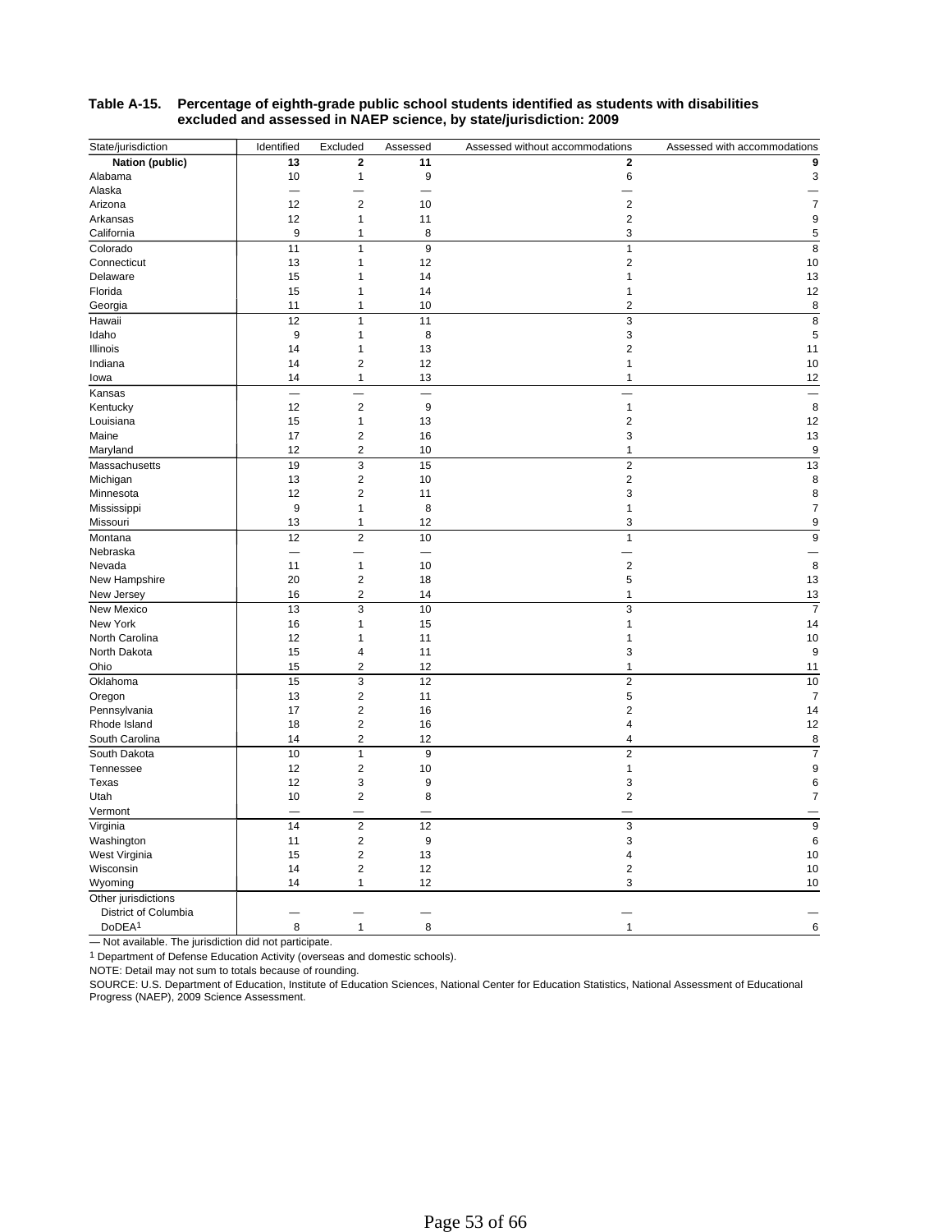**Table A-15. Percentage of eighth-grade public school students identified as students with disabilities excluded and assessed in NAEP science, by state/jurisdiction: 2009**

| State/jurisdiction | Identified | Excluded | Assessed | Assessed without accommodations | Assessed with accommodations |
|---|---|---|---|---|---|
| **Nation (public)** | **13** | **2** | **11** | **2** | **9** |
| Alabama | 10 | 1 | 9 | 6 | 3 |
| Alaska | — | — | — | — | — |
| Arizona | 12 | 2 | 10 | 2 | 7 |
| Arkansas | 12 | 1 | 11 | 2 | 9 |
| California | 9 | 1 | 8 | 3 | 5 |
| Colorado | 11 | 1 | 9 | 1 | 8 |
| Connecticut | 13 | 1 | 12 | 2 | 10 |
| Delaware | 15 | 1 | 14 | 1 | 13 |
| Florida | 15 | 1 | 14 | 1 | 12 |
| Georgia | 11 | 1 | 10 | 2 | 8 |
| Hawaii | 12 | 1 | 11 | 3 | 8 |
| Idaho | 9 | 1 | 8 | 3 | 5 |
| Illinois | 14 | 1 | 13 | 2 | 11 |
| Indiana | 14 | 2 | 12 | 1 | 10 |
| Iowa | 14 | 1 | 13 | 1 | 12 |
| Kansas | — | — | — | — | — |
| Kentucky | 12 | 2 | 9 | 1 | 8 |
| Louisiana | 15 | 1 | 13 | 2 | 12 |
| Maine | 17 | 2 | 16 | 3 | 13 |
| Maryland | 12 | 2 | 10 | 1 | 9 |
| Massachusetts | 19 | 3 | 15 | 2 | 13 |
| Michigan | 13 | 2 | 10 | 2 | 8 |
| Minnesota | 12 | 2 | 11 | 3 | 8 |
| Mississippi | 9 | 1 | 8 | 1 | 7 |
| Missouri | 13 | 1 | 12 | 3 | 9 |
| Montana | 12 | 2 | 10 | 1 | 9 |
| Nebraska | — | — | — | — | — |
| Nevada | 11 | 1 | 10 | 2 | 8 |
| New Hampshire | 20 | 2 | 18 | 5 | 13 |
| New Jersey | 16 | 2 | 14 | 1 | 13 |
| New Mexico | 13 | 3 | 10 | 3 | 7 |
| New York | 16 | 1 | 15 | 1 | 14 |
| North Carolina | 12 | 1 | 11 | 1 | 10 |
| North Dakota | 15 | 4 | 11 | 3 | 9 |
| Ohio | 15 | 2 | 12 | 1 | 11 |
| Oklahoma | 15 | 3 | 12 | 2 | 10 |
| Oregon | 13 | 2 | 11 | 5 | 7 |
| Pennsylvania | 17 | 2 | 16 | 2 | 14 |
| Rhode Island | 18 | 2 | 16 | 4 | 12 |
| South Carolina | 14 | 2 | 12 | 4 | 8 |
| South Dakota | 10 | 1 | 9 | 2 | 7 |
| Tennessee | 12 | 2 | 10 | 1 | 9 |
| Texas | 12 | 3 | 9 | 3 | 6 |
| Utah | 10 | 2 | 8 | 2 | 7 |
| Vermont | — | — | — | — | — |
| Virginia | 14 | 2 | 12 | 3 | 9 |
| Washington | 11 | 2 | 9 | 3 | 6 |
| West Virginia | 15 | 2 | 13 | 4 | 10 |
| Wisconsin | 14 | 2 | 12 | 2 | 10 |
| Wyoming | 14 | 1 | 12 | 3 | 10 |
| Other jurisdictions | | | | | |
| District of Columbia | — | — | — | — | — |
| DoDEA[1] | 8 | 1 | 8 | 1 | 6 |

— Not available. The jurisdiction did not participate.

[1] Department of Defense Education Activity (overseas and domestic schools).

NOTE: Detail may not sum to totals because of rounding.

SOURCE: U.S. Department of Education, Institute of Education Sciences, National Center for Education Statistics, National Assessment of Educational Progress (NAEP), 2009 Science Assessment.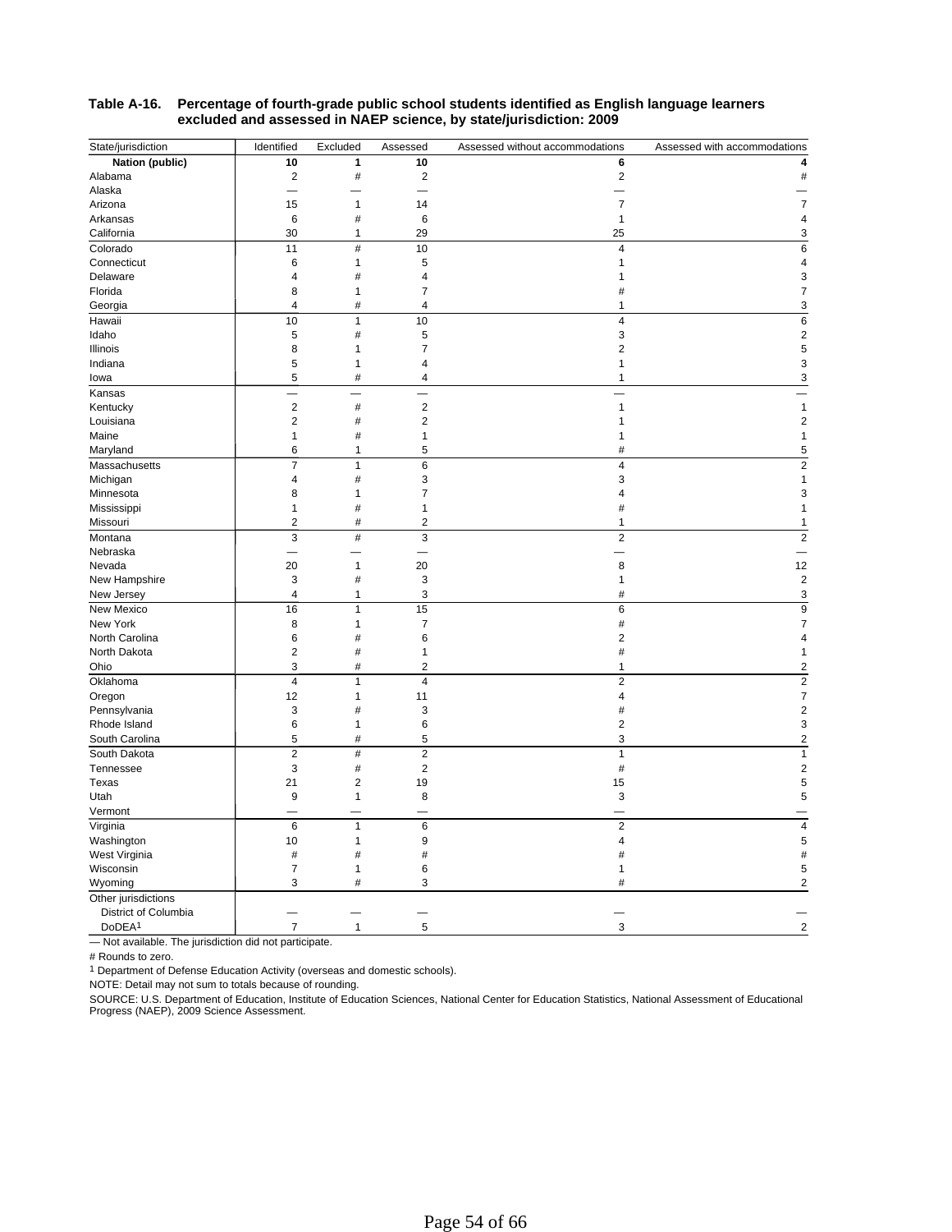**Table A-16. Percentage of fourth-grade public school students identified as English language learners excluded and assessed in NAEP science, by state/jurisdiction: 2009**

| State/jurisdiction | Identified | Excluded | Assessed | Assessed without accommodations | Assessed with accommodations |
|---|---|---|---|---|---|
| **Nation (public)** | **10** | **1** | **10** | **6** | **4** |
| Alabama | 2 | # | 2 | 2 | # |
| Alaska | — | — | — | — | — |
| Arizona | 15 | 1 | 14 | 7 | 7 |
| Arkansas | 6 | # | 6 | 1 | 4 |
| California | 30 | 1 | 29 | 25 | 3 |
| Colorado | 11 | # | 10 | 4 | 6 |
| Connecticut | 6 | 1 | 5 | 1 | 4 |
| Delaware | 4 | # | 4 | 1 | 3 |
| Florida | 8 | 1 | 7 | # | 7 |
| Georgia | 4 | # | 4 | 1 | 3 |
| Hawaii | 10 | 1 | 10 | 4 | 6 |
| Idaho | 5 | # | 5 | 3 | 2 |
| Illinois | 8 | 1 | 7 | 2 | 5 |
| Indiana | 5 | 1 | 4 | 1 | 3 |
| Iowa | 5 | # | 4 | 1 | 3 |
| Kansas | — | — | — | — | — |
| Kentucky | 2 | # | 2 | 1 | 1 |
| Louisiana | 2 | # | 2 | 1 | 2 |
| Maine | 1 | # | 1 | 1 | 1 |
| Maryland | 6 | 1 | 5 | # | 5 |
| Massachusetts | 7 | 1 | 6 | 4 | 2 |
| Michigan | 4 | # | 3 | 3 | 1 |
| Minnesota | 8 | 1 | 7 | 4 | 3 |
| Mississippi | 1 | # | 1 | # | 1 |
| Missouri | 2 | # | 2 | 1 | 1 |
| Montana | 3 | # | 3 | 2 | 2 |
| Nebraska | — | — | — | — | — |
| Nevada | 20 | 1 | 20 | 8 | 12 |
| New Hampshire | 3 | # | 3 | 1 | 2 |
| New Jersey | 4 | 1 | 3 | # | 3 |
| New Mexico | 16 | 1 | 15 | 6 | 9 |
| New York | 8 | 1 | 7 | # | 7 |
| North Carolina | 6 | # | 6 | 2 | 4 |
| North Dakota | 2 | # | 1 | # | 1 |
| Ohio | 3 | # | 2 | 1 | 2 |
| Oklahoma | 4 | 1 | 4 | 2 | 2 |
| Oregon | 12 | 1 | 11 | 4 | 7 |
| Pennsylvania | 3 | # | 3 | # | 2 |
| Rhode Island | 6 | 1 | 6 | 2 | 3 |
| South Carolina | 5 | # | 5 | 3 | 2 |
| South Dakota | 2 | # | 2 | 1 | 1 |
| Tennessee | 3 | # | 2 | # | 2 |
| Texas | 21 | 2 | 19 | 15 | 5 |
| Utah | 9 | 1 | 8 | 3 | 5 |
| Vermont | — | — | — | — | — |
| Virginia | 6 | 1 | 6 | 2 | 4 |
| Washington | 10 | 1 | 9 | 4 | 5 |
| West Virginia | # | # | # | # | # |
| Wisconsin | 7 | 1 | 6 | 1 | 5 |
| Wyoming | 3 | # | 3 | # | 2 |
| Other jurisdictions | | | | | |
| District of Columbia | — | — | — | — | — |
| DoDEA[1] | 7 | 1 | 5 | 3 | 2 |

— Not available. The jurisdiction did not participate.

# Rounds to zero.

[1] Department of Defense Education Activity (overseas and domestic schools).

NOTE: Detail may not sum to totals because of rounding.

SOURCE: U.S. Department of Education, Institute of Education Sciences, National Center for Education Statistics, National Assessment of Educational Progress (NAEP), 2009 Science Assessment.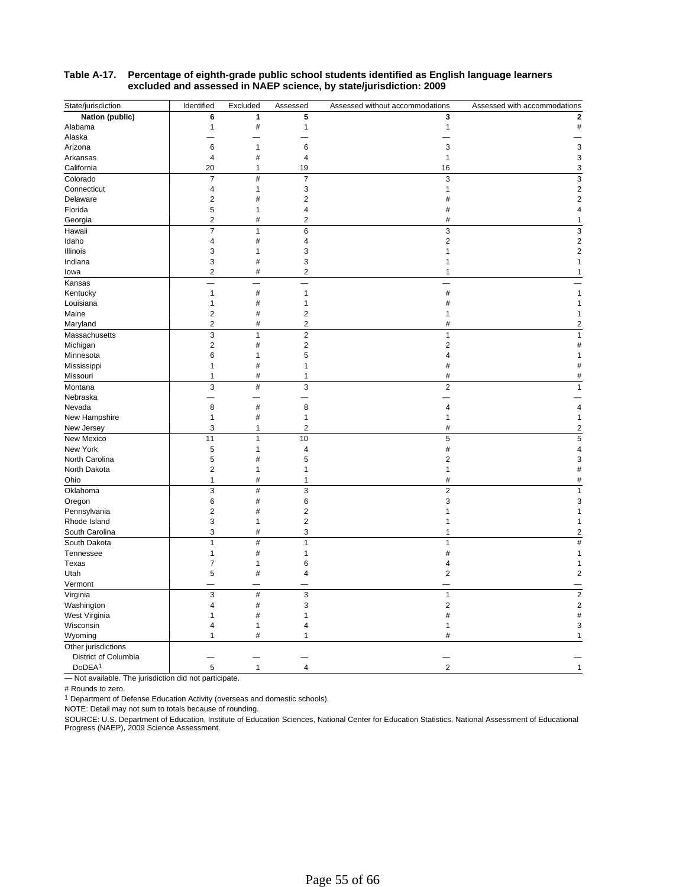**Table A-17. Percentage of eighth-grade public school students identified as English language learners excluded and assessed in NAEP science, by state/jurisdiction: 2009**

| State/jurisdiction | Identified | Excluded | Assessed | Assessed without accommodations | Assessed with accommodations |
|---|---|---|---|---|---|
| **Nation (public)** | **6** | **1** | **5** | **3** | **2** |
| Alabama | 1 | # | 1 | 1 | # |
| Alaska | — | — | — | — | — |
| Arizona | 6 | 1 | 6 | 3 | 3 |
| Arkansas | 4 | # | 4 | 1 | 3 |
| California | 20 | 1 | 19 | 16 | 3 |
| Colorado | 7 | # | 7 | 3 | 3 |
| Connecticut | 4 | 1 | 3 | 1 | 2 |
| Delaware | 2 | # | 2 | # | 2 |
| Florida | 5 | 1 | 4 | # | 4 |
| Georgia | 2 | # | 2 | # | 1 |
| Hawaii | 7 | 1 | 6 | 3 | 3 |
| Idaho | 4 | # | 4 | 2 | 2 |
| Illinois | 3 | 1 | 3 | 1 | 2 |
| Indiana | 3 | # | 3 | 1 | 1 |
| Iowa | 2 | # | 2 | 1 | 1 |
| Kansas | — | — | — | — | — |
| Kentucky | 1 | # | 1 | # | 1 |
| Louisiana | 1 | # | 1 | # | 1 |
| Maine | 2 | # | 2 | 1 | 1 |
| Maryland | 2 | # | 2 | # | 2 |
| Massachusetts | 3 | 1 | 2 | 1 | 1 |
| Michigan | 2 | # | 2 | 2 | # |
| Minnesota | 6 | 1 | 5 | 4 | 1 |
| Mississippi | 1 | # | 1 | # | # |
| Missouri | 1 | # | 1 | # | # |
| Montana | 3 | # | 3 | 2 | 1 |
| Nebraska | — | — | — | — | — |
| Nevada | 8 | # | 8 | 4 | 4 |
| New Hampshire | 1 | # | 1 | 1 | 1 |
| New Jersey | 3 | 1 | 2 | # | 2 |
| New Mexico | 11 | 1 | 10 | 5 | 5 |
| New York | 5 | 1 | 4 | # | 4 |
| North Carolina | 5 | # | 5 | 2 | 3 |
| North Dakota | 2 | 1 | 1 | 1 | # |
| Ohio | 1 | # | 1 | # | # |
| Oklahoma | 3 | # | 3 | 2 | 1 |
| Oregon | 6 | # | 6 | 3 | 3 |
| Pennsylvania | 2 | # | 2 | 1 | 1 |
| Rhode Island | 3 | 1 | 2 | 1 | 1 |
| South Carolina | 3 | # | 3 | 1 | 2 |
| South Dakota | 1 | # | 1 | 1 | # |
| Tennessee | 1 | # | 1 | # | 1 |
| Texas | 7 | 1 | 6 | 4 | 1 |
| Utah | 5 | # | 4 | 2 | 2 |
| Vermont | — | — | — | — | — |
| Virginia | 3 | # | 3 | 1 | 2 |
| Washington | 4 | # | 3 | 2 | 2 |
| West Virginia | 1 | # | 1 | # | # |
| Wisconsin | 4 | 1 | 4 | 1 | 3 |
| Wyoming | 1 | # | 1 | # | 1 |
| Other jurisdictions | | | | | |
| District of Columbia | — | — | — | — | — |
| DoDEA[1] | 5 | 1 | 4 | 2 | 1 |

— Not available. The jurisdiction did not participate.

# Rounds to zero.

[1] Department of Defense Education Activity (overseas and domestic schools).

NOTE: Detail may not sum to totals because of rounding.

SOURCE: U.S. Department of Education, Institute of Education Sciences, National Center for Education Statistics, National Assessment of Educational Progress (NAEP), 2009 Science Assessment.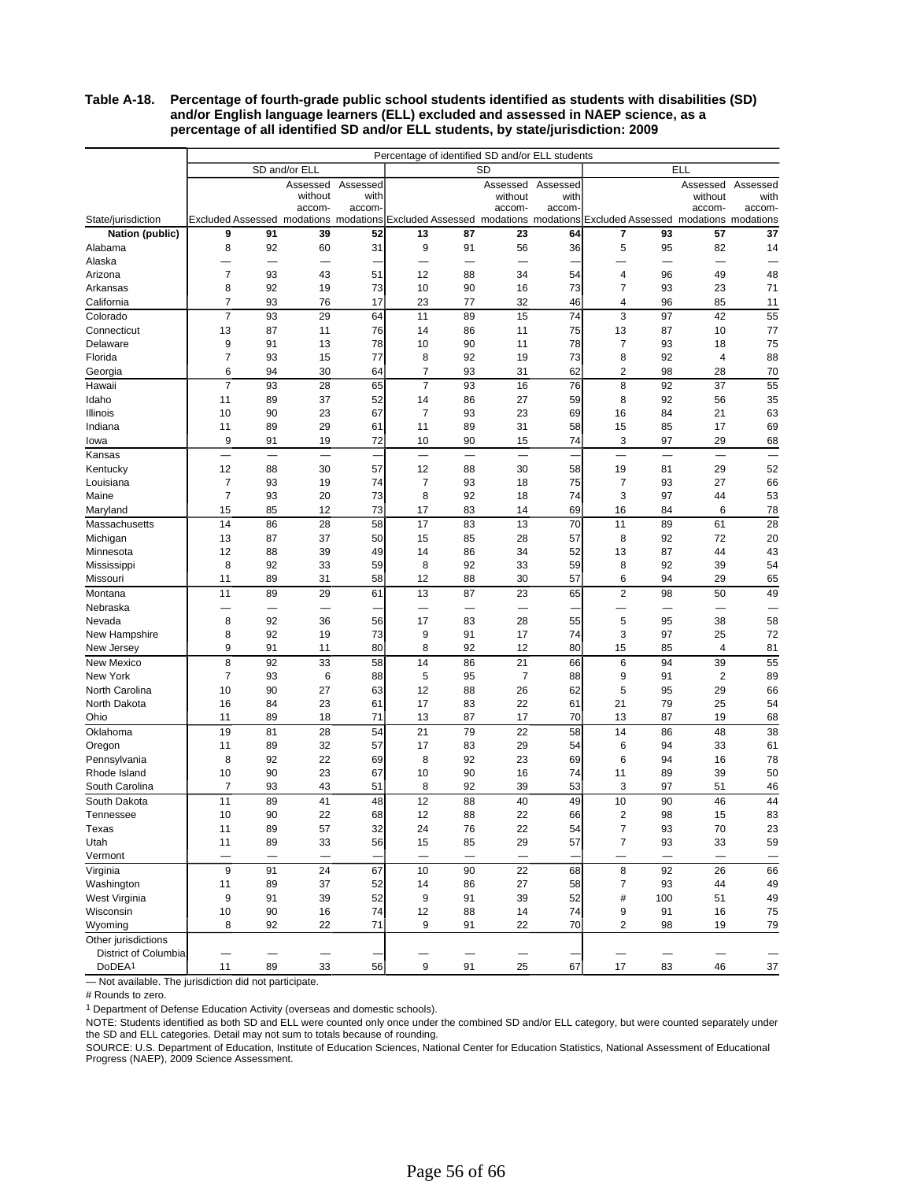**Table A-18. Percentage of fourth-grade public school students identified as students with disabilities (SD) and/or English language learners (ELL) excluded and assessed in NAEP science, as a percentage of all identified SD and/or ELL students, by state/jurisdiction: 2009**

| | Percentage of identified SD and/or ELL students | | | | | | | | | | | |
|---|---|---|---|---|---|---|---|---|---|---|---|---|
| | SD and/or ELL | | | | SD | | | | ELL | | | |
| State/jurisdiction | Excluded | Assessed | Assessed without accommodations | Assessed with accommodations | Excluded | Assessed | Assessed without accommodations | Assessed with accommodations | Excluded | Assessed | Assessed without accommodations | Assessed with accommodations |
| **Nation (public)** | **9** | **91** | **39** | **52** | **13** | **87** | **23** | **64** | **7** | **93** | **57** | **37** |
| Alabama | 8 | 92 | 60 | 31 | 9 | 91 | 56 | 36 | 5 | 95 | 82 | 14 |
| Alaska | — | — | — | — | — | — | — | — | — | — | — | — |
| Arizona | 7 | 93 | 43 | 51 | 12 | 88 | 34 | 54 | 4 | 96 | 49 | 48 |
| Arkansas | 8 | 92 | 19 | 73 | 10 | 90 | 16 | 73 | 7 | 93 | 23 | 71 |
| California | 7 | 93 | 76 | 17 | 23 | 77 | 32 | 46 | 4 | 96 | 85 | 11 |
| Colorado | 7 | 93 | 29 | 64 | 11 | 89 | 15 | 74 | 3 | 97 | 42 | 55 |
| Connecticut | 13 | 87 | 11 | 76 | 14 | 86 | 11 | 75 | 13 | 87 | 10 | 77 |
| Delaware | 9 | 91 | 13 | 78 | 10 | 90 | 11 | 78 | 7 | 93 | 18 | 75 |
| Florida | 7 | 93 | 15 | 77 | 8 | 92 | 19 | 73 | 8 | 92 | 4 | 88 |
| Georgia | 6 | 94 | 30 | 64 | 7 | 93 | 31 | 62 | 2 | 98 | 28 | 70 |
| Hawaii | 7 | 93 | 28 | 65 | 7 | 93 | 16 | 76 | 8 | 92 | 37 | 55 |
| Idaho | 11 | 89 | 37 | 52 | 14 | 86 | 27 | 59 | 8 | 92 | 56 | 35 |
| Illinois | 10 | 90 | 23 | 67 | 7 | 93 | 23 | 69 | 16 | 84 | 21 | 63 |
| Indiana | 11 | 89 | 29 | 61 | 11 | 89 | 31 | 58 | 15 | 85 | 17 | 69 |
| Iowa | 9 | 91 | 19 | 72 | 10 | 90 | 15 | 74 | 3 | 97 | 29 | 68 |
| Kansas | — | — | — | — | — | — | — | — | — | — | — | — |
| Kentucky | 12 | 88 | 30 | 57 | 12 | 88 | 30 | 58 | 19 | 81 | 29 | 52 |
| Louisiana | 7 | 93 | 19 | 74 | 7 | 93 | 18 | 75 | 7 | 93 | 27 | 66 |
| Maine | 7 | 93 | 20 | 73 | 8 | 92 | 18 | 74 | 3 | 97 | 44 | 53 |
| Maryland | 15 | 85 | 12 | 73 | 17 | 83 | 14 | 69 | 16 | 84 | 6 | 78 |
| Massachusetts | 14 | 86 | 28 | 58 | 17 | 83 | 13 | 70 | 11 | 89 | 61 | 28 |
| Michigan | 13 | 87 | 37 | 50 | 15 | 85 | 28 | 57 | 8 | 92 | 72 | 20 |
| Minnesota | 12 | 88 | 39 | 49 | 14 | 86 | 34 | 52 | 13 | 87 | 44 | 43 |
| Mississippi | 8 | 92 | 33 | 59 | 8 | 92 | 33 | 59 | 8 | 92 | 39 | 54 |
| Missouri | 11 | 89 | 31 | 58 | 12 | 88 | 30 | 57 | 6 | 94 | 29 | 65 |
| Montana | 11 | 89 | 29 | 61 | 13 | 87 | 23 | 65 | 2 | 98 | 50 | 49 |
| Nebraska | — | — | — | — | — | — | — | — | — | — | — | — |
| Nevada | 8 | 92 | 36 | 56 | 17 | 83 | 28 | 55 | 5 | 95 | 38 | 58 |
| New Hampshire | 8 | 92 | 19 | 73 | 9 | 91 | 17 | 74 | 3 | 97 | 25 | 72 |
| New Jersey | 9 | 91 | 11 | 80 | 8 | 92 | 12 | 80 | 15 | 85 | 4 | 81 |
| New Mexico | 8 | 92 | 33 | 58 | 14 | 86 | 21 | 66 | 6 | 94 | 39 | 55 |
| New York | 7 | 93 | 6 | 88 | 5 | 95 | 7 | 88 | 9 | 91 | 2 | 89 |
| North Carolina | 10 | 90 | 27 | 63 | 12 | 88 | 26 | 62 | 5 | 95 | 29 | 66 |
| North Dakota | 16 | 84 | 23 | 61 | 17 | 83 | 22 | 61 | 21 | 79 | 25 | 54 |
| Ohio | 11 | 89 | 18 | 71 | 13 | 87 | 17 | 70 | 13 | 87 | 19 | 68 |
| Oklahoma | 19 | 81 | 28 | 54 | 21 | 79 | 22 | 58 | 14 | 86 | 48 | 38 |
| Oregon | 11 | 89 | 32 | 57 | 17 | 83 | 29 | 54 | 6 | 94 | 33 | 61 |
| Pennsylvania | 8 | 92 | 22 | 69 | 8 | 92 | 23 | 69 | 6 | 94 | 16 | 78 |
| Rhode Island | 10 | 90 | 23 | 67 | 10 | 90 | 16 | 74 | 11 | 89 | 39 | 50 |
| South Carolina | 7 | 93 | 43 | 51 | 8 | 92 | 39 | 53 | 3 | 97 | 51 | 46 |
| South Dakota | 11 | 89 | 41 | 48 | 12 | 88 | 40 | 49 | 10 | 90 | 46 | 44 |
| Tennessee | 10 | 90 | 22 | 68 | 12 | 88 | 22 | 66 | 2 | 98 | 15 | 83 |
| Texas | 11 | 89 | 57 | 32 | 24 | 76 | 22 | 54 | 7 | 93 | 70 | 23 |
| Utah | 11 | 89 | 33 | 56 | 15 | 85 | 29 | 57 | 7 | 93 | 33 | 59 |
| Vermont | — | — | — | — | — | — | — | — | — | — | — | — |
| Virginia | 9 | 91 | 24 | 67 | 10 | 90 | 22 | 68 | 8 | 92 | 26 | 66 |
| Washington | 11 | 89 | 37 | 52 | 14 | 86 | 27 | 58 | 7 | 93 | 44 | 49 |
| West Virginia | 9 | 91 | 39 | 52 | 9 | 91 | 39 | 52 | # | 100 | 51 | 49 |
| Wisconsin | 10 | 90 | 16 | 74 | 12 | 88 | 14 | 74 | 9 | 91 | 16 | 75 |
| Wyoming | 8 | 92 | 22 | 71 | 9 | 91 | 22 | 70 | 2 | 98 | 19 | 79 |
| Other jurisdictions | | | | | | | | | | | | |
| District of Columbia | — | — | — | — | — | — | — | — | — | — | — | — |
| DoDEA[1] | 11 | 89 | 33 | 56 | 9 | 91 | 25 | 67 | 17 | 83 | 46 | 37 |

— Not available. The jurisdiction did not participate.

\# Rounds to zero.

[1] Department of Defense Education Activity (overseas and domestic schools).

NOTE: Students identified as both SD and ELL were counted only once under the combined SD and/or ELL category, but were counted separately under the SD and ELL categories. Detail may not sum to totals because of rounding.

SOURCE: U.S. Department of Education, Institute of Education Sciences, National Center for Education Statistics, National Assessment of Educational Progress (NAEP), 2009 Science Assessment.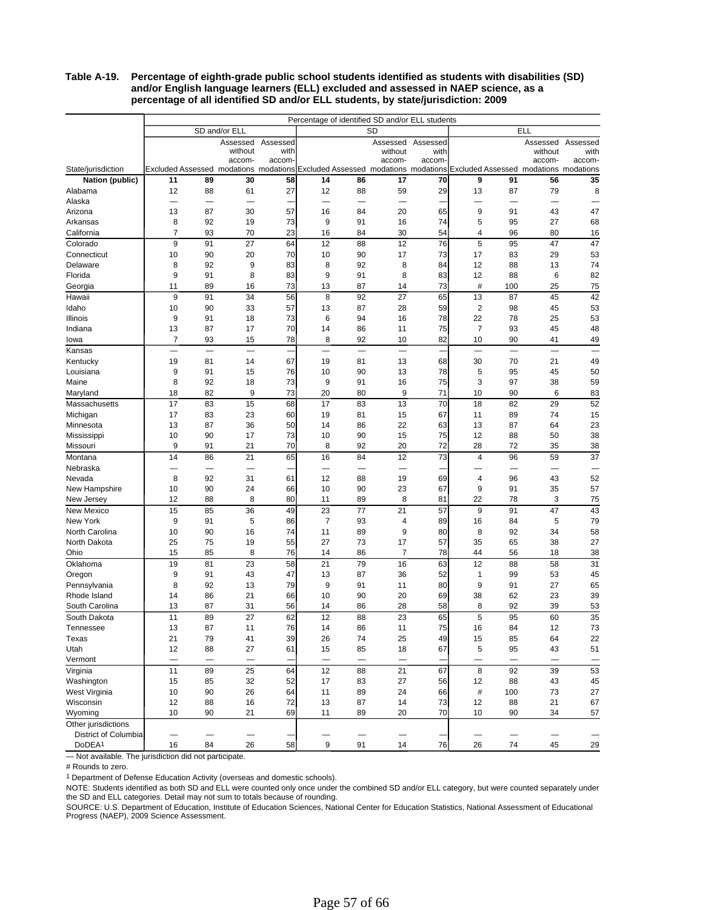**Table A-19. Percentage of eighth-grade public school students identified as students with disabilities (SD) and/or English language learners (ELL) excluded and assessed in NAEP science, as a percentage of all identified SD and/or ELL students, by state/jurisdiction: 2009**

| State/jurisdiction | Percentage of identified SD and/or ELL students | | | | | | | | | | | |
|---|---|---|---|---|---|---|---|---|---|---|---|---|
| | SD and/or ELL | | | | SD | | | | ELL | | | |
| | Excluded | Assessed | Assessed without accommodations | Assessed with accommodations | Excluded | Assessed | Assessed without accommodations | Assessed with accommodations | Excluded | Assessed | Assessed without accommodations | Assessed with accommodations |
| **Nation (public)** | **11** | **89** | **30** | **58** | **14** | **86** | **17** | **70** | **9** | **91** | **56** | **35** |
| Alabama | 12 | 88 | 61 | 27 | 12 | 88 | 59 | 29 | 13 | 87 | 79 | 8 |
| Alaska | — | — | — | — | — | — | — | — | — | — | — | — |
| Arizona | 13 | 87 | 30 | 57 | 16 | 84 | 20 | 65 | 9 | 91 | 43 | 47 |
| Arkansas | 8 | 92 | 19 | 73 | 9 | 91 | 16 | 74 | 5 | 95 | 27 | 68 |
| California | 7 | 93 | 70 | 23 | 16 | 84 | 30 | 54 | 4 | 96 | 80 | 16 |
| Colorado | 9 | 91 | 27 | 64 | 12 | 88 | 12 | 76 | 5 | 95 | 47 | 47 |
| Connecticut | 10 | 90 | 20 | 70 | 10 | 90 | 17 | 73 | 17 | 83 | 29 | 53 |
| Delaware | 8 | 92 | 9 | 83 | 8 | 92 | 8 | 84 | 12 | 88 | 13 | 74 |
| Florida | 9 | 91 | 8 | 83 | 9 | 91 | 8 | 83 | 12 | 88 | 6 | 82 |
| Georgia | 11 | 89 | 16 | 73 | 13 | 87 | 14 | 73 | # | 100 | 25 | 75 |
| Hawaii | 9 | 91 | 34 | 56 | 8 | 92 | 27 | 65 | 13 | 87 | 45 | 42 |
| Idaho | 10 | 90 | 33 | 57 | 13 | 87 | 28 | 59 | 2 | 98 | 45 | 53 |
| Illinois | 9 | 91 | 18 | 73 | 6 | 94 | 16 | 78 | 22 | 78 | 25 | 53 |
| Indiana | 13 | 87 | 17 | 70 | 14 | 86 | 11 | 75 | 7 | 93 | 45 | 48 |
| Iowa | 7 | 93 | 15 | 78 | 8 | 92 | 10 | 82 | 10 | 90 | 41 | 49 |
| Kansas | — | — | — | — | — | — | — | — | — | — | — | — |
| Kentucky | 19 | 81 | 14 | 67 | 19 | 81 | 13 | 68 | 30 | 70 | 21 | 49 |
| Louisiana | 9 | 91 | 15 | 76 | 10 | 90 | 13 | 78 | 5 | 95 | 45 | 50 |
| Maine | 8 | 92 | 18 | 73 | 9 | 91 | 16 | 75 | 3 | 97 | 38 | 59 |
| Maryland | 18 | 82 | 9 | 73 | 20 | 80 | 9 | 71 | 10 | 90 | 6 | 83 |
| Massachusetts | 17 | 83 | 15 | 68 | 17 | 83 | 13 | 70 | 18 | 82 | 29 | 52 |
| Michigan | 17 | 83 | 23 | 60 | 19 | 81 | 15 | 67 | 11 | 89 | 74 | 15 |
| Minnesota | 13 | 87 | 36 | 50 | 14 | 86 | 22 | 63 | 13 | 87 | 64 | 23 |
| Mississippi | 10 | 90 | 17 | 73 | 10 | 90 | 15 | 75 | 12 | 88 | 50 | 38 |
| Missouri | 9 | 91 | 21 | 70 | 8 | 92 | 20 | 72 | 28 | 72 | 35 | 38 |
| Montana | 14 | 86 | 21 | 65 | 16 | 84 | 12 | 73 | 4 | 96 | 59 | 37 |
| Nebraska | — | — | — | — | — | — | — | — | — | — | — | — |
| Nevada | 8 | 92 | 31 | 61 | 12 | 88 | 19 | 69 | 4 | 96 | 43 | 52 |
| New Hampshire | 10 | 90 | 24 | 66 | 10 | 90 | 23 | 67 | 9 | 91 | 35 | 57 |
| New Jersey | 12 | 88 | 8 | 80 | 11 | 89 | 8 | 81 | 22 | 78 | 3 | 75 |
| New Mexico | 15 | 85 | 36 | 49 | 23 | 77 | 21 | 57 | 9 | 91 | 47 | 43 |
| New York | 9 | 91 | 5 | 86 | 7 | 93 | 4 | 89 | 16 | 84 | 5 | 79 |
| North Carolina | 10 | 90 | 16 | 74 | 11 | 89 | 9 | 80 | 8 | 92 | 34 | 58 |
| North Dakota | 25 | 75 | 19 | 55 | 27 | 73 | 17 | 57 | 35 | 65 | 38 | 27 |
| Ohio | 15 | 85 | 8 | 76 | 14 | 86 | 7 | 78 | 44 | 56 | 18 | 38 |
| Oklahoma | 19 | 81 | 23 | 58 | 21 | 79 | 16 | 63 | 12 | 88 | 58 | 31 |
| Oregon | 9 | 91 | 43 | 47 | 13 | 87 | 36 | 52 | 1 | 99 | 53 | 45 |
| Pennsylvania | 8 | 92 | 13 | 79 | 9 | 91 | 11 | 80 | 9 | 91 | 27 | 65 |
| Rhode Island | 14 | 86 | 21 | 66 | 10 | 90 | 20 | 69 | 38 | 62 | 23 | 39 |
| South Carolina | 13 | 87 | 31 | 56 | 14 | 86 | 28 | 58 | 8 | 92 | 39 | 53 |
| South Dakota | 11 | 89 | 27 | 62 | 12 | 88 | 23 | 65 | 5 | 95 | 60 | 35 |
| Tennessee | 13 | 87 | 11 | 76 | 14 | 86 | 11 | 75 | 16 | 84 | 12 | 73 |
| Texas | 21 | 79 | 41 | 39 | 26 | 74 | 25 | 49 | 15 | 85 | 64 | 22 |
| Utah | 12 | 88 | 27 | 61 | 15 | 85 | 18 | 67 | 5 | 95 | 43 | 51 |
| Vermont | — | — | — | — | — | — | — | — | — | — | — | — |
| Virginia | 11 | 89 | 25 | 64 | 12 | 88 | 21 | 67 | 8 | 92 | 39 | 53 |
| Washington | 15 | 85 | 32 | 52 | 17 | 83 | 27 | 56 | 12 | 88 | 43 | 45 |
| West Virginia | 10 | 90 | 26 | 64 | 11 | 89 | 24 | 66 | # | 100 | 73 | 27 |
| Wisconsin | 12 | 88 | 16 | 72 | 13 | 87 | 14 | 73 | 12 | 88 | 21 | 67 |
| Wyoming | 10 | 90 | 21 | 69 | 11 | 89 | 20 | 70 | 10 | 90 | 34 | 57 |
| Other jurisdictions | | | | | | | | | | | | |
| District of Columbia | — | — | — | — | — | — | — | — | — | — | — | — |
| DoDEA[1] | 16 | 84 | 26 | 58 | 9 | 91 | 14 | 76 | 26 | 74 | 45 | 29 |

— Not available. The jurisdiction did not participate.

# Rounds to zero.

[1] Department of Defense Education Activity (overseas and domestic schools).

NOTE: Students identified as both SD and ELL were counted only once under the combined SD and/or ELL category, but were counted separately under the SD and ELL categories. Detail may not sum to totals because of rounding.

SOURCE: U.S. Department of Education, Institute of Education Sciences, National Center for Education Statistics, National Assessment of Educational Progress (NAEP), 2009 Science Assessment.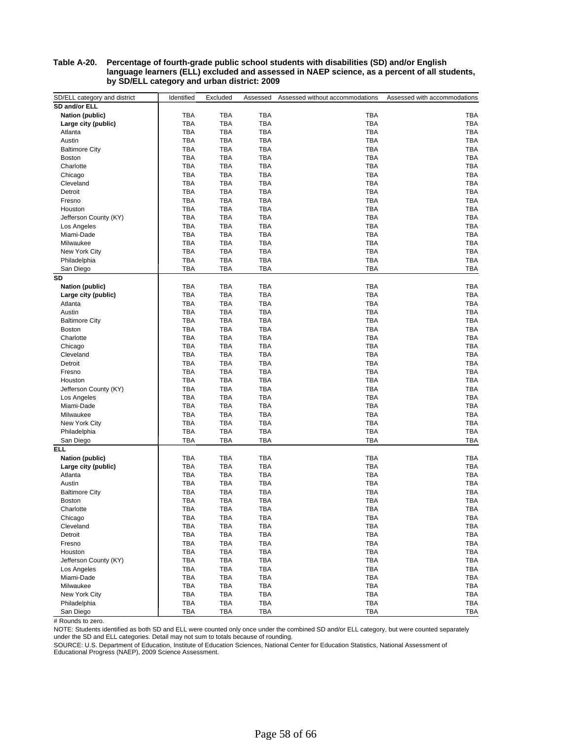**Table A-20. Percentage of fourth-grade public school students with disabilities (SD) and/or English language learners (ELL) excluded and assessed in NAEP science, as a percent of all students, by SD/ELL category and urban district: 2009**

| SD/ELL category and district | Identified | Excluded | Assessed | Assessed without accommodations | Assessed with accommodations |
|---|---|---|---|---|---|
| **SD and/or ELL** | | | | | |
| **Nation (public)** | TBA | TBA | TBA | TBA | TBA |
| **Large city (public)** | TBA | TBA | TBA | TBA | TBA |
| Atlanta | TBA | TBA | TBA | TBA | TBA |
| Austin | TBA | TBA | TBA | TBA | TBA |
| Baltimore City | TBA | TBA | TBA | TBA | TBA |
| Boston | TBA | TBA | TBA | TBA | TBA |
| Charlotte | TBA | TBA | TBA | TBA | TBA |
| Chicago | TBA | TBA | TBA | TBA | TBA |
| Cleveland | TBA | TBA | TBA | TBA | TBA |
| Detroit | TBA | TBA | TBA | TBA | TBA |
| Fresno | TBA | TBA | TBA | TBA | TBA |
| Houston | TBA | TBA | TBA | TBA | TBA |
| Jefferson County (KY) | TBA | TBA | TBA | TBA | TBA |
| Los Angeles | TBA | TBA | TBA | TBA | TBA |
| Miami-Dade | TBA | TBA | TBA | TBA | TBA |
| Milwaukee | TBA | TBA | TBA | TBA | TBA |
| New York City | TBA | TBA | TBA | TBA | TBA |
| Philadelphia | TBA | TBA | TBA | TBA | TBA |
| San Diego | TBA | TBA | TBA | TBA | TBA |
| **SD** | | | | | |
| **Nation (public)** | TBA | TBA | TBA | TBA | TBA |
| **Large city (public)** | TBA | TBA | TBA | TBA | TBA |
| Atlanta | TBA | TBA | TBA | TBA | TBA |
| Austin | TBA | TBA | TBA | TBA | TBA |
| Baltimore City | TBA | TBA | TBA | TBA | TBA |
| Boston | TBA | TBA | TBA | TBA | TBA |
| Charlotte | TBA | TBA | TBA | TBA | TBA |
| Chicago | TBA | TBA | TBA | TBA | TBA |
| Cleveland | TBA | TBA | TBA | TBA | TBA |
| Detroit | TBA | TBA | TBA | TBA | TBA |
| Fresno | TBA | TBA | TBA | TBA | TBA |
| Houston | TBA | TBA | TBA | TBA | TBA |
| Jefferson County (KY) | TBA | TBA | TBA | TBA | TBA |
| Los Angeles | TBA | TBA | TBA | TBA | TBA |
| Miami-Dade | TBA | TBA | TBA | TBA | TBA |
| Milwaukee | TBA | TBA | TBA | TBA | TBA |
| New York City | TBA | TBA | TBA | TBA | TBA |
| Philadelphia | TBA | TBA | TBA | TBA | TBA |
| San Diego | TBA | TBA | TBA | TBA | TBA |
| **ELL** | | | | | |
| **Nation (public)** | TBA | TBA | TBA | TBA | TBA |
| **Large city (public)** | TBA | TBA | TBA | TBA | TBA |
| Atlanta | TBA | TBA | TBA | TBA | TBA |
| Austin | TBA | TBA | TBA | TBA | TBA |
| Baltimore City | TBA | TBA | TBA | TBA | TBA |
| Boston | TBA | TBA | TBA | TBA | TBA |
| Charlotte | TBA | TBA | TBA | TBA | TBA |
| Chicago | TBA | TBA | TBA | TBA | TBA |
| Cleveland | TBA | TBA | TBA | TBA | TBA |
| Detroit | TBA | TBA | TBA | TBA | TBA |
| Fresno | TBA | TBA | TBA | TBA | TBA |
| Houston | TBA | TBA | TBA | TBA | TBA |
| Jefferson County (KY) | TBA | TBA | TBA | TBA | TBA |
| Los Angeles | TBA | TBA | TBA | TBA | TBA |
| Miami-Dade | TBA | TBA | TBA | TBA | TBA |
| Milwaukee | TBA | TBA | TBA | TBA | TBA |
| New York City | TBA | TBA | TBA | TBA | TBA |
| Philadelphia | TBA | TBA | TBA | TBA | TBA |
| San Diego | TBA | TBA | TBA | TBA | TBA |

# Rounds to zero.

NOTE: Students identified as both SD and ELL were counted only once under the combined SD and/or ELL category, but were counted separately under the SD and ELL categories. Detail may not sum to totals because of rounding.

SOURCE: U.S. Department of Education, Institute of Education Sciences, National Center for Education Statistics, National Assessment of Educational Progress (NAEP), 2009 Science Assessment.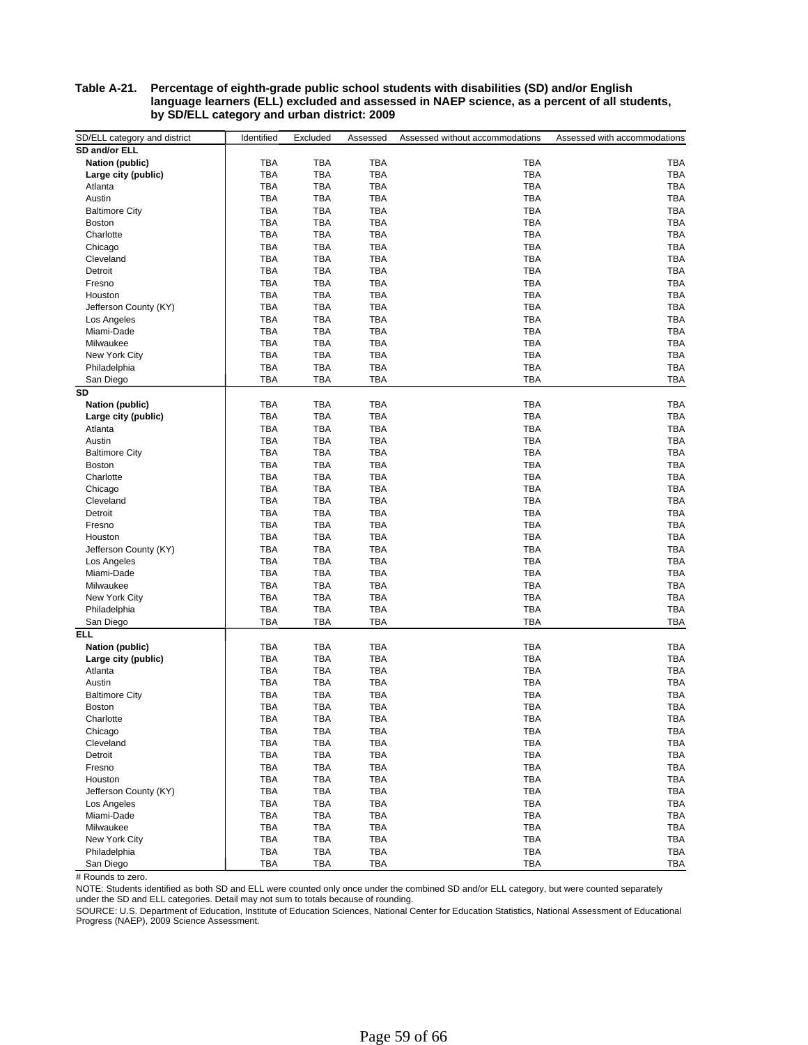**Table A-21. Percentage of eighth-grade public school students with disabilities (SD) and/or English language learners (ELL) excluded and assessed in NAEP science, as a percent of all students, by SD/ELL category and urban district: 2009**

| SD/ELL category and district | Identified | Excluded | Assessed | Assessed without accommodations | Assessed with accommodations |
|---|---|---|---|---|---|
| **SD and/or ELL** | | | | | |
| **Nation (public)** | TBA | TBA | TBA | TBA | TBA |
| **Large city (public)** | TBA | TBA | TBA | TBA | TBA |
| Atlanta | TBA | TBA | TBA | TBA | TBA |
| Austin | TBA | TBA | TBA | TBA | TBA |
| Baltimore City | TBA | TBA | TBA | TBA | TBA |
| Boston | TBA | TBA | TBA | TBA | TBA |
| Charlotte | TBA | TBA | TBA | TBA | TBA |
| Chicago | TBA | TBA | TBA | TBA | TBA |
| Cleveland | TBA | TBA | TBA | TBA | TBA |
| Detroit | TBA | TBA | TBA | TBA | TBA |
| Fresno | TBA | TBA | TBA | TBA | TBA |
| Houston | TBA | TBA | TBA | TBA | TBA |
| Jefferson County (KY) | TBA | TBA | TBA | TBA | TBA |
| Los Angeles | TBA | TBA | TBA | TBA | TBA |
| Miami-Dade | TBA | TBA | TBA | TBA | TBA |
| Milwaukee | TBA | TBA | TBA | TBA | TBA |
| New York City | TBA | TBA | TBA | TBA | TBA |
| Philadelphia | TBA | TBA | TBA | TBA | TBA |
| San Diego | TBA | TBA | TBA | TBA | TBA |
| **SD** | | | | | |
| **Nation (public)** | TBA | TBA | TBA | TBA | TBA |
| **Large city (public)** | TBA | TBA | TBA | TBA | TBA |
| Atlanta | TBA | TBA | TBA | TBA | TBA |
| Austin | TBA | TBA | TBA | TBA | TBA |
| Baltimore City | TBA | TBA | TBA | TBA | TBA |
| Boston | TBA | TBA | TBA | TBA | TBA |
| Charlotte | TBA | TBA | TBA | TBA | TBA |
| Chicago | TBA | TBA | TBA | TBA | TBA |
| Cleveland | TBA | TBA | TBA | TBA | TBA |
| Detroit | TBA | TBA | TBA | TBA | TBA |
| Fresno | TBA | TBA | TBA | TBA | TBA |
| Houston | TBA | TBA | TBA | TBA | TBA |
| Jefferson County (KY) | TBA | TBA | TBA | TBA | TBA |
| Los Angeles | TBA | TBA | TBA | TBA | TBA |
| Miami-Dade | TBA | TBA | TBA | TBA | TBA |
| Milwaukee | TBA | TBA | TBA | TBA | TBA |
| New York City | TBA | TBA | TBA | TBA | TBA |
| Philadelphia | TBA | TBA | TBA | TBA | TBA |
| San Diego | TBA | TBA | TBA | TBA | TBA |
| **ELL** | | | | | |
| **Nation (public)** | TBA | TBA | TBA | TBA | TBA |
| **Large city (public)** | TBA | TBA | TBA | TBA | TBA |
| Atlanta | TBA | TBA | TBA | TBA | TBA |
| Austin | TBA | TBA | TBA | TBA | TBA |
| Baltimore City | TBA | TBA | TBA | TBA | TBA |
| Boston | TBA | TBA | TBA | TBA | TBA |
| Charlotte | TBA | TBA | TBA | TBA | TBA |
| Chicago | TBA | TBA | TBA | TBA | TBA |
| Cleveland | TBA | TBA | TBA | TBA | TBA |
| Detroit | TBA | TBA | TBA | TBA | TBA |
| Fresno | TBA | TBA | TBA | TBA | TBA |
| Houston | TBA | TBA | TBA | TBA | TBA |
| Jefferson County (KY) | TBA | TBA | TBA | TBA | TBA |
| Los Angeles | TBA | TBA | TBA | TBA | TBA |
| Miami-Dade | TBA | TBA | TBA | TBA | TBA |
| Milwaukee | TBA | TBA | TBA | TBA | TBA |
| New York City | TBA | TBA | TBA | TBA | TBA |
| Philadelphia | TBA | TBA | TBA | TBA | TBA |
| San Diego | TBA | TBA | TBA | TBA | TBA |

# Rounds to zero.

NOTE: Students identified as both SD and ELL were counted only once under the combined SD and/or ELL category, but were counted separately under the SD and ELL categories. Detail may not sum to totals because of rounding.

SOURCE: U.S. Department of Education, Institute of Education Sciences, National Center for Education Statistics, National Assessment of Educational Progress (NAEP), 2009 Science Assessment.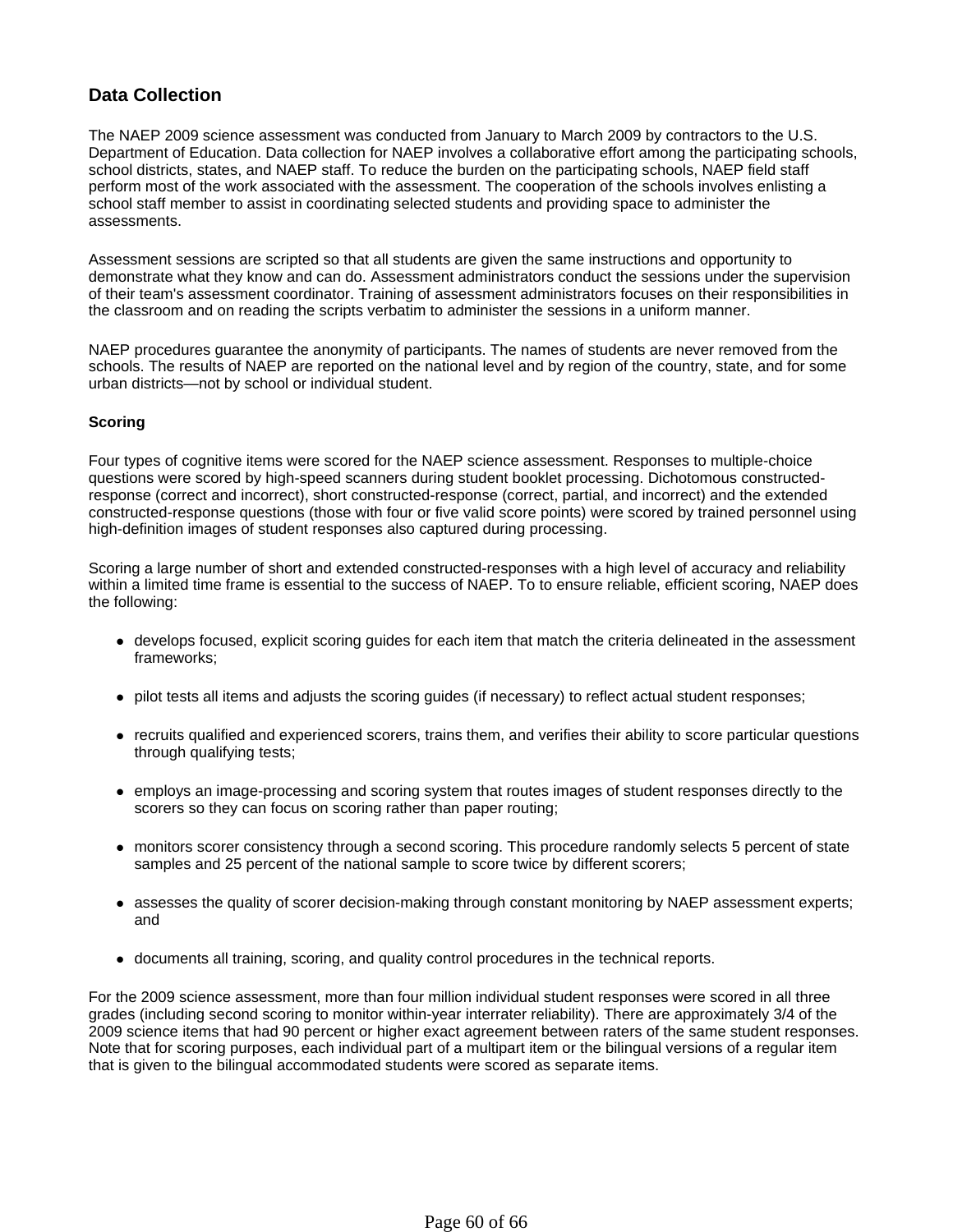## Data Collection

The NAEP 2009 science assessment was conducted from January to March 2009 by contractors to the U.S. Department of Education. Data collection for NAEP involves a collaborative effort among the participating schools, school districts, states, and NAEP staff. To reduce the burden on the participating schools, NAEP field staff perform most of the work associated with the assessment. The cooperation of the schools involves enlisting a school staff member to assist in coordinating selected students and providing space to administer the assessments.

Assessment sessions are scripted so that all students are given the same instructions and opportunity to demonstrate what they know and can do. Assessment administrators conduct the sessions under the supervision of their team's assessment coordinator. Training of assessment administrators focuses on their responsibilities in the classroom and on reading the scripts verbatim to administer the sessions in a uniform manner.

NAEP procedures guarantee the anonymity of participants. The names of students are never removed from the schools. The results of NAEP are reported on the national level and by region of the country, state, and for some urban districts—not by school or individual student.

### Scoring

Four types of cognitive items were scored for the NAEP science assessment. Responses to multiple-choice questions were scored by high-speed scanners during student booklet processing. Dichotomous constructed-response (correct and incorrect), short constructed-response (correct, partial, and incorrect) and the extended constructed-response questions (those with four or five valid score points) were scored by trained personnel using high-definition images of student responses also captured during processing.

Scoring a large number of short and extended constructed-responses with a high level of accuracy and reliability within a limited time frame is essential to the success of NAEP. To ensure reliable, efficient scoring, NAEP does the following:

- develops focused, explicit scoring guides for each item that match the criteria delineated in the assessment frameworks;
- pilot tests all items and adjusts the scoring guides (if necessary) to reflect actual student responses;
- recruits qualified and experienced scorers, trains them, and verifies their ability to score particular questions through qualifying tests;
- employs an image-processing and scoring system that routes images of student responses directly to the scorers so they can focus on scoring rather than paper routing;
- monitors scorer consistency through a second scoring. This procedure randomly selects 5 percent of state samples and 25 percent of the national sample to score twice by different scorers;
- assesses the quality of scorer decision-making through constant monitoring by NAEP assessment experts; and
- documents all training, scoring, and quality control procedures in the technical reports.

For the 2009 science assessment, more than four million individual student responses were scored in all three grades (including second scoring to monitor within-year interrater reliability). There are approximately 3/4 of the 2009 science items that had 90 percent or higher exact agreement between raters of the same student responses. Note that for scoring purposes, each individual part of a multipart item or the bilingual versions of a regular item that is given to the bilingual accommodated students were scored as separate items.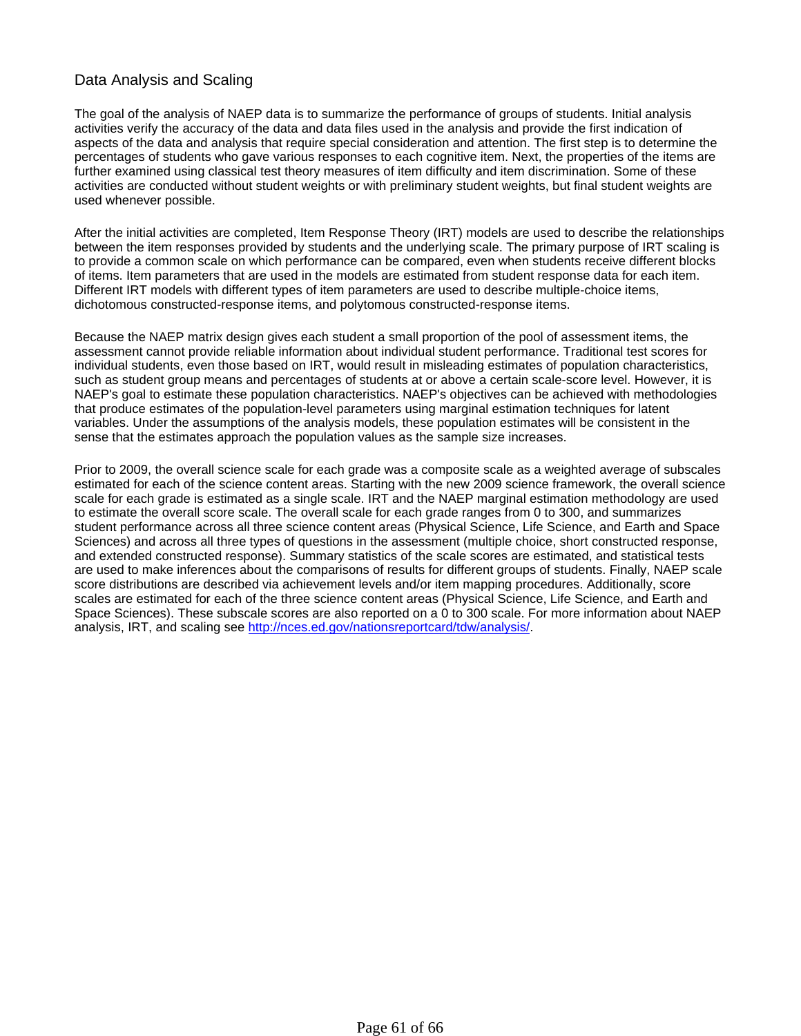## Data Analysis and Scaling

The goal of the analysis of NAEP data is to summarize the performance of groups of students. Initial analysis activities verify the accuracy of the data and data files used in the analysis and provide the first indication of aspects of the data and analysis that require special consideration and attention. The first step is to determine the percentages of students who gave various responses to each cognitive item. Next, the properties of the items are further examined using classical test theory measures of item difficulty and item discrimination. Some of these activities are conducted without student weights or with preliminary student weights, but final student weights are used whenever possible.

After the initial activities are completed, Item Response Theory (IRT) models are used to describe the relationships between the item responses provided by students and the underlying scale. The primary purpose of IRT scaling is to provide a common scale on which performance can be compared, even when students receive different blocks of items. Item parameters that are used in the models are estimated from student response data for each item. Different IRT models with different types of item parameters are used to describe multiple-choice items, dichotomous constructed-response items, and polytomous constructed-response items.

Because the NAEP matrix design gives each student a small proportion of the pool of assessment items, the assessment cannot provide reliable information about individual student performance. Traditional test scores for individual students, even those based on IRT, would result in misleading estimates of population characteristics, such as student group means and percentages of students at or above a certain scale-score level. However, it is NAEP's goal to estimate these population characteristics. NAEP's objectives can be achieved with methodologies that produce estimates of the population-level parameters using marginal estimation techniques for latent variables. Under the assumptions of the analysis models, these population estimates will be consistent in the sense that the estimates approach the population values as the sample size increases.

Prior to 2009, the overall science scale for each grade was a composite scale as a weighted average of subscales estimated for each of the science content areas. Starting with the new 2009 science framework, the overall science scale for each grade is estimated as a single scale. IRT and the NAEP marginal estimation methodology are used to estimate the overall score scale. The overall scale for each grade ranges from 0 to 300, and summarizes student performance across all three science content areas (Physical Science, Life Science, and Earth and Space Sciences) and across all three types of questions in the assessment (multiple choice, short constructed response, and extended constructed response). Summary statistics of the scale scores are estimated, and statistical tests are used to make inferences about the comparisons of results for different groups of students. Finally, NAEP scale score distributions are described via achievement levels and/or item mapping procedures. Additionally, score scales are estimated for each of the three science content areas (Physical Science, Life Science, and Earth and Space Sciences). These subscale scores are also reported on a 0 to 300 scale. For more information about NAEP analysis, IRT, and scaling see [http://nces.ed.gov/nationsreportcard/tdw/analysis/](http://nces.ed.gov/nationsreportcard/tdw/analysis/).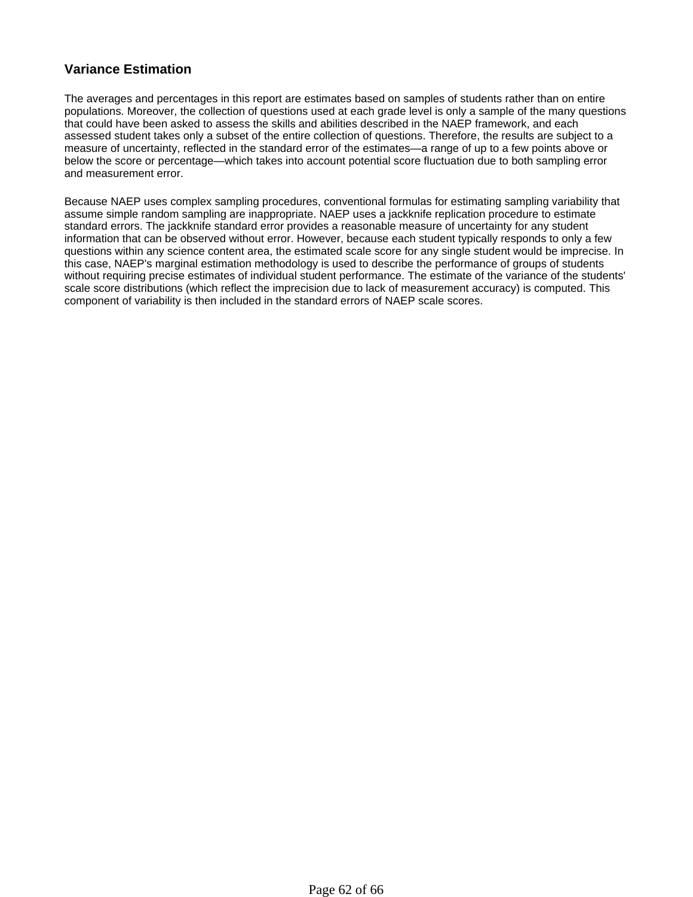## Variance Estimation

The averages and percentages in this report are estimates based on samples of students rather than on entire populations. Moreover, the collection of questions used at each grade level is only a sample of the many questions that could have been asked to assess the skills and abilities described in the NAEP framework, and each assessed student takes only a subset of the entire collection of questions. Therefore, the results are subject to a measure of uncertainty, reflected in the standard error of the estimates—a range of up to a few points above or below the score or percentage—which takes into account potential score fluctuation due to both sampling error and measurement error.

Because NAEP uses complex sampling procedures, conventional formulas for estimating sampling variability that assume simple random sampling are inappropriate. NAEP uses a jackknife replication procedure to estimate standard errors. The jackknife standard error provides a reasonable measure of uncertainty for any student information that can be observed without error. However, because each student typically responds to only a few questions within any science content area, the estimated scale score for any single student would be imprecise. In this case, NAEP's marginal estimation methodology is used to describe the performance of groups of students without requiring precise estimates of individual student performance. The estimate of the variance of the students' scale score distributions (which reflect the imprecision due to lack of measurement accuracy) is computed. This component of variability is then included in the standard errors of NAEP scale scores.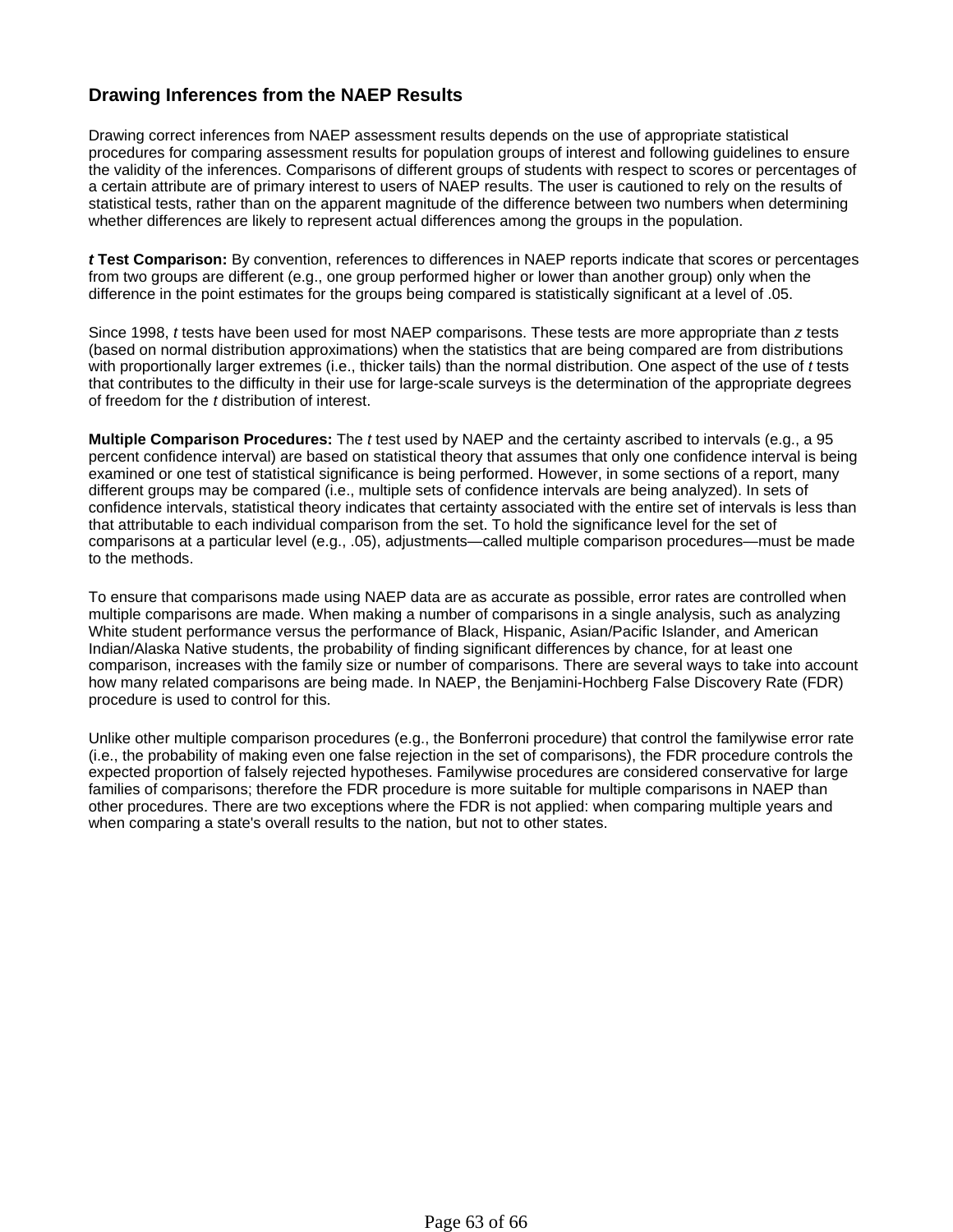## Drawing Inferences from the NAEP Results

Drawing correct inferences from NAEP assessment results depends on the use of appropriate statistical procedures for comparing assessment results for population groups of interest and following guidelines to ensure the validity of the inferences. Comparisons of different groups of students with respect to scores or percentages of a certain attribute are of primary interest to users of NAEP results. The user is cautioned to rely on the results of statistical tests, rather than on the apparent magnitude of the difference between two numbers when determining whether differences are likely to represent actual differences among the groups in the population.

***t* Test Comparison:** By convention, references to differences in NAEP reports indicate that scores or percentages from two groups are different (e.g., one group performed higher or lower than another group) only when the difference in the point estimates for the groups being compared is statistically significant at a level of .05.

Since 1998, *t* tests have been used for most NAEP comparisons. These tests are more appropriate than *z* tests (based on normal distribution approximations) when the statistics that are being compared are from distributions with proportionally larger extremes (i.e., thicker tails) than the normal distribution. One aspect of the use of *t* tests that contributes to the difficulty in their use for large-scale surveys is the determination of the appropriate degrees of freedom for the *t* distribution of interest.

**Multiple Comparison Procedures:** The *t* test used by NAEP and the certainty ascribed to intervals (e.g., a 95 percent confidence interval) are based on statistical theory that assumes that only one confidence interval is being examined or one test of statistical significance is being performed. However, in some sections of a report, many different groups may be compared (i.e., multiple sets of confidence intervals are being analyzed). In sets of confidence intervals, statistical theory indicates that certainty associated with the entire set of intervals is less than that attributable to each individual comparison from the set. To hold the significance level for the set of comparisons at a particular level (e.g., .05), adjustments—called multiple comparison procedures—must be made to the methods.

To ensure that comparisons made using NAEP data are as accurate as possible, error rates are controlled when multiple comparisons are made. When making a number of comparisons in a single analysis, such as analyzing White student performance versus the performance of Black, Hispanic, Asian/Pacific Islander, and American Indian/Alaska Native students, the probability of finding significant differences by chance, for at least one comparison, increases with the family size or number of comparisons. There are several ways to take into account how many related comparisons are being made. In NAEP, the Benjamini-Hochberg False Discovery Rate (FDR) procedure is used to control for this.

Unlike other multiple comparison procedures (e.g., the Bonferroni procedure) that control the familywise error rate (i.e., the probability of making even one false rejection in the set of comparisons), the FDR procedure controls the expected proportion of falsely rejected hypotheses. Familywise procedures are considered conservative for large families of comparisons; therefore the FDR procedure is more suitable for multiple comparisons in NAEP than other procedures. There are two exceptions where the FDR is not applied: when comparing multiple years and when comparing a state's overall results to the nation, but not to other states.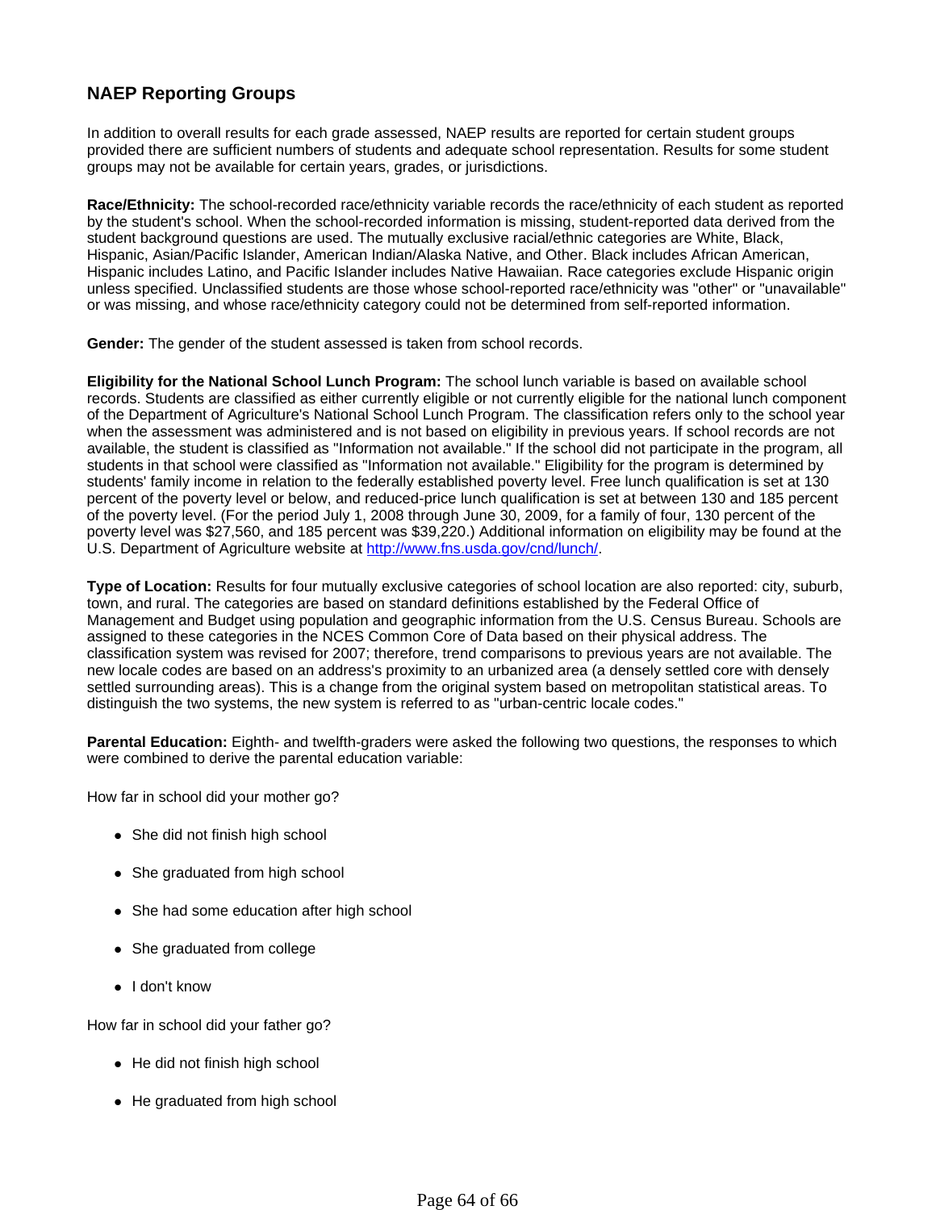## NAEP Reporting Groups

In addition to overall results for each grade assessed, NAEP results are reported for certain student groups provided there are sufficient numbers of students and adequate school representation. Results for some student groups may not be available for certain years, grades, or jurisdictions.

**Race/Ethnicity:** The school-recorded race/ethnicity variable records the race/ethnicity of each student as reported by the student's school. When the school-recorded information is missing, student-reported data derived from the student background questions are used. The mutually exclusive racial/ethnic categories are White, Black, Hispanic, Asian/Pacific Islander, American Indian/Alaska Native, and Other. Black includes African American, Hispanic includes Latino, and Pacific Islander includes Native Hawaiian. Race categories exclude Hispanic origin unless specified. Unclassified students are those whose school-reported race/ethnicity was "other" or "unavailable" or was missing, and whose race/ethnicity category could not be determined from self-reported information.

**Gender:** The gender of the student assessed is taken from school records.

**Eligibility for the National School Lunch Program:** The school lunch variable is based on available school records. Students are classified as either currently eligible or not currently eligible for the national lunch component of the Department of Agriculture's National School Lunch Program. The classification refers only to the school year when the assessment was administered and is not based on eligibility in previous years. If school records are not available, the student is classified as "Information not available." If the school did not participate in the program, all students in that school were classified as "Information not available." Eligibility for the program is determined by students' family income in relation to the federally established poverty level. Free lunch qualification is set at 130 percent of the poverty level or below, and reduced-price lunch qualification is set at between 130 and 185 percent of the poverty level. (For the period July 1, 2008 through June 30, 2009, for a family of four, 130 percent of the poverty level was $27,560, and 185 percent was $39,220.) Additional information on eligibility may be found at the U.S. Department of Agriculture website at [http://www.fns.usda.gov/cnd/lunch/](http://www.fns.usda.gov/cnd/lunch/).

**Type of Location:** Results for four mutually exclusive categories of school location are also reported: city, suburb, town, and rural. The categories are based on standard definitions established by the Federal Office of Management and Budget using population and geographic information from the U.S. Census Bureau. Schools are assigned to these categories in the NCES Common Core of Data based on their physical address. The classification system was revised for 2007; therefore, trend comparisons to previous years are not available. The new locale codes are based on an address's proximity to an urbanized area (a densely settled core with densely settled surrounding areas). This is a change from the original system based on metropolitan statistical areas. To distinguish the two systems, the new system is referred to as "urban-centric locale codes."

**Parental Education:** Eighth- and twelfth-graders were asked the following two questions, the responses to which were combined to derive the parental education variable:

How far in school did your mother go?

- She did not finish high school
- She graduated from high school
- She had some education after high school
- She graduated from college
- I don't know

How far in school did your father go?

- He did not finish high school
- He graduated from high school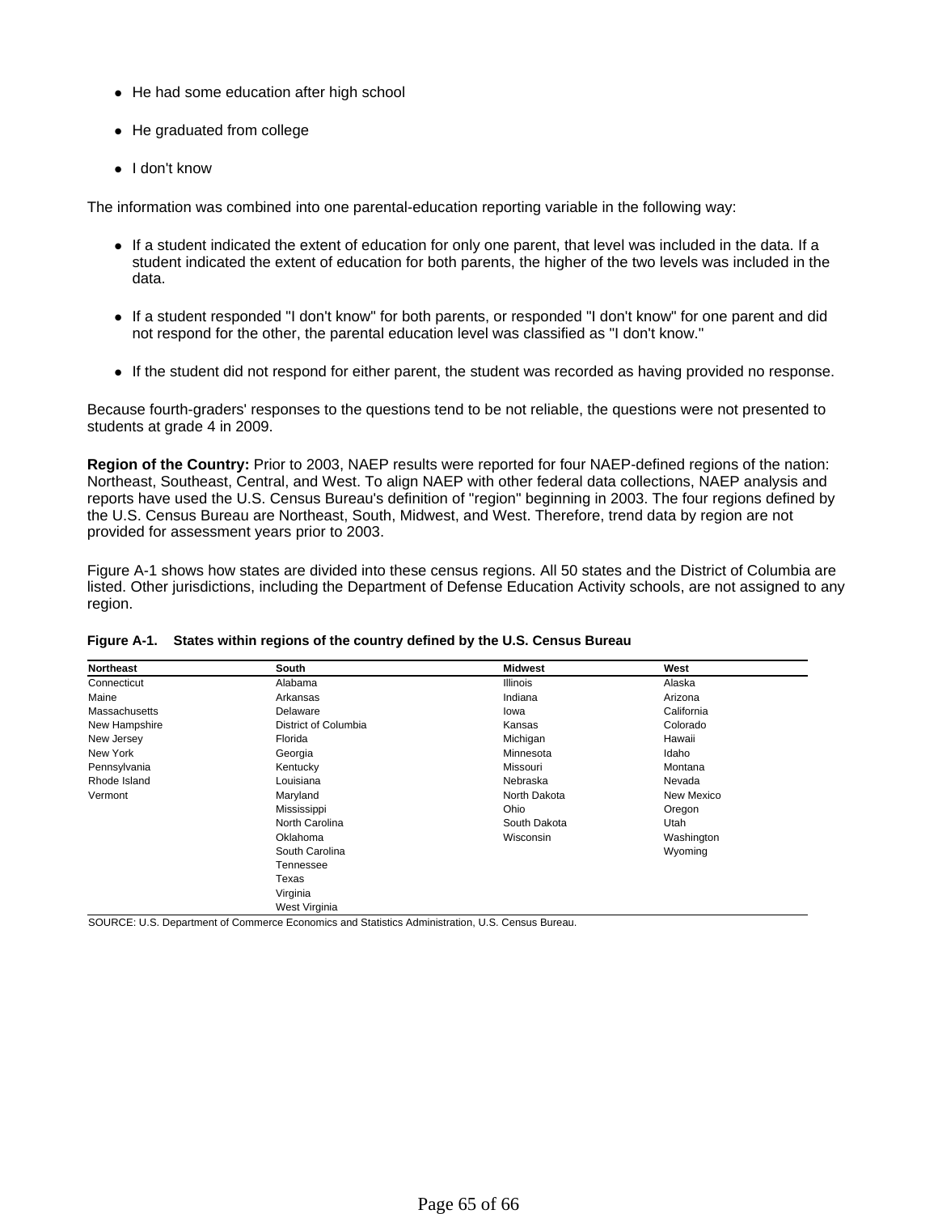- He had some education after high school
- He graduated from college
- I don't know

The information was combined into one parental-education reporting variable in the following way:

- If a student indicated the extent of education for only one parent, that level was included in the data. If a student indicated the extent of education for both parents, the higher of the two levels was included in the data.
- If a student responded "I don't know" for both parents, or responded "I don't know" for one parent and did not respond for the other, the parental education level was classified as "I don't know."
- If the student did not respond for either parent, the student was recorded as having provided no response.

Because fourth-graders' responses to the questions tend to be not reliable, the questions were not presented to students at grade 4 in 2009.

**Region of the Country:** Prior to 2003, NAEP results were reported for four NAEP-defined regions of the nation: Northeast, Southeast, Central, and West. To align NAEP with other federal data collections, NAEP analysis and reports have used the U.S. Census Bureau's definition of "region" beginning in 2003. The four regions defined by the U.S. Census Bureau are Northeast, South, Midwest, and West. Therefore, trend data by region are not provided for assessment years prior to 2003.

Figure A-1 shows how states are divided into these census regions. All 50 states and the District of Columbia are listed. Other jurisdictions, including the Department of Defense Education Activity schools, are not assigned to any region.

**Figure A-1. States within regions of the country defined by the U.S. Census Bureau**

| Northeast | South | Midwest | West |
|---|---|---|---|
| Connecticut | Alabama | Illinois | Alaska |
| Maine | Arkansas | Indiana | Arizona |
| Massachusetts | Delaware | Iowa | California |
| New Hampshire | District of Columbia | Kansas | Colorado |
| New Jersey | Florida | Michigan | Hawaii |
| New York | Georgia | Minnesota | Idaho |
| Pennsylvania | Kentucky | Missouri | Montana |
| Rhode Island | Louisiana | Nebraska | Nevada |
| Vermont | Maryland | North Dakota | New Mexico |
| | Mississippi | Ohio | Oregon |
| | North Carolina | South Dakota | Utah |
| | Oklahoma | Wisconsin | Washington |
| | South Carolina | | Wyoming |
| | Tennessee | | |
| | Texas | | |
| | Virginia | | |
| | West Virginia | | |

SOURCE: U.S. Department of Commerce Economics and Statistics Administration, U.S. Census Bureau.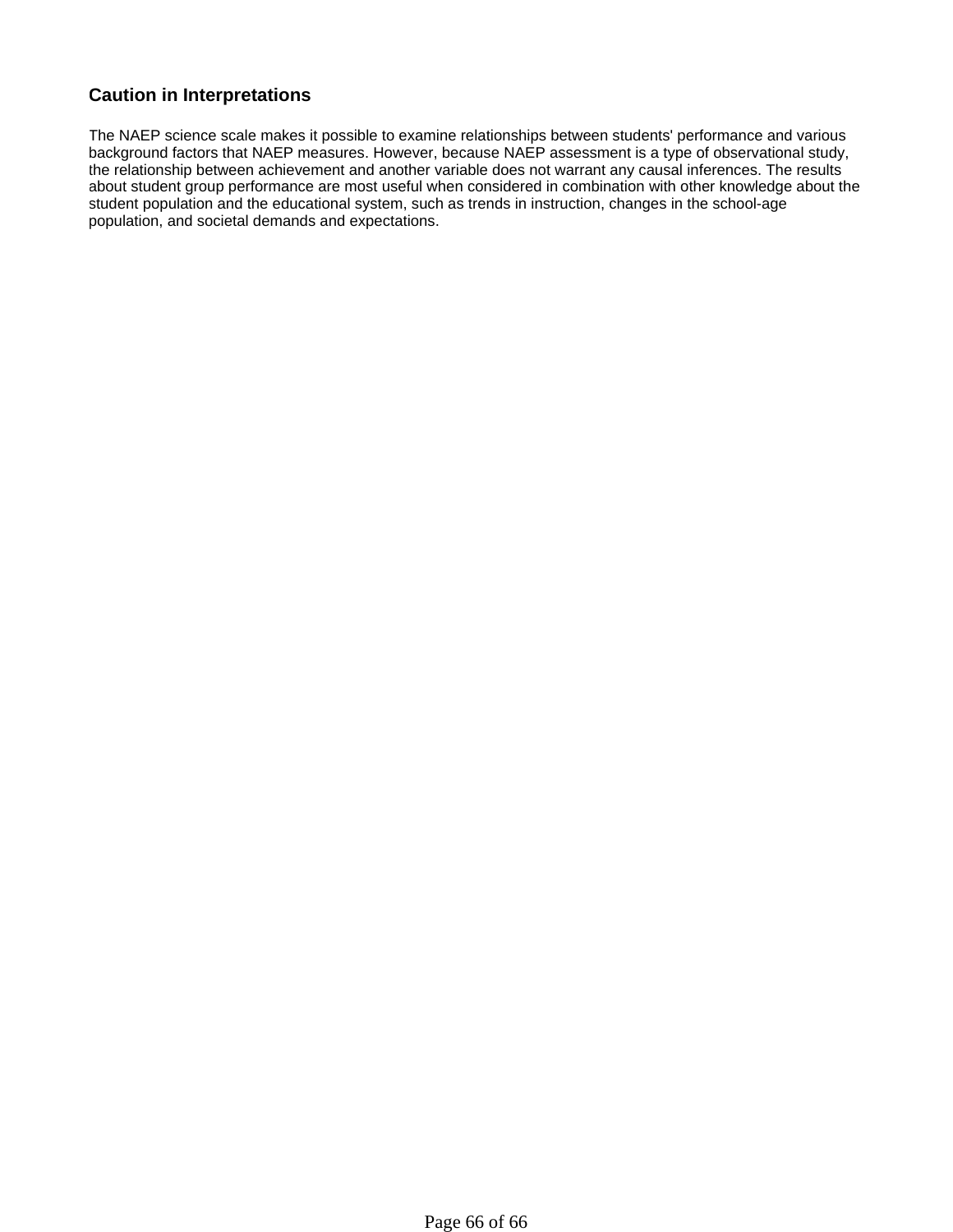### Caution in Interpretations

The NAEP science scale makes it possible to examine relationships between students' performance and various background factors that NAEP measures. However, because NAEP assessment is a type of observational study, the relationship between achievement and another variable does not warrant any causal inferences. The results about student group performance are most useful when considered in combination with other knowledge about the student population and the educational system, such as trends in instruction, changes in the school-age population, and societal demands and expectations.